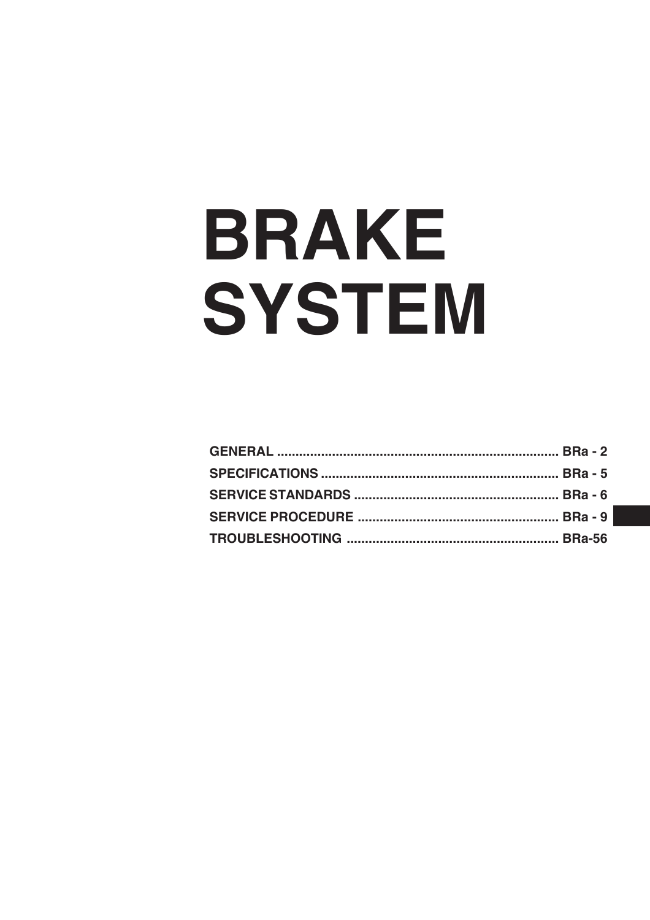# BRAKE SYSTEM

| | |
|---|---|
| GENERAL | BRa - 2 |
| SPECIFICATIONS | BRa - 5 |
| SERVICE STANDARDS | BRa - 6 |
| SERVICE PROCEDURE | BRa - 9 |
| TROUBLESHOOTING | BRa-56 |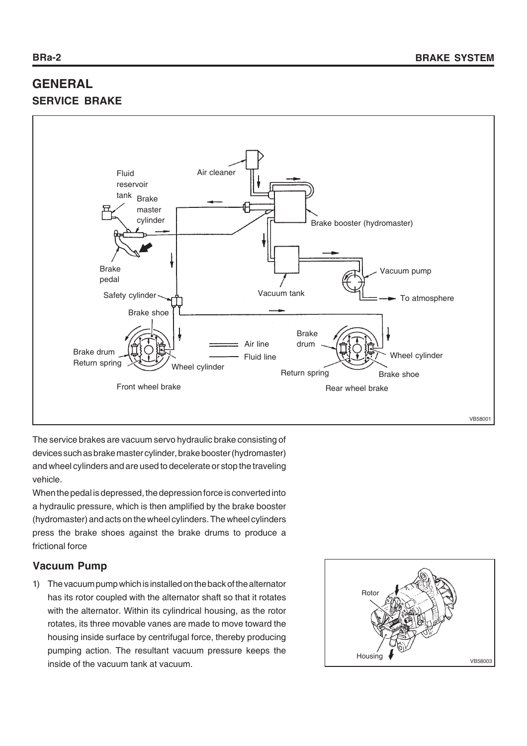# GENERAL

## SERVICE BRAKE

The service brakes are vacuum servo hydraulic brake consisting of devices such as brake master cylinder, brake booster (hydromaster) and wheel cylinders and are used to decelerate or stop the traveling vehicle.

When the pedal is depressed, the depression force is converted into a hydraulic pressure, which is then amplified by the brake booster (hydromaster) and acts on the wheel cylinders. The wheel cylinders press the brake shoes against the brake drums to produce a frictional force

### Vacuum Pump

1) The vacuum pump which is installed on the back of the alternator has its rotor coupled with the alternator shaft so that it rotates with the alternator. Within its cylindrical housing, as the rotor rotates, its three movable vanes are made to move toward the housing inside surface by centrifugal force, thereby producing pumping action. The resultant vacuum pressure keeps the inside of the vacuum tank at vacuum.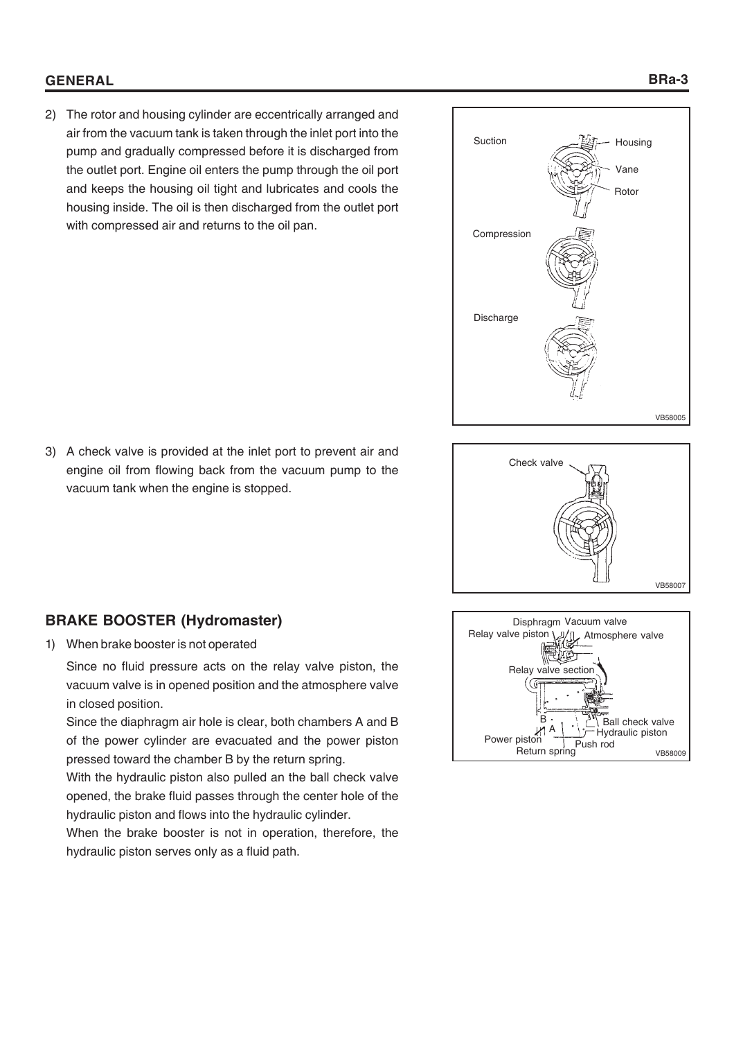2) The rotor and housing cylinder are eccentrically arranged and air from the vacuum tank is taken through the inlet port into the pump and gradually compressed before it is discharged from the outlet port. Engine oil enters the pump through the oil port and keeps the housing oil tight and lubricates and cools the housing inside. The oil is then discharged from the outlet port with compressed air and returns to the oil pan.

3) A check valve is provided at the inlet port to prevent air and engine oil from flowing back from the vacuum pump to the vacuum tank when the engine is stopped.

## BRAKE BOOSTER (Hydromaster)

1) When brake booster is not operated

   Since no fluid pressure acts on the relay valve piston, the vacuum valve is in opened position and the atmosphere valve in closed position.

   Since the diaphragm air hole is clear, both chambers A and B of the power cylinder are evacuated and the power piston pressed toward the chamber B by the return spring.

   With the hydraulic piston also pulled an the ball check valve opened, the brake fluid passes through the center hole of the hydraulic piston and flows into the hydraulic cylinder.

   When the brake booster is not in operation, therefore, the hydraulic piston serves only as a fluid path.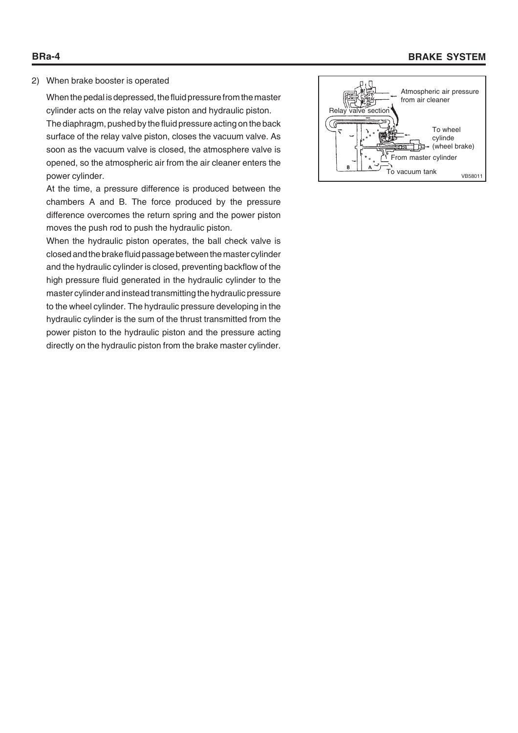2) When brake booster is operated

When the pedal is depressed, the fluid pressure from the master cylinder acts on the relay valve piston and hydraulic piston.

The diaphragm, pushed by the fluid pressure acting on the back surface of the relay valve piston, closes the vacuum valve. As soon as the vacuum valve is closed, the atmosphere valve is opened, so the atmospheric air from the air cleaner enters the power cylinder.

At the time, a pressure difference is produced between the chambers A and B. The force produced by the pressure difference overcomes the return spring and the power piston moves the push rod to push the hydraulic piston.

When the hydraulic piston operates, the ball check valve is closed and the brake fluid passage between the master cylinder and the hydraulic cylinder is closed, preventing backflow of the high pressure fluid generated in the hydraulic cylinder to the master cylinder and instead transmitting the hydraulic pressure to the wheel cylinder. The hydraulic pressure developing in the hydraulic cylinder is the sum of the thrust transmitted from the power piston to the hydraulic piston and the pressure acting directly on the hydraulic piston from the brake master cylinder.

Atmospheric air pressure from air cleaner

Relay valve section

To wheel cylinde (wheel brake)

From master cylinder

To vacuum tank

VB58011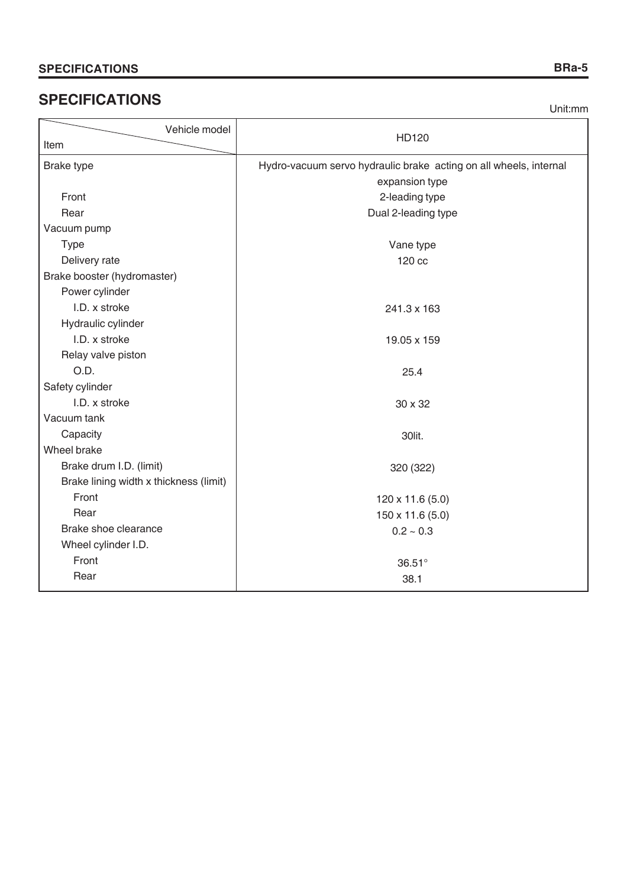## SPECIFICATIONS

Unit:mm

| Item \ Vehicle model | HD120 |
|---|---|
| Brake type | Hydro-vacuum servo hydraulic brake acting on all wheels, internal expansion type |
| Front | 2-leading type |
| Rear | Dual 2-leading type |
| Vacuum pump | |
| Type | Vane type |
| Delivery rate | 120 cc |
| Brake booster (hydromaster) | |
| Power cylinder | |
| I.D. x stroke | 241.3 x 163 |
| Hydraulic cylinder | |
| I.D. x stroke | 19.05 x 159 |
| Relay valve piston | |
| O.D. | 25.4 |
| Safety cylinder | |
| I.D. x stroke | 30 x 32 |
| Vacuum tank | |
| Capacity | 30lit. |
| Wheel brake | |
| Brake drum I.D. (limit) | 320 (322) |
| Brake lining width x thickness (limit) | |
| Front | 120 x 11.6 (5.0) |
| Rear | 150 x 11.6 (5.0) |
| Brake shoe clearance | 0.2 ~ 0.3 |
| Wheel cylinder I.D. | |
| Front | 36.51° |
| Rear | 38.1 |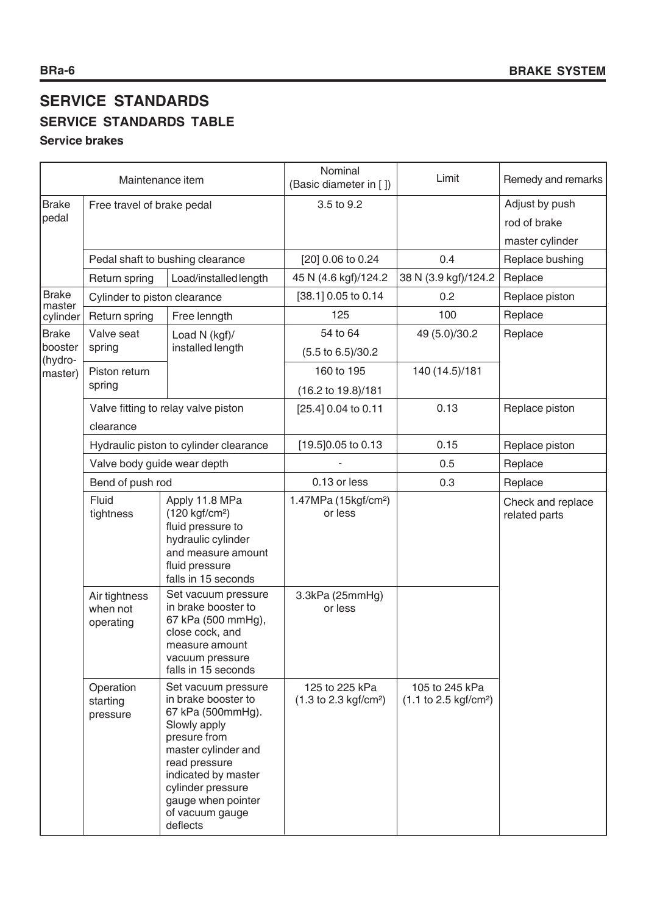# SERVICE STANDARDS

## SERVICE STANDARDS TABLE

### Service brakes

| Maintenance item | | | Nominal (Basic diameter in [ ]) | Limit | Remedy and remarks |
|---|---|---|---|---|---|
| Brake pedal | Free travel of brake pedal | | 3.5 to 9.2 | | Adjust by push rod of brake master cylinder |
| | Pedal shaft to bushing clearance | | [20] 0.06 to 0.24 | 0.4 | Replace bushing |
| | Return spring | Load/installed length | 45 N (4.6 kgf)/124.2 | 38 N (3.9 kgf)/124.2 | Replace |
| Brake master cylinder | Cylinder to piston clearance | | [38.1] 0.05 to 0.14 | 0.2 | Replace piston |
| | Return spring | Free lenngth | 125 | 100 | Replace |
| Brake booster (hydro-master) | Valve seat spring | Load N (kgf)/ installed length | 54 to 64 (5.5 to 6.5)/30.2 | 49 (5.0)/30.2 | Replace |
| | Piston return spring | | 160 to 195 (16.2 to 19.8)/181 | 140 (14.5)/181 | |
| | Valve fitting to relay valve piston clearance | | [25.4] 0.04 to 0.11 | 0.13 | Replace piston |
| | Hydraulic piston to cylinder clearance | | [19.5]0.05 to 0.13 | 0.15 | Replace piston |
| | Valve body guide wear depth | | - | 0.5 | Replace |
| | Bend of push rod | | 0.13 or less | 0.3 | Replace |
| | Fluid tightness | Apply 11.8 MPa (120 kgf/cm²) fluid pressure to hydraulic cylinder and measure amount fluid pressure falls in 15 seconds | 1.47MPa (15kgf/cm²) or less | | Check and replace related parts |
| | Air tightness when not operating | Set vacuum pressure in brake booster to 67 kPa (500 mmHg), close cock, and measure amount vacuum pressure falls in 15 seconds | 3.3kPa (25mmHg) or less | | |
| | Operation starting pressure | Set vacuum pressure in brake booster to 67 kPa (500mmHg). Slowly apply presure from master cylinder and read pressure indicated by master cylinder pressure gauge when pointer of vacuum gauge deflects | 125 to 225 kPa (1.3 to 2.3 kgf/cm²) | 105 to 245 kPa (1.1 to 2.5 kgf/cm²) | |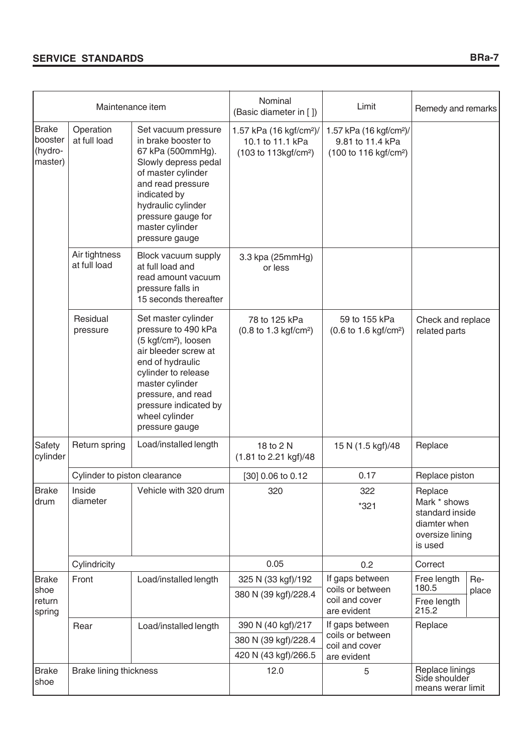| Maintenance item | | | Nominal (Basic diameter in [ ]) | Limit | Remedy and remarks | |
|---|---|---|---|---|---|---|
| Brake booster (hydro-master) | Operation at full load | Set vacuum pressure in brake booster to 67 kPa (500mmHg). Slowly depress pedal of master cylinder and read pressure indicated by hydraulic cylinder pressure gauge for master cylinder pressure gauge | 1.57 kPa (16 kgf/cm²)/ 10.1 to 11.1 kPa (103 to 113kgf/cm²) | 1.57 kPa (16 kgf/cm²)/ 9.81 to 11.4 kPa (100 to 116 kgf/cm²) | | |
| | Air tightness at full load | Block vacuum supply at full load and read amount vacuum pressure falls in 15 seconds thereafter | 3.3 kpa (25mmHg) or less | | | |
| | Residual pressure | Set master cylinder pressure to 490 kPa (5 kgf/cm²), loosen air bleeder screw at end of hydraulic cylinder to release master cylinder pressure, and read pressure indicated by wheel cylinder pressure gauge | 78 to 125 kPa (0.8 to 1.3 kgf/cm²) | 59 to 155 kPa (0.6 to 1.6 kgf/cm²) | Check and replace related parts | |
| Safety cylinder | Return spring | Load/installed length | 18 to 2 N (1.81 to 2.21 kgf)/48 | 15 N (1.5 kgf)/48 | Replace | |
| | Cylinder to piston clearance | | [30] 0.06 to 0.12 | 0.17 | Replace piston | |
| Brake drum | Inside diameter | Vehicle with 320 drum | 320 | 322<br>*321 | Replace<br>Mark * shows standard inside diamter when oversize lining is used | |
| | Cylindricity | | 0.05 | 0.2 | Correct | |
| Brake shoe return spring | Front | Load/installed length | 325 N (33 kgf)/192 | If gaps between coils or between coil and cover are evident | Free length 180.5 | Re-place |
| | | | 380 N (39 kgf)/228.4 | | Free length 215.2 | |
| | Rear | Load/installed length | 390 N (40 kgf)/217 | If gaps between coils or between coil and cover are evident | Replace | |
| | | | 380 N (39 kgf)/228.4 | | | |
| | | | 420 N (43 kgf)/266.5 | | | |
| Brake shoe | Brake lining thickness | | 12.0 | 5 | Replace linings Side shoulder means werar limit | |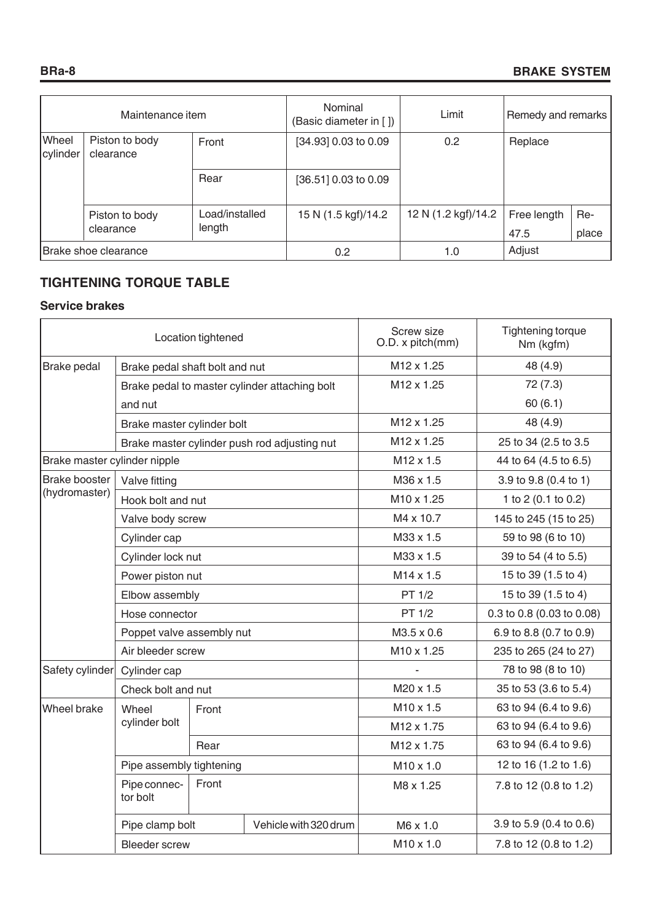| Maintenance item | | | Nominal (Basic diameter in [ ]) | Limit | Remedy and remarks | |
|---|---|---|---|---|---|---|
| Wheel cylinder | Piston to body clearance | Front | [34.93] 0.03 to 0.09 | 0.2 | Replace | |
| | | Rear | [36.51] 0.03 to 0.09 | | | |
| | Piston to body clearance | Load/installed length | 15 N (1.5 kgf)/14.2 | 12 N (1.2 kgf)/14.2 | Free length 47.5 | Re-place |
| Brake shoe clearance | | | 0.2 | 1.0 | Adjust | |

## TIGHTENING TORQUE TABLE

### Service brakes

| Location tightened | | | | Screw size O.D. x pitch(mm) | Tightening torque Nm (kgfm) |
|---|---|---|---|---|---|
| Brake pedal | Brake pedal shaft bolt and nut | | | M12 x 1.25 | 48 (4.9) |
| | Brake pedal to master cylinder attaching bolt and nut | | | M12 x 1.25 | 72 (7.3)<br>60 (6.1) |
| | Brake master cylinder bolt | | | M12 x 1.25 | 48 (4.9) |
| | Brake master cylinder push rod adjusting nut | | | M12 x 1.25 | 25 to 34 (2.5 to 3.5 |
| Brake master cylinder nipple | | | | M12 x 1.5 | 44 to 64 (4.5 to 6.5) |
| Brake booster (hydromaster) | Valve fitting | | | M36 x 1.5 | 3.9 to 9.8 (0.4 to 1) |
| | Hook bolt and nut | | | M10 x 1.25 | 1 to 2 (0.1 to 0.2) |
| | Valve body screw | | | M4 x 10.7 | 145 to 245 (15 to 25) |
| | Cylinder cap | | | M33 x 1.5 | 59 to 98 (6 to 10) |
| | Cylinder lock nut | | | M33 x 1.5 | 39 to 54 (4 to 5.5) |
| | Power piston nut | | | M14 x 1.5 | 15 to 39 (1.5 to 4) |
| | Elbow assembly | | | PT 1/2 | 15 to 39 (1.5 to 4) |
| | Hose connector | | | PT 1/2 | 0.3 to 0.8 (0.03 to 0.08) |
| | Poppet valve assembly nut | | | M3.5 x 0.6 | 6.9 to 8.8 (0.7 to 0.9) |
| | Air bleeder screw | | | M10 x 1.25 | 235 to 265 (24 to 27) |
| Safety cylinder | Cylinder cap | | | - | 78 to 98 (8 to 10) |
| | Check bolt and nut | | | M20 x 1.5 | 35 to 53 (3.6 to 5.4) |
| Wheel brake | Wheel cylinder bolt | Front | | M10 x 1.5 | 63 to 94 (6.4 to 9.6) |
| | | | | M12 x 1.75 | 63 to 94 (6.4 to 9.6) |
| | | Rear | | M12 x 1.75 | 63 to 94 (6.4 to 9.6) |
| | Pipe assembly tightening | | | M10 x 1.0 | 12 to 16 (1.2 to 1.6) |
| | Pipe connector bolt | Front | | M8 x 1.25 | 7.8 to 12 (0.8 to 1.2) |
| | Pipe clamp bolt | | Vehicle with 320 drum | M6 x 1.0 | 3.9 to 5.9 (0.4 to 0.6) |
| | Bleeder screw | | | M10 x 1.0 | 7.8 to 12 (0.8 to 1.2) |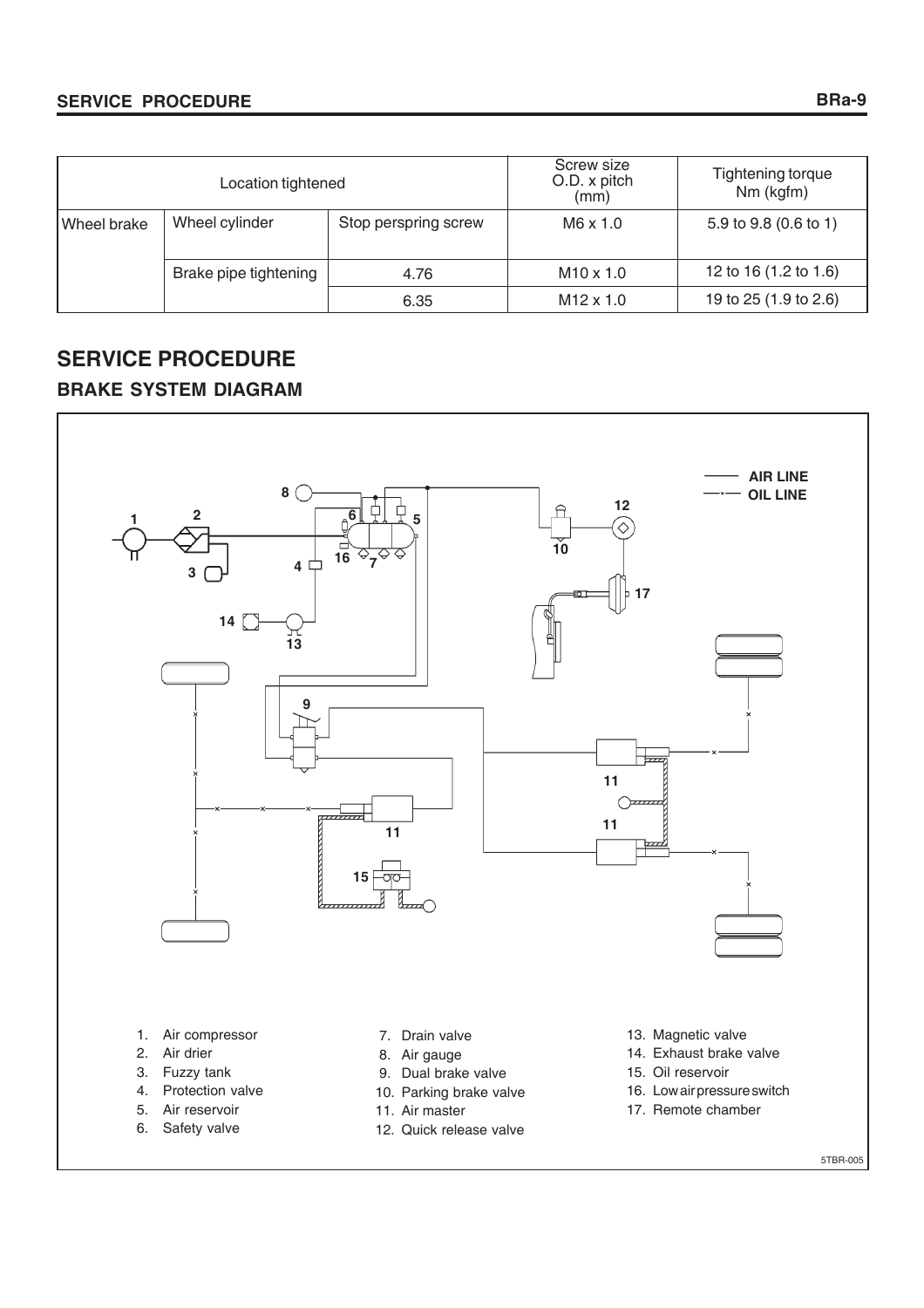| Location tightened | | | Screw size O.D. x pitch (mm) | Tightening torque Nm (kgfm) |
|---|---|---|---|---|
| Wheel brake | Wheel cylinder | Stop perspring screw | M6 x 1.0 | 5.9 to 9.8 (0.6 to 1) |
| | Brake pipe tightening | 4.76 | M10 x 1.0 | 12 to 16 (1.2 to 1.6) |
| | | 6.35 | M12 x 1.0 | 19 to 25 (1.9 to 2.6) |

## SERVICE PROCEDURE

### BRAKE SYSTEM DIAGRAM

AIR LINE
OIL LINE

1. Air compressor
2. Air drier
3. Fuzzy tank
4. Protection valve
5. Air reservoir
6. Safety valve
7. Drain valve
8. Air gauge
9. Dual brake valve
10. Parking brake valve
11. Air master
12. Quick release valve
13. Magnetic valve
14. Exhaust brake valve
15. Oil reservoir
16. Low air pressure switch
17. Remote chamber

5TBR-005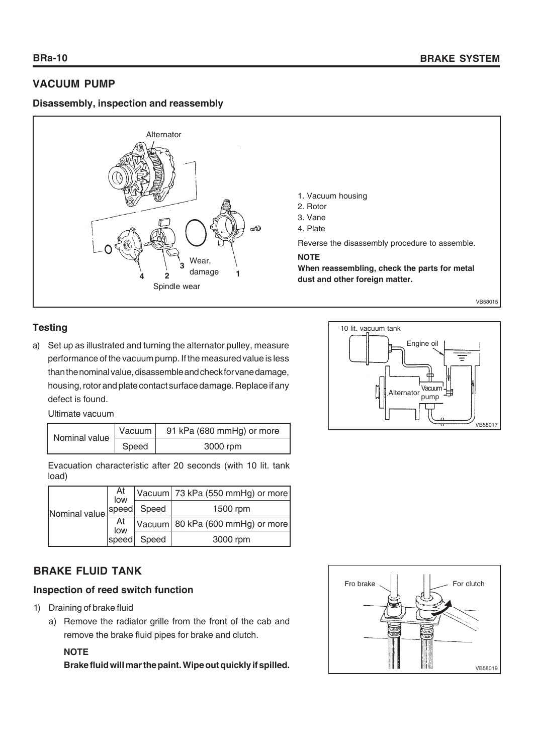## VACUUM PUMP

### Disassembly, inspection and reassembly

Alternator

1. Vacuum housing
2. Rotor
3. Vane
4. Plate

Wear, damage

Spindle wear

Reverse the disassembly procedure to assemble.

**NOTE**

**When reassembling, check the parts for metal dust and other foreign matter.**

VB58015

### Testing

a) Set up as illustrated and turning the alternator pulley, measure performance of the vacuum pump. If the measured value is less than the nominal value, disassemble and check for vane damage, housing, rotor and plate contact surface damage. Replace if any defect is found.

Ultimate vacuum

| Nominal value | Vacuum | 91 kPa (680 mmHg) or more |
|---|---|---|
| | Speed | 3000 rpm |

Evacuation characteristic after 20 seconds (with 10 lit. tank load)

| Nominal value | At low speed | Vacuum | 73 kPa (550 mmHg) or more |
|---|---|---|---|
| | | Speed | 1500 rpm |
| | At low speed | Vacuum | 80 kPa (600 mmHg) or more |
| | | Speed | 3000 rpm |

10 lit. vacuum tank

Engine oil

Alternator

Vacuum pump

VB58017

## BRAKE FLUID TANK

### Inspection of reed switch function

1) Draining of brake fluid
   a) Remove the radiator grille from the front of the cab and remove the brake fluid pipes for brake and clutch.

   **NOTE**

   **Brake fluid will mar the paint. Wipe out quickly if spilled.**

Fro brake

For clutch

VB58019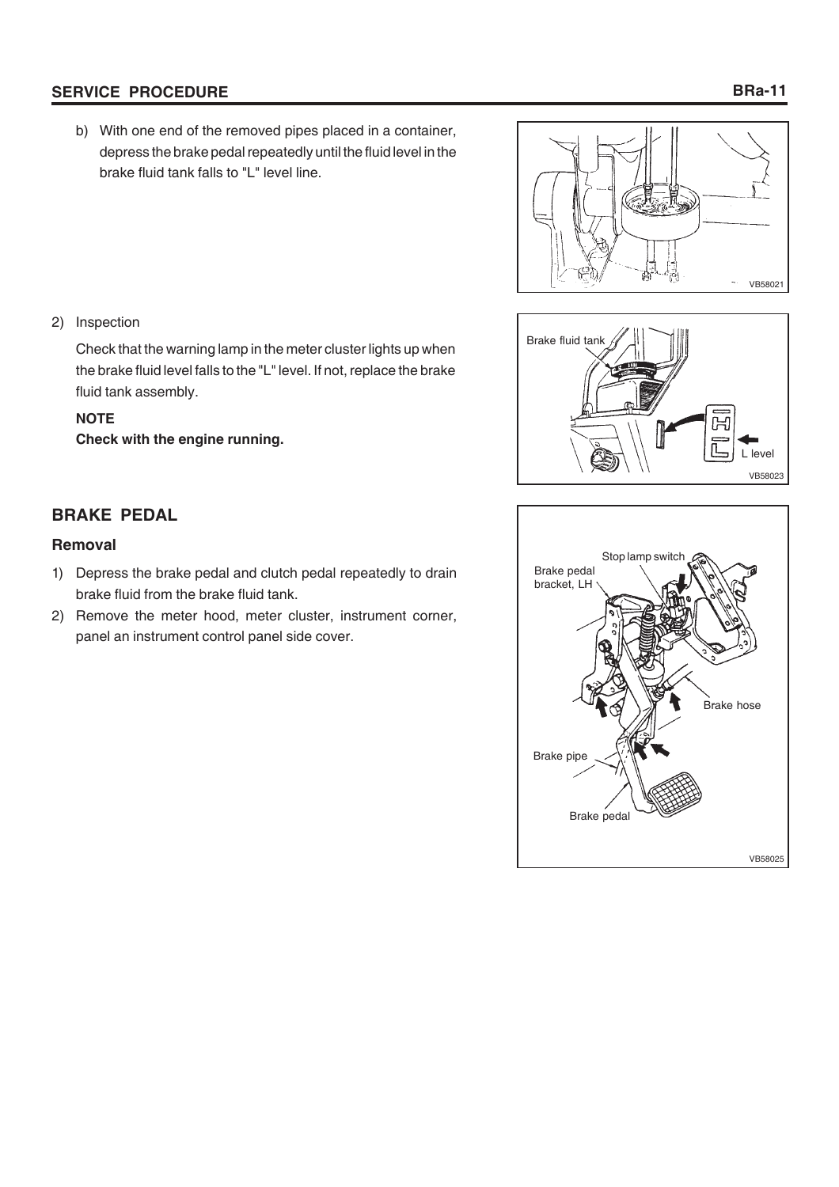b) With one end of the removed pipes placed in a container, depress the brake pedal repeatedly until the fluid level in the brake fluid tank falls to "L" level line.

2) Inspection

Check that the warning lamp in the meter cluster lights up when the brake fluid level falls to the "L" level. If not, replace the brake fluid tank assembly.

**NOTE**
**Check with the engine running.**

## BRAKE PEDAL

### Removal

1) Depress the brake pedal and clutch pedal repeatedly to drain brake fluid from the brake fluid tank.
2) Remove the meter hood, meter cluster, instrument corner, panel an instrument control panel side cover.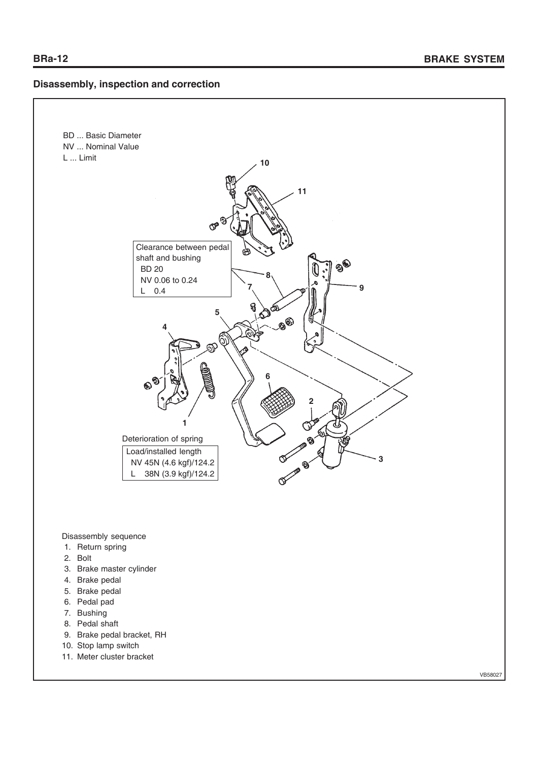## Disassembly, inspection and correction

BD ... Basic Diameter
NV ... Nominal Value
L ... Limit

Clearance between pedal shaft and bushing
BD 20
NV 0.06 to 0.24
L 0.4

Deterioration of spring
Load/installed length
NV 45N (4.6 kgf)/124.2
L 38N (3.9 kgf)/124.2

Disassembly sequence

1. Return spring
2. Bolt
3. Brake master cylinder
4. Brake pedal
5. Brake pedal
6. Pedal pad
7. Bushing
8. Pedal shaft
9. Brake pedal bracket, RH
10. Stop lamp switch
11. Meter cluster bracket

VB58027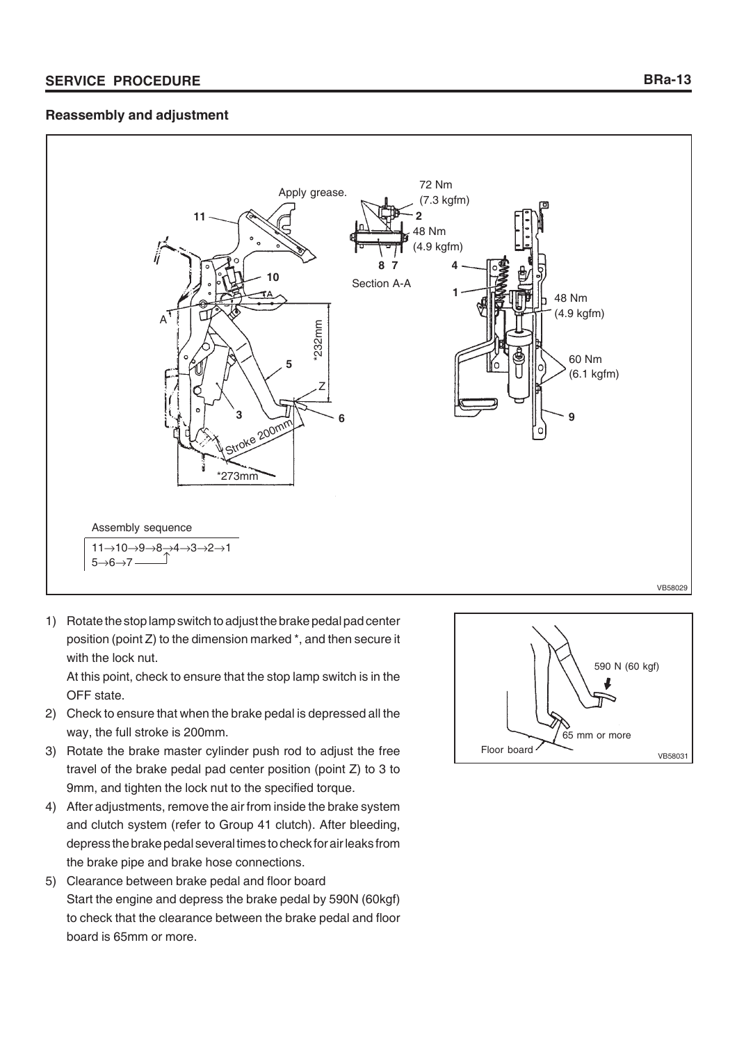## SERVICE PROCEDURE

### Reassembly and adjustment

Assembly sequence

11→10→9→8→4→3→2→1
5→6→7 ↑

1) Rotate the stop lamp switch to adjust the brake pedal pad center position (point Z) to the dimension marked *, and then secure it with the lock nut.
   At this point, check to ensure that the stop lamp switch is in the OFF state.
2) Check to ensure that when the brake pedal is depressed all the way, the full stroke is 200mm.
3) Rotate the brake master cylinder push rod to adjust the free travel of the brake pedal pad center position (point Z) to 3 to 9mm, and tighten the lock nut to the specified torque.
4) After adjustments, remove the air from inside the brake system and clutch system (refer to Group 41 clutch). After bleeding, depress the brake pedal several times to check for air leaks from the brake pipe and brake hose connections.
5) Clearance between brake pedal and floor board
   Start the engine and depress the brake pedal by 590N (60kgf) to check that the clearance between the brake pedal and floor board is 65mm or more.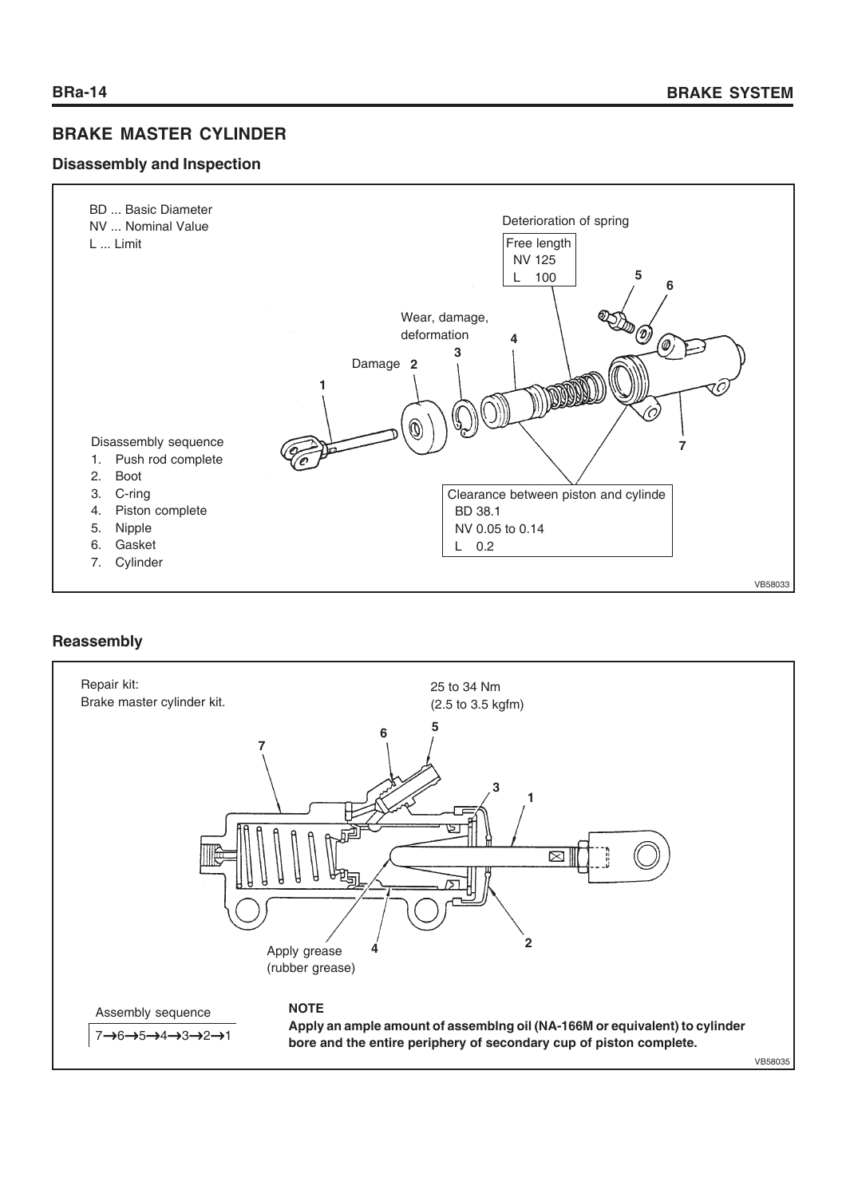# BRAKE MASTER CYLINDER

## Disassembly and Inspection

BD ... Basic Diameter
NV ... Nominal Value
L ... Limit

Deterioration of spring

Free length
NV 125
L 100

Wear, damage, deformation

Damage

Clearance between piston and cylinde
BD 38.1
NV 0.05 to 0.14
L 0.2

Disassembly sequence

1. Push rod complete
2. Boot
3. C-ring
4. Piston complete
5. Nipple
6. Gasket
7. Cylinder

VB58033

## Reassembly

Repair kit:
Brake master cylinder kit.

25 to 34 Nm
(2.5 to 3.5 kgfm)

Apply grease
(rubber grease)

Assembly sequence

7→6→5→4→3→2→1

**NOTE**

**Apply an ample amount of assemblng oil (NA-166M or equivalent) to cylinder bore and the entire periphery of secondary cup of piston complete.**

VB58035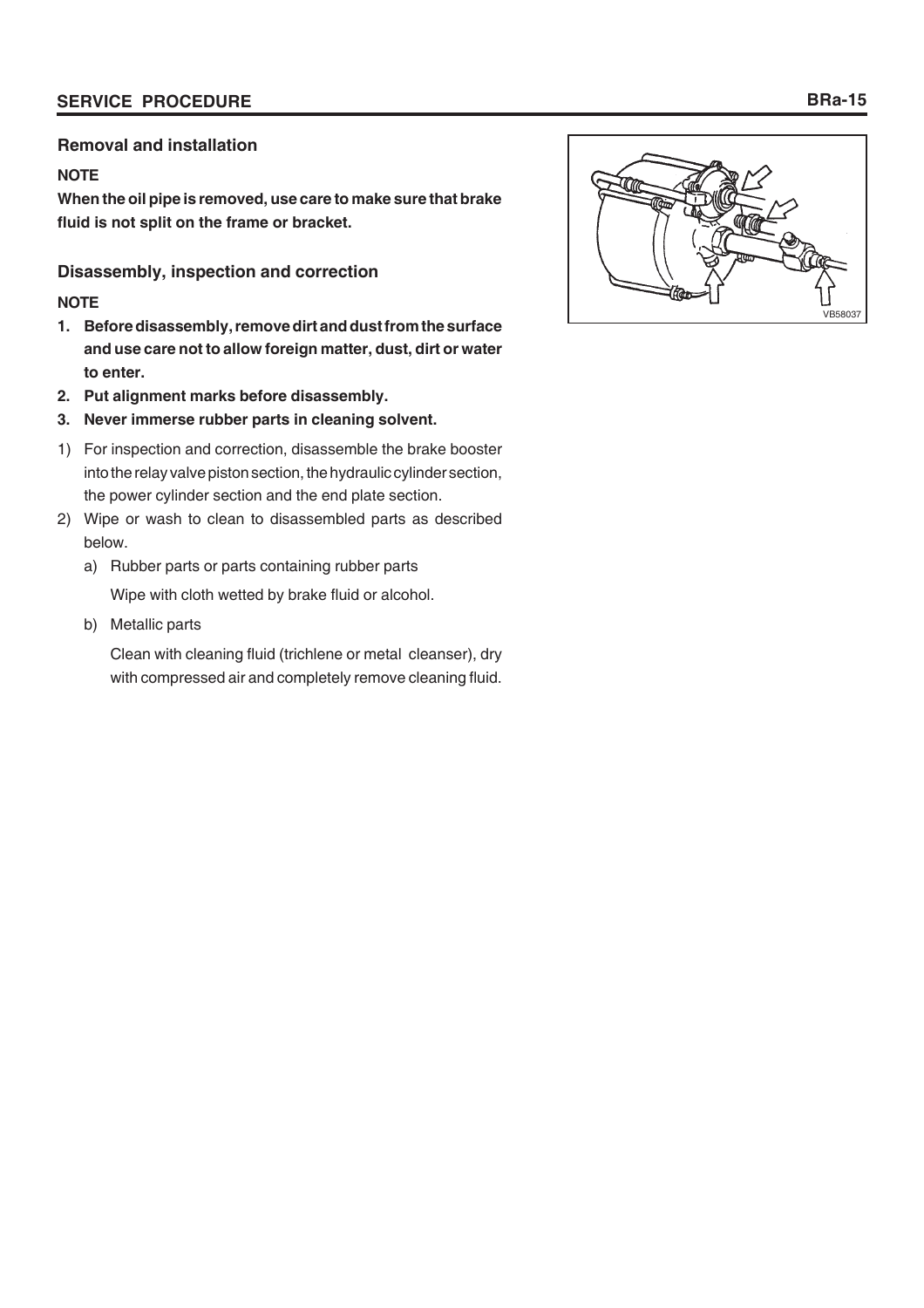## Removal and installation

**NOTE**

**When the oil pipe is removed, use care to make sure that brake fluid is not split on the frame or bracket.**

## Disassembly, inspection and correction

**NOTE**

1. **Before disassembly, remove dirt and dust from the surface and use care not to allow foreign matter, dust, dirt or water to enter.**
2. **Put alignment marks before disassembly.**
3. **Never immerse rubber parts in cleaning solvent.**

1) For inspection and correction, disassemble the brake booster into the relay valve piston section, the hydraulic cylinder section, the power cylinder section and the end plate section.
2) Wipe or wash to clean to disassembled parts as described below.
   a) Rubber parts or parts containing rubber parts

      Wipe with cloth wetted by brake fluid or alcohol.

   b) Metallic parts

      Clean with cleaning fluid (trichlene or metal cleanser), dry with compressed air and completely remove cleaning fluid.

VB58037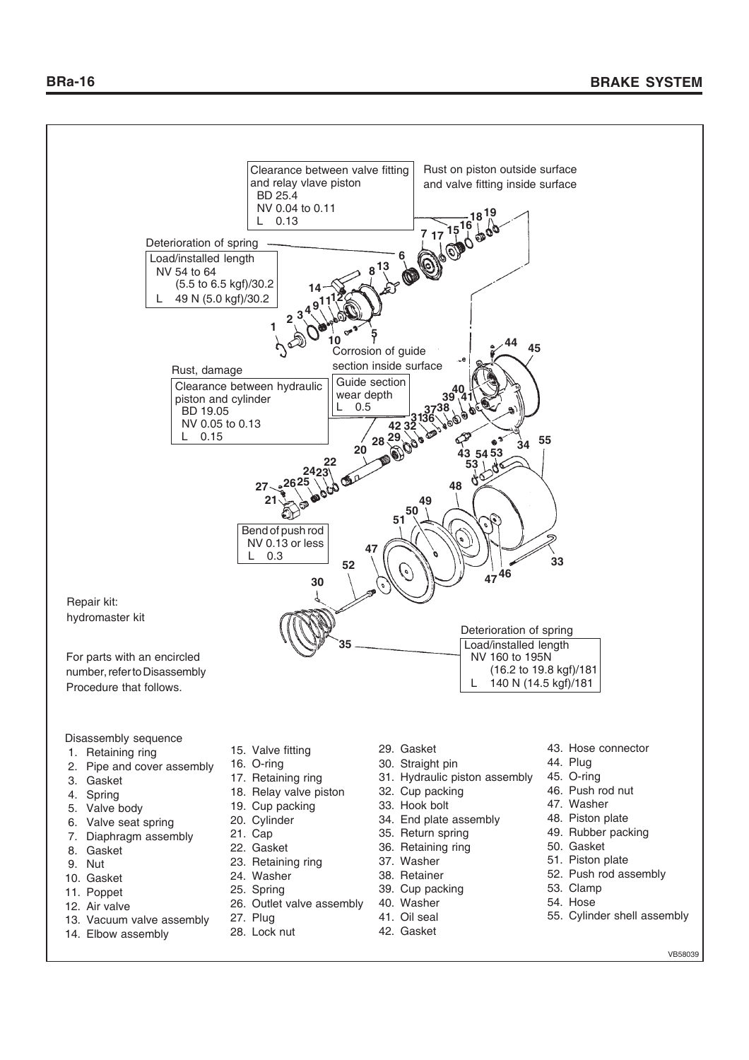Clearance between valve fitting and relay vlave piston
BD 25.4
NV 0.04 to 0.11
L 0.13

Rust on piston outside surface and valve fitting inside surface

Deterioration of spring

Load/installed length
NV 54 to 64 (5.5 to 6.5 kgf)/30.2
L 49 N (5.0 kgf)/30.2

Corrosion of guide section inside surface

Guide section wear depth
L 0.5

Rust, damage

Clearance between hydraulic piston and cylinder
BD 19.05
NV 0.05 to 0.13
L 0.15

Bend of push rod
NV 0.13 or less
L 0.3

Repair kit: hydromaster kit

For parts with an encircled number, refer to Disassembly Procedure that follows.

Deterioration of spring

Load/installed length
NV 160 to 195N (16.2 to 19.8 kgf)/181
L 140 N (14.5 kgf)/181

Disassembly sequence

1. Retaining ring
2. Pipe and cover assembly
3. Gasket
4. Spring
5. Valve body
6. Valve seat spring
7. Diaphragm assembly
8. Gasket
9. Nut
10. Gasket
11. Poppet
12. Air valve
13. Vacuum valve assembly
14. Elbow assembly
15. Valve fitting
16. O-ring
17. Retaining ring
18. Relay valve piston
19. Cup packing
20. Cylinder
21. Cap
22. Gasket
23. Retaining ring
24. Washer
25. Spring
26. Outlet valve assembly
27. Plug
28. Lock nut
29. Gasket
30. Straight pin
31. Hydraulic piston assembly
32. Cup packing
33. Hook bolt
34. End plate assembly
35. Return spring
36. Retaining ring
37. Washer
38. Retainer
39. Cup packing
40. Washer
41. Oil seal
42. Gasket
43. Hose connector
44. Plug
45. O-ring
46. Push rod nut
47. Washer
48. Piston plate
49. Rubber packing
50. Gasket
51. Piston plate
52. Push rod assembly
53. Clamp
54. Hose
55. Cylinder shell assembly

VB58039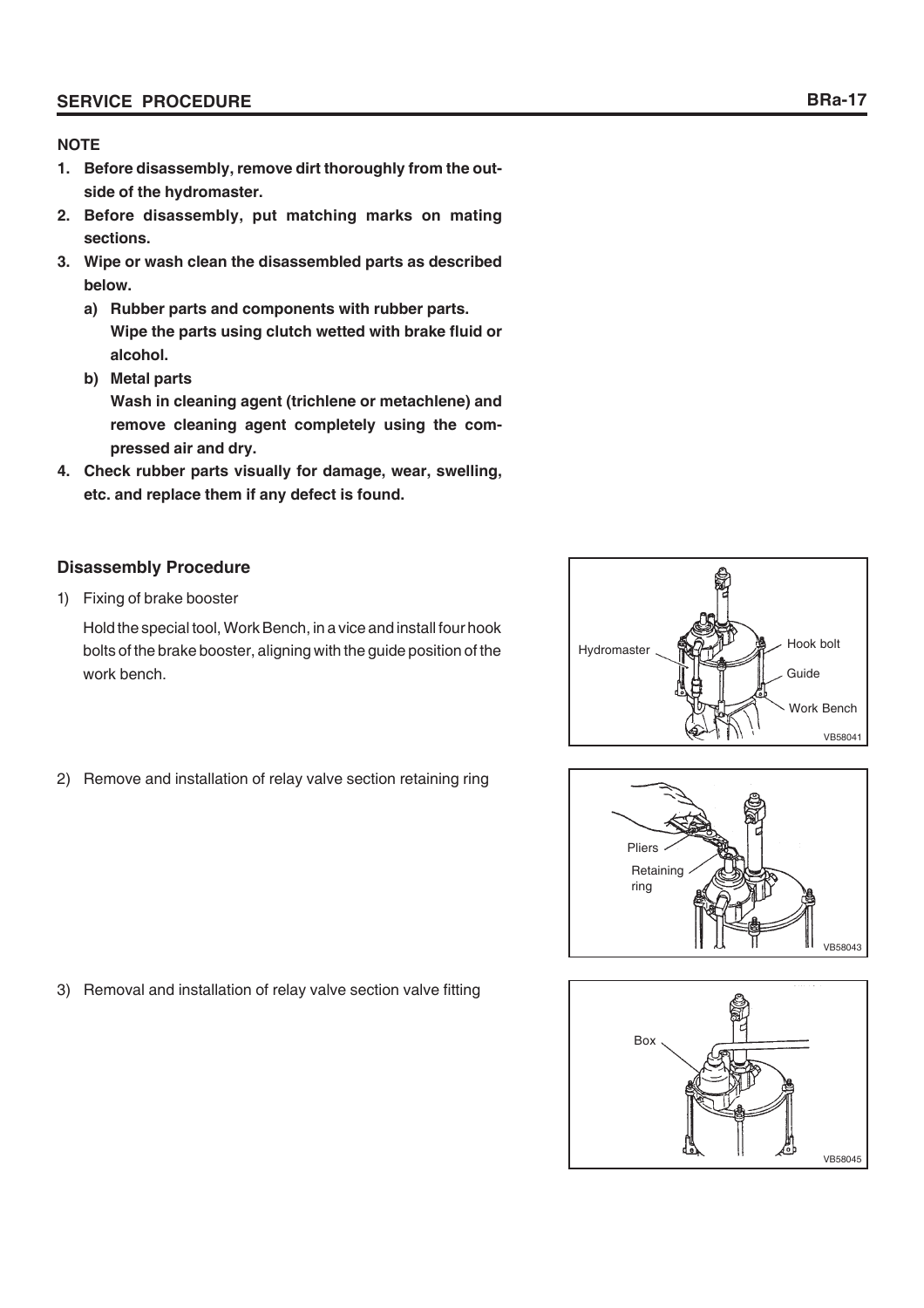**NOTE**

1. **Before disassembly, remove dirt thoroughly from the outside of the hydromaster.**
2. **Before disassembly, put matching marks on mating sections.**
3. **Wipe or wash clean the disassembled parts as described below.**
   a) **Rubber parts and components with rubber parts. Wipe the parts using clutch wetted with brake fluid or alcohol.**
   b) **Metal parts**
      **Wash in cleaning agent (trichlene or metachlene) and remove cleaning agent completely using the compressed air and dry.**
4. **Check rubber parts visually for damage, wear, swelling, etc. and replace them if any defect is found.**

### Disassembly Procedure

1) Fixing of brake booster

   Hold the special tool, Work Bench, in a vice and install four hook bolts of the brake booster, aligning with the guide position of the work bench.

   Hydromaster, Hook bolt, Guide, Work Bench

   VB58041

2) Remove and installation of relay valve section retaining ring

   Pliers, Retaining ring

   VB58043

3) Removal and installation of relay valve section valve fitting

   Box

   VB58045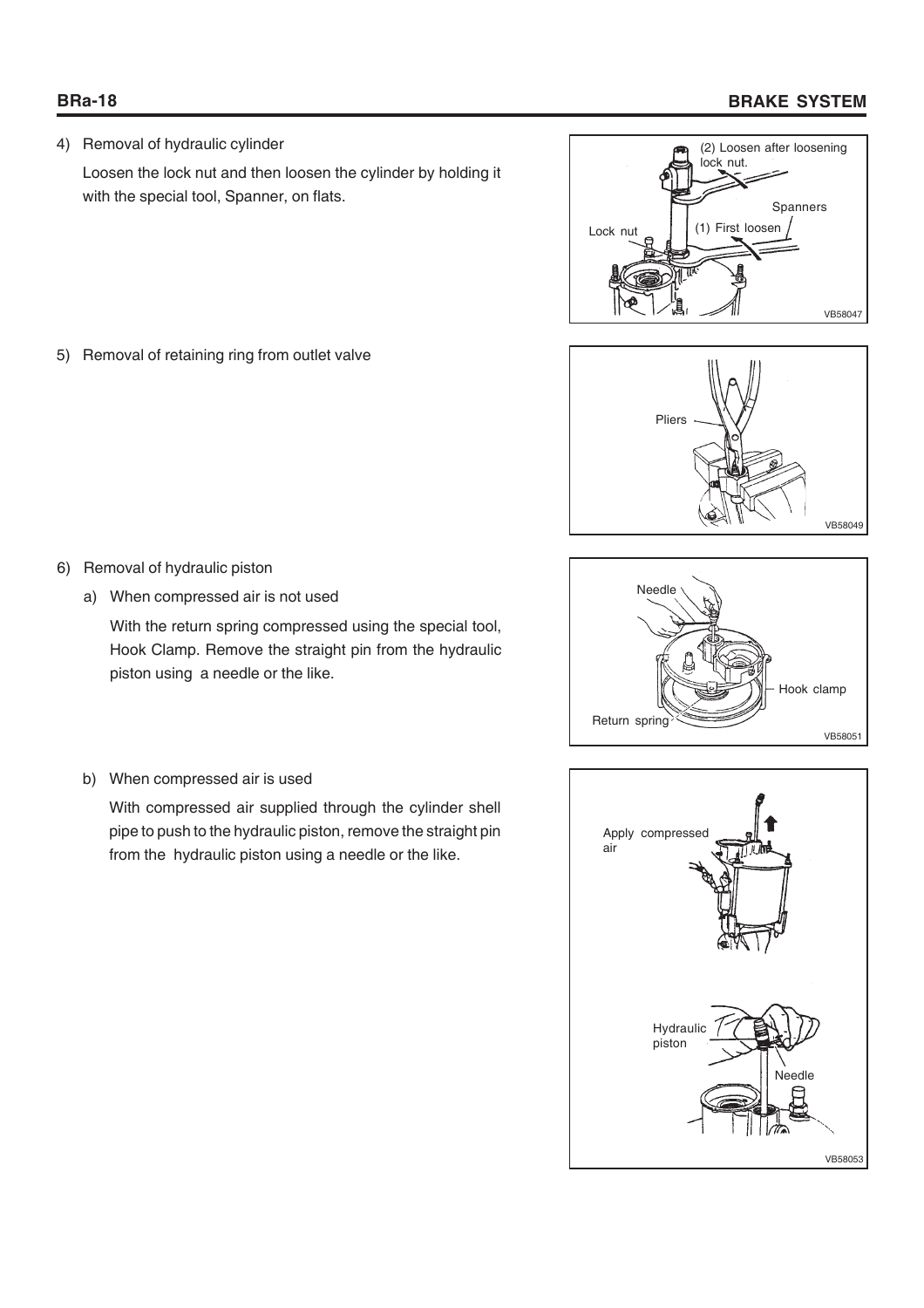4) Removal of hydraulic cylinder

   Loosen the lock nut and then loosen the cylinder by holding it with the special tool, Spanner, on flats.

5) Removal of retaining ring from outlet valve

6) Removal of hydraulic piston

   a) When compressed air is not used

      With the return spring compressed using the special tool, Hook Clamp. Remove the straight pin from the hydraulic piston using a needle or the like.

   b) When compressed air is used

      With compressed air supplied through the cylinder shell pipe to push to the hydraulic piston, remove the straight pin from the hydraulic piston using a needle or the like.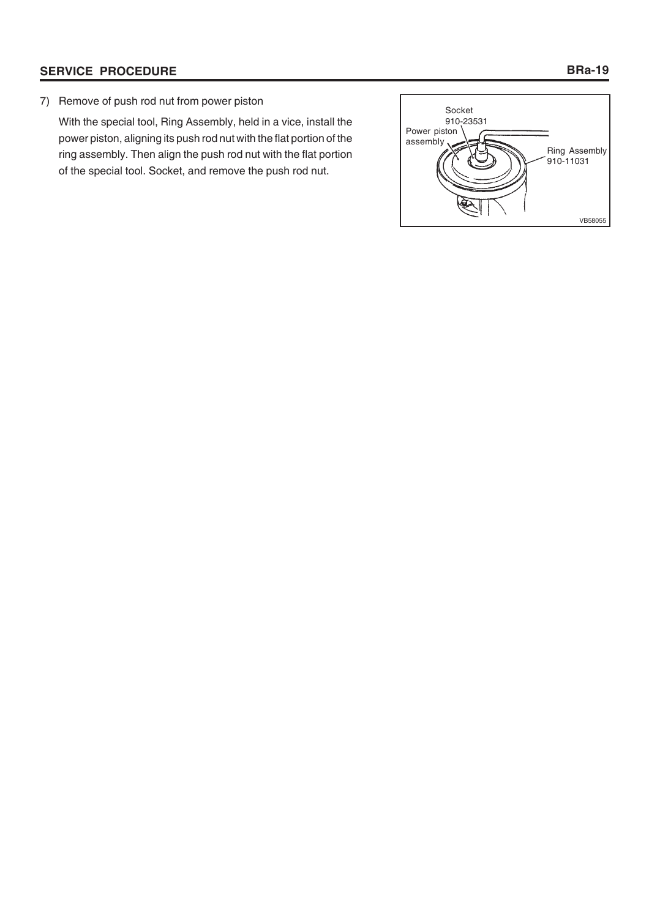7) Remove of push rod nut from power piston

   With the special tool, Ring Assembly, held in a vice, install the power piston, aligning its push rod nut with the flat portion of the ring assembly. Then align the push rod nut with the flat portion of the special tool. Socket, and remove the push rod nut.

Socket 910-23531

Power piston assembly

Ring Assembly 910-11031

VB58055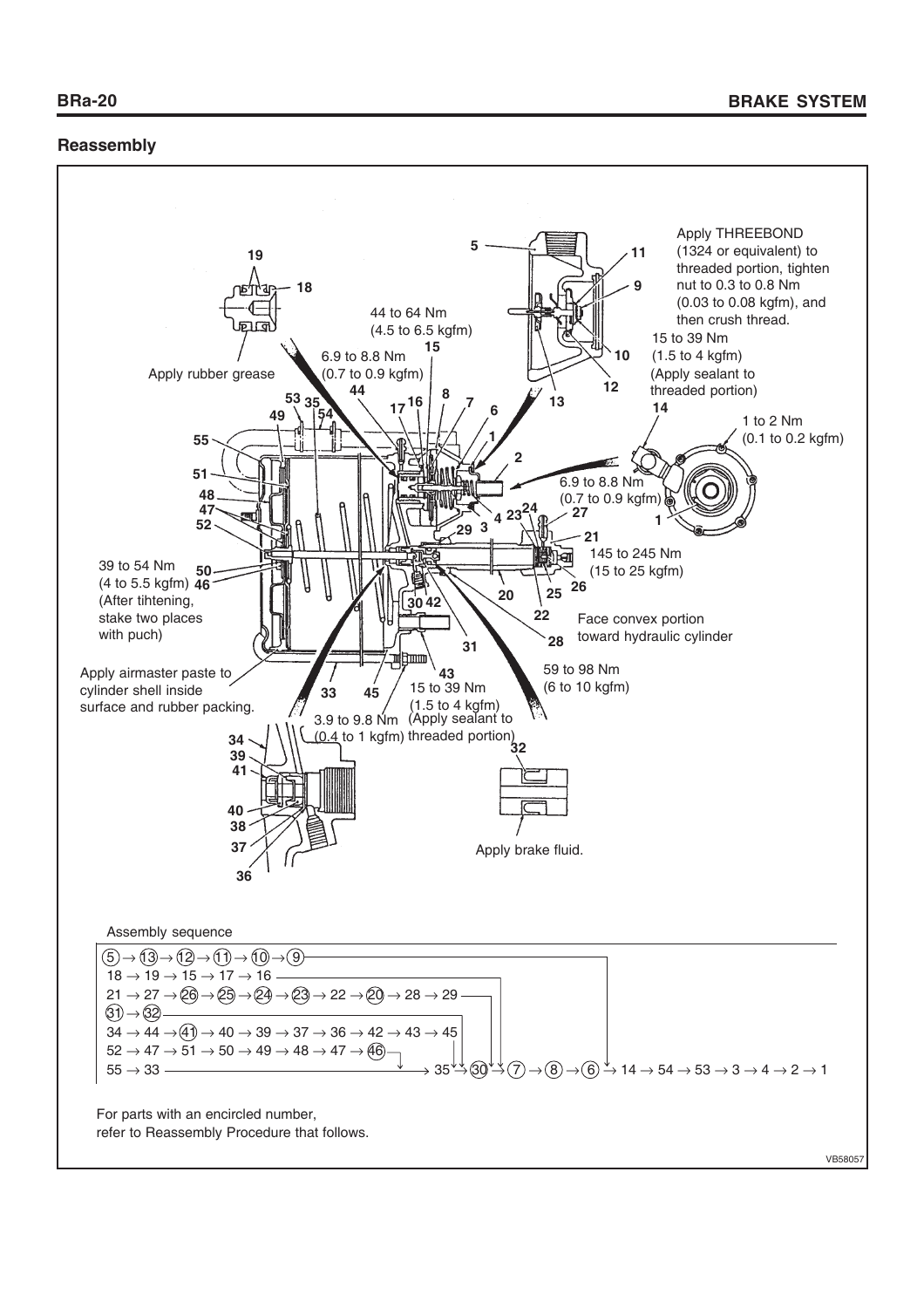## Reassembly

Apply THREEBOND (1324 or equivalent) to threaded portion, tighten nut to 0.3 to 0.8 Nm (0.03 to 0.08 kgfm), and then crush thread.

15 to 39 Nm (1.5 to 4 kgfm) (Apply sealant to threaded portion)

1 to 2 Nm (0.1 to 0.2 kgfm)

44 to 64 Nm (4.5 to 6.5 kgfm)

6.9 to 8.8 Nm (0.7 to 0.9 kgfm)

Apply rubber grease

6.9 to 8.8 Nm (0.7 to 0.9 kgfm)

145 to 245 Nm (15 to 25 kgfm)

39 to 54 Nm (4 to 5.5 kgfm) (After tihtening, stake two places with puch)

Face convex portion toward hydraulic cylinder

Apply airmaster paste to cylinder shell inside surface and rubber packing.

59 to 98 Nm (6 to 10 kgfm)

15 to 39 Nm (1.5 to 4 kgfm) (Apply sealant to threaded portion)

3.9 to 9.8 Nm (0.4 to 1 kgfm)

Apply brake fluid.

Assembly sequence

- (5) → (13) → (12) → (11) → (10) → (9)
- 18 → 19 → 15 → 17 → 16
- 21 → 27 → (26) → (25) → (24) → (23) → 22 → (20) → 28 → 29
- (31) → (32)
- 34 → 44 → (41) → 40 → 39 → 37 → 36 → 42 → 43 → 45
- 52 → 47 → 51 → 50 → 49 → 48 → 47 → (46)
- 55 → 33 → 35 → (30) → (7) → (8) → (6) → 14 → 54 → 53 → 3 → 4 → 2 → 1

For parts with an encircled number, refer to Reassembly Procedure that follows.

VB58057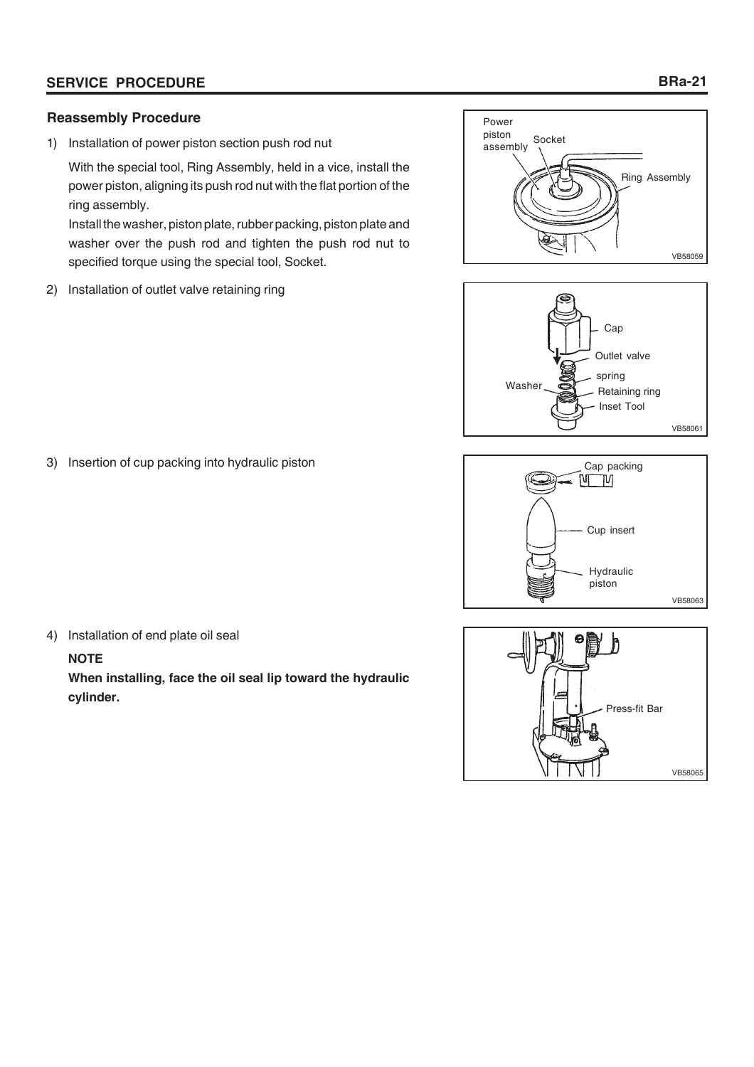## Reassembly Procedure

1) Installation of power piston section push rod nut

   With the special tool, Ring Assembly, held in a vice, install the power piston, aligning its push rod nut with the flat portion of the ring assembly.

   Install the washer, piston plate, rubber packing, piston plate and washer over the push rod and tighten the push rod nut to specified torque using the special tool, Socket.

2) Installation of outlet valve retaining ring

3) Insertion of cup packing into hydraulic piston

4) Installation of end plate oil seal

   **NOTE**

   **When installing, face the oil seal lip toward the hydraulic cylinder.**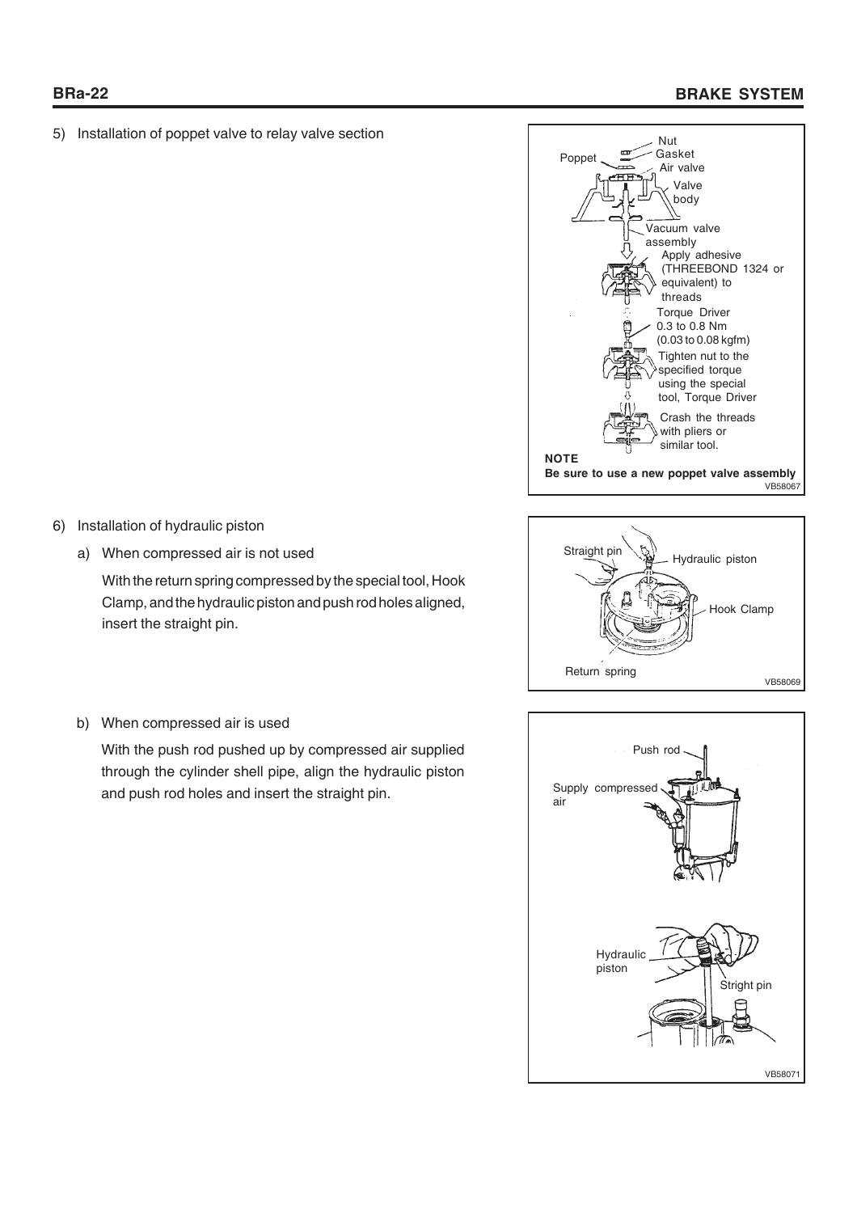5) Installation of poppet valve to relay valve section

Nut
Gasket
Poppet
Air valve
Valve body
Vacuum valve assembly
Apply adhesive (THREEBOND 1324 or equivalent) to threads
Torque Driver 0.3 to 0.8 Nm (0.03 to 0.08 kgfm)
Tighten nut to the specified torque using the special tool, Torque Driver
Crash the threads with pliers or similar tool.

**NOTE**
**Be sure to use a new poppet valve assembly**

VB58067

6) Installation of hydraulic piston

   a) When compressed air is not used

      With the return spring compressed by the special tool, Hook Clamp, and the hydraulic piston and push rod holes aligned, insert the straight pin.

Straight pin
Hydraulic piston
Hook Clamp
Return spring

VB58069

   b) When compressed air is used

      With the push rod pushed up by compressed air supplied through the cylinder shell pipe, align the hydraulic piston and push rod holes and insert the straight pin.

Push rod
Supply compressed air
Hydraulic piston
Stright pin

VB58071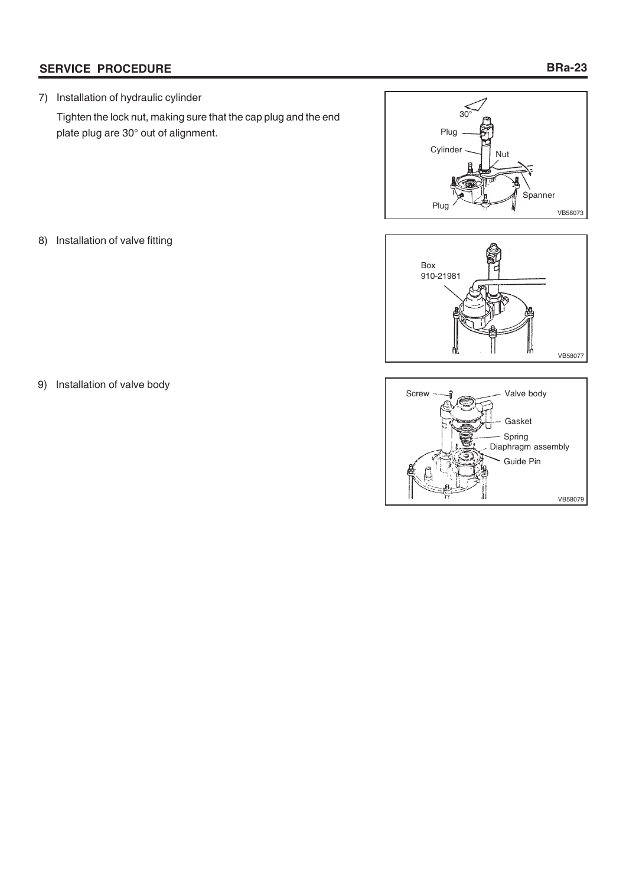7) Installation of hydraulic cylinder

   Tighten the lock nut, making sure that the cap plug and the end plate plug are 30° out of alignment.

8) Installation of valve fitting

9) Installation of valve body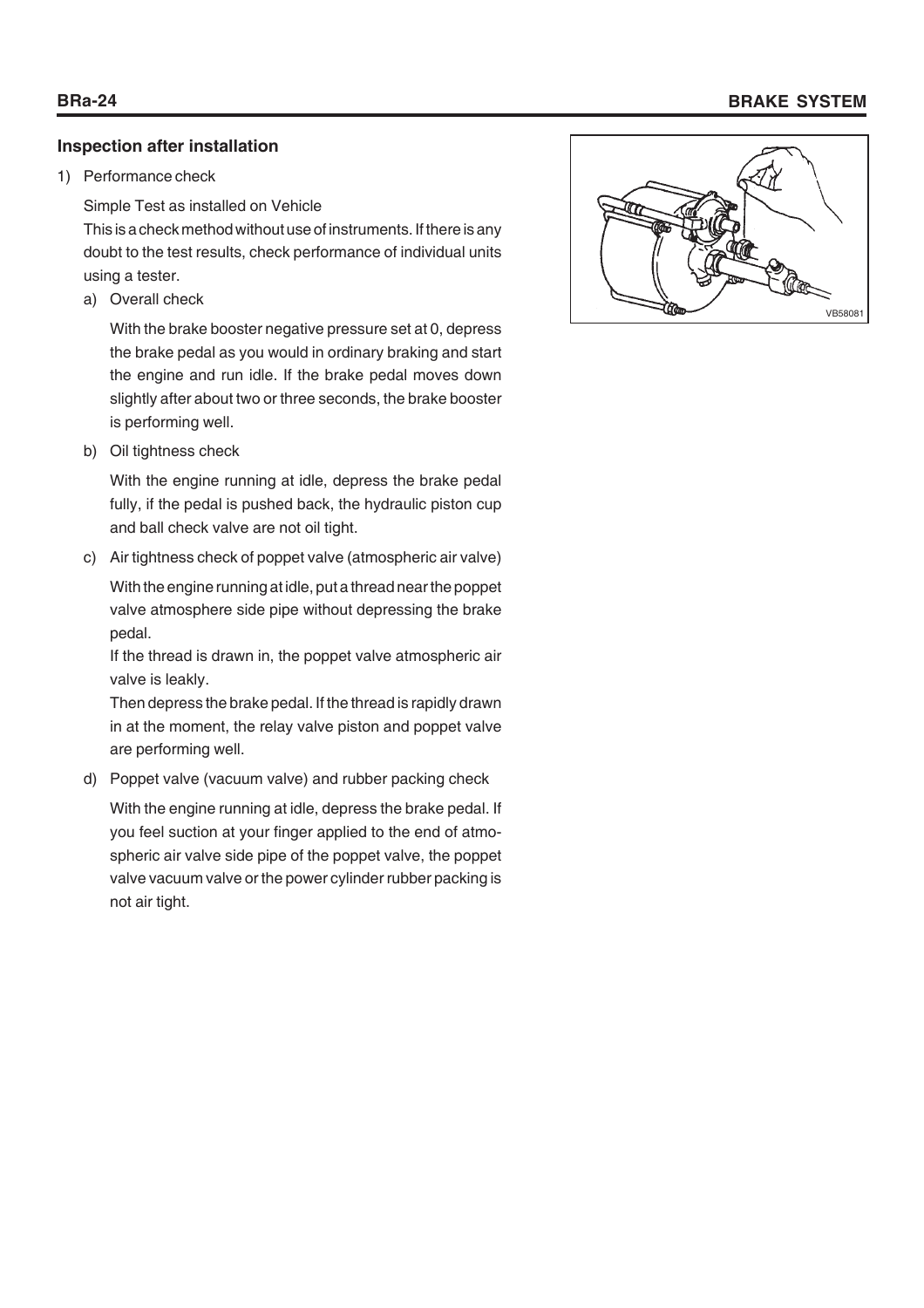## Inspection after installation

1) Performance check

   Simple Test as installed on Vehicle

   This is a check method without use of instruments. If there is any doubt to the test results, check performance of individual units using a tester.

   a) Overall check

      With the brake booster negative pressure set at 0, depress the brake pedal as you would in ordinary braking and start the engine and run idle. If the brake pedal moves down slightly after about two or three seconds, the brake booster is performing well.

   b) Oil tightness check

      With the engine running at idle, depress the brake pedal fully, if the pedal is pushed back, the hydraulic piston cup and ball check valve are not oil tight.

   c) Air tightness check of poppet valve (atmospheric air valve)

      With the engine running at idle, put a thread near the poppet valve atmosphere side pipe without depressing the brake pedal.

      If the thread is drawn in, the poppet valve atmospheric air valve is leakly.

      Then depress the brake pedal. If the thread is rapidly drawn in at the moment, the relay valve piston and poppet valve are performing well.

   d) Poppet valve (vacuum valve) and rubber packing check

      With the engine running at idle, depress the brake pedal. If you feel suction at your finger applied to the end of atmospheric air valve side pipe of the poppet valve, the poppet valve vacuum valve or the power cylinder rubber packing is not air tight.

VB58081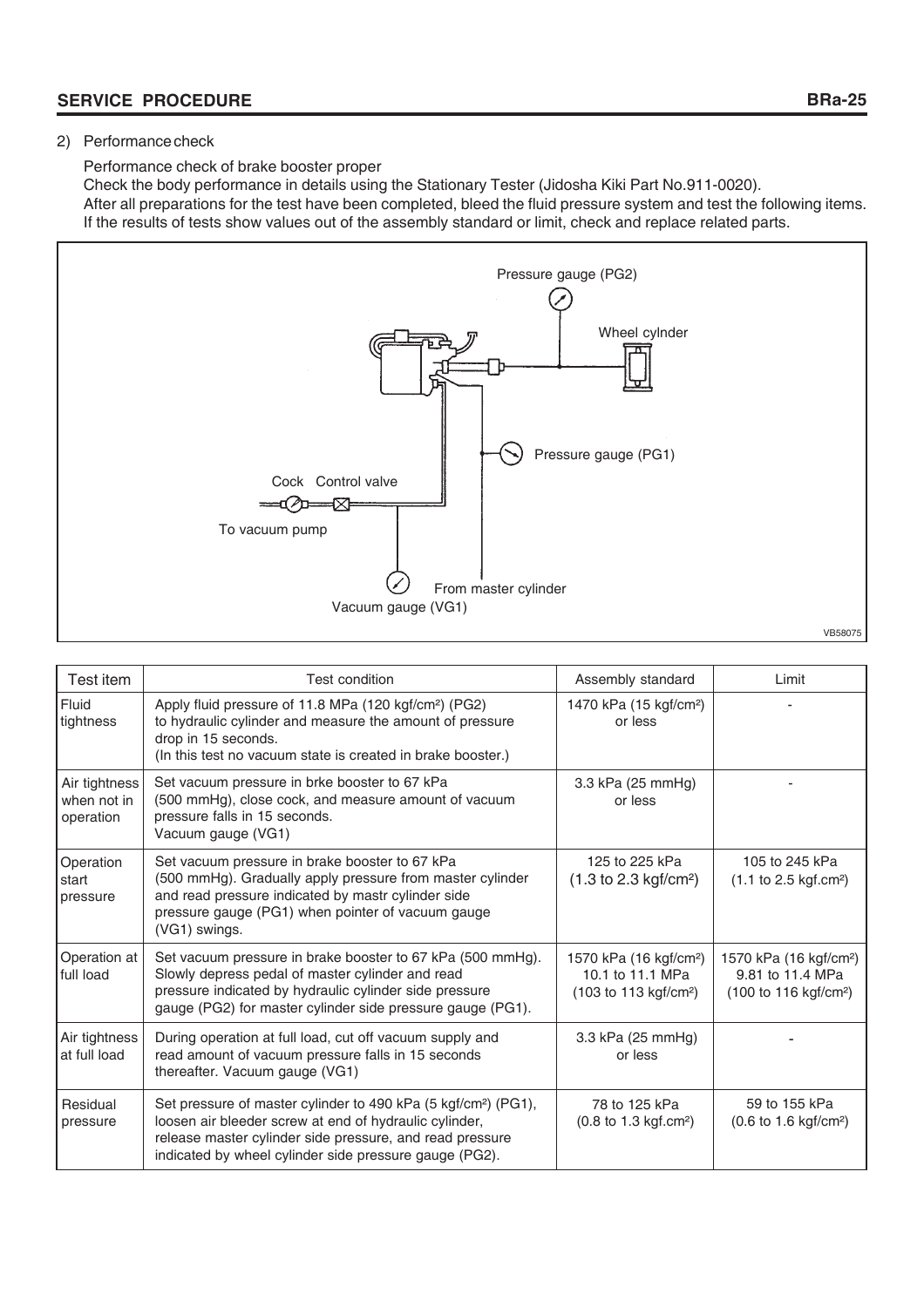2) Performance check

Performance check of brake booster proper

Check the body performance in details using the Stationary Tester (Jidosha Kiki Part No.911-0020).

After all preparations for the test have been completed, bleed the fluid pressure system and test the following items. If the results of tests show values out of the assembly standard or limit, check and replace related parts.

Pressure gauge (PG2)

Wheel cylnder

Pressure gauge (PG1)

Cock Control valve

To vacuum pump

From master cylinder

Vacuum gauge (VG1)

VB58075

| Test item | Test condition | Assembly standard | Limit |
|---|---|---|---|
| Fluid tightness | Apply fluid pressure of 11.8 MPa (120 kgf/cm²) (PG2) to hydraulic cylinder and measure the amount of pressure drop in 15 seconds. (In this test no vacuum state is created in brake booster.) | 1470 kPa (15 kgf/cm²) or less | - |
| Air tightness when not in operation | Set vacuum pressure in brke booster to 67 kPa (500 mmHg), close cock, and measure amount of vacuum pressure falls in 15 seconds. Vacuum gauge (VG1) | 3.3 kPa (25 mmHg) or less | - |
| Operation start pressure | Set vacuum pressure in brake booster to 67 kPa (500 mmHg). Gradually apply pressure from master cylinder and read pressure indicated by mastr cylinder side pressure gauge (PG1) when pointer of vacuum gauge (VG1) swings. | 125 to 225 kPa (1.3 to 2.3 kgf/cm²) | 105 to 245 kPa (1.1 to 2.5 kgf.cm²) |
| Operation at full load | Set vacuum pressure in brake booster to 67 kPa (500 mmHg). Slowly depress pedal of master cylinder and read pressure indicated by hydraulic cylinder side pressure gauge (PG2) for master cylinder side pressure gauge (PG1). | 1570 kPa (16 kgf/cm²) 10.1 to 11.1 MPa (103 to 113 kgf/cm²) | 1570 kPa (16 kgf/cm²) 9.81 to 11.4 MPa (100 to 116 kgf/cm²) |
| Air tightness at full load | During operation at full load, cut off vacuum supply and read amount of vacuum pressure falls in 15 seconds thereafter. Vacuum gauge (VG1) | 3.3 kPa (25 mmHg) or less | - |
| Residual pressure | Set pressure of master cylinder to 490 kPa (5 kgf/cm²) (PG1), loosen air bleeder screw at end of hydraulic cylinder, release master cylinder side pressure, and read pressure indicated by wheel cylinder side pressure gauge (PG2). | 78 to 125 kPa (0.8 to 1.3 kgf.cm²) | 59 to 155 kPa (0.6 to 1.6 kgf/cm²) |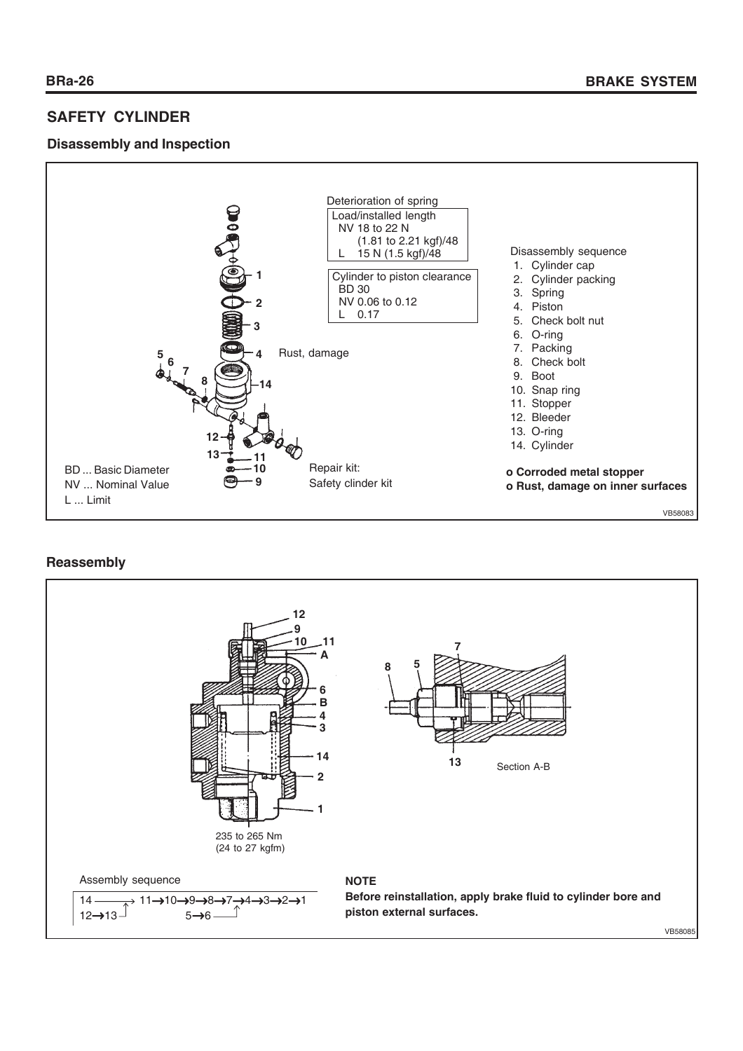## SAFETY CYLINDER

### Disassembly and Inspection

Deterioration of spring

Load/installed length
NV 18 to 22 N
(1.81 to 2.21 kgf)/48
L 15 N (1.5 kgf)/48

Cylinder to piston clearance
BD 30
NV 0.06 to 0.12
L 0.17

Rust, damage

Disassembly sequence

1. Cylinder cap
2. Cylinder packing
3. Spring
4. Piston
5. Check bolt nut
6. O-ring
7. Packing
8. Check bolt
9. Boot
10. Snap ring
11. Stopper
12. Bleeder
13. O-ring
14. Cylinder

**o Corroded metal stopper**
**o Rust, damage on inner surfaces**

BD ... Basic Diameter
NV ... Nominal Value
L ... Limit

Repair kit:
Safety clinder kit

VB58083

### Reassembly

235 to 265 Nm
(24 to 27 kgfm)

Section A-B

Assembly sequence

14 → 11 → 10 → 9 → 8 → 7 → 4 → 3 → 2 → 1
12 → 13 (before 11); 5 → 6 (before 4)

**NOTE**

**Before reinstallation, apply brake fluid to cylinder bore and piston external surfaces.**

VB58085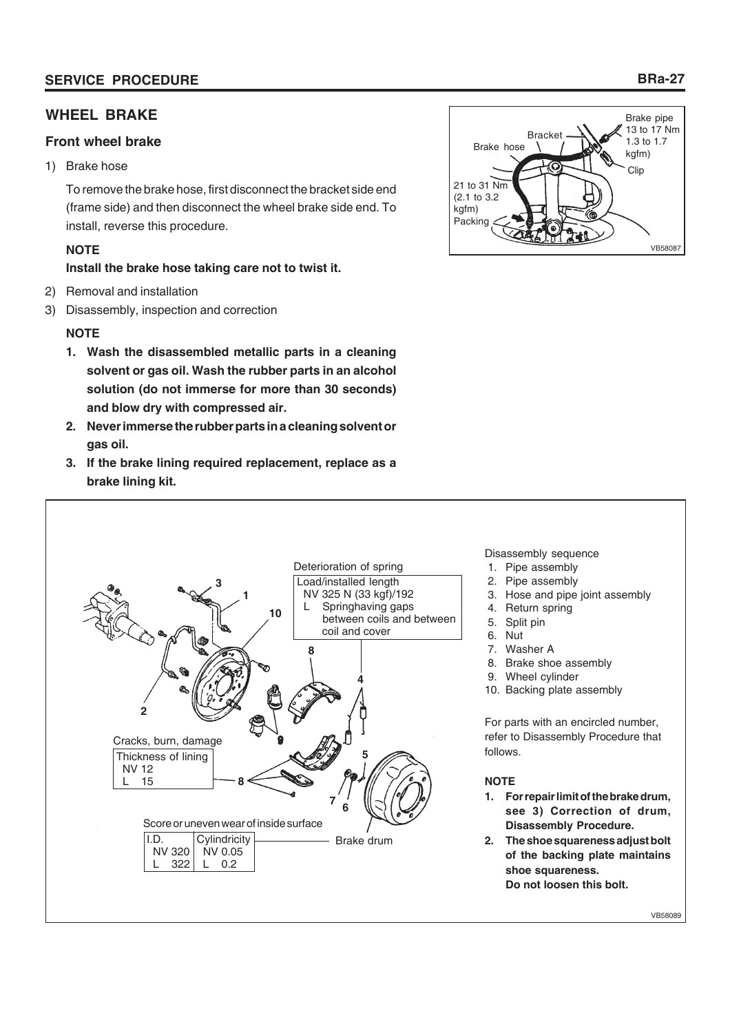## WHEEL BRAKE

### Front wheel brake

1) Brake hose

   To remove the brake hose, first disconnect the bracket side end (frame side) and then disconnect the wheel brake side end. To install, reverse this procedure.

   **NOTE**

   **Install the brake hose taking care not to twist it.**

Brake pipe 13 to 17 Nm (1.3 to 1.7 kgfm)
Bracket
Brake hose
Clip
21 to 31 Nm (2.1 to 3.2 kgfm)
Packing

VB58087

2) Removal and installation
3) Disassembly, inspection and correction

   **NOTE**

   1. **Wash the disassembled metallic parts in a cleaning solvent or gas oil. Wash the rubber parts in an alcohol solution (do not immerse for more than 30 seconds) and blow dry with compressed air.**
   2. **Never immerse the rubber parts in a cleaning solvent or gas oil.**
   3. **If the brake lining required replacement, replace as a brake lining kit.**

Deterioration of spring

| Load/installed length |
|---|
| NV 325 N (33 kgf)/192 |
| L Springhaving gaps between coils and between coil and cover |

Cracks, burn, damage

| Thickness of lining |
|---|
| NV 12 |
| L 15 |

Score or uneven wear of inside surface — Brake drum

| I.D. | Cylindricity |
|---|---|
| NV 320 | NV 0.05 |
| L 322 | L 0.2 |

Disassembly sequence

1. Pipe assembly
2. Pipe assembly
3. Hose and pipe joint assembly
4. Return spring
5. Split pin
6. Nut
7. Washer A
8. Brake shoe assembly
9. Wheel cylinder
10. Backing plate assembly

For parts with an encircled number, refer to Disassembly Procedure that follows.

**NOTE**

1. **For repair limit of the brake drum, see 3) Correction of drum, Disassembly Procedure.**
2. **The shoe squareness adjust bolt of the backing plate maintains shoe squareness. Do not loosen this bolt.**

VB58089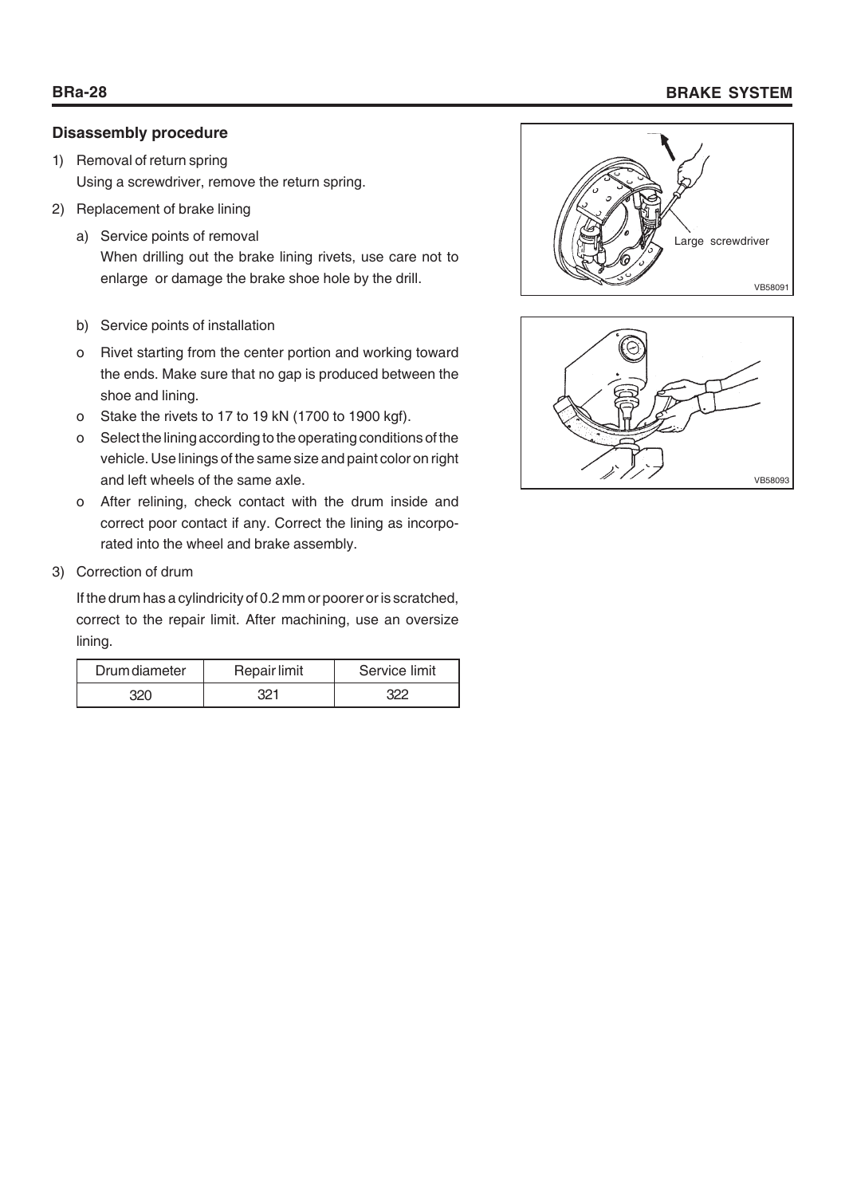## Disassembly procedure

1) Removal of return spring
   Using a screwdriver, remove the return spring.

2) Replacement of brake lining

   a) Service points of removal
      When drilling out the brake lining rivets, use care not to enlarge or damage the brake shoe hole by the drill.

   b) Service points of installation

   o Rivet starting from the center portion and working toward the ends. Make sure that no gap is produced between the shoe and lining.

   o Stake the rivets to 17 to 19 kN (1700 to 1900 kgf).

   o Select the lining according to the operating conditions of the vehicle. Use linings of the same size and paint color on right and left wheels of the same axle.

   o After relining, check contact with the drum inside and correct poor contact if any. Correct the lining as incorporated into the wheel and brake assembly.

3) Correction of drum

   If the drum has a cylindricity of 0.2 mm or poorer or is scratched, correct to the repair limit. After machining, use an oversize lining.

| Drum diameter | Repair limit | Service limit |
| --- | --- | --- |
| 320 | 321 | 322 |

Large screwdriver

VB58091

VB58093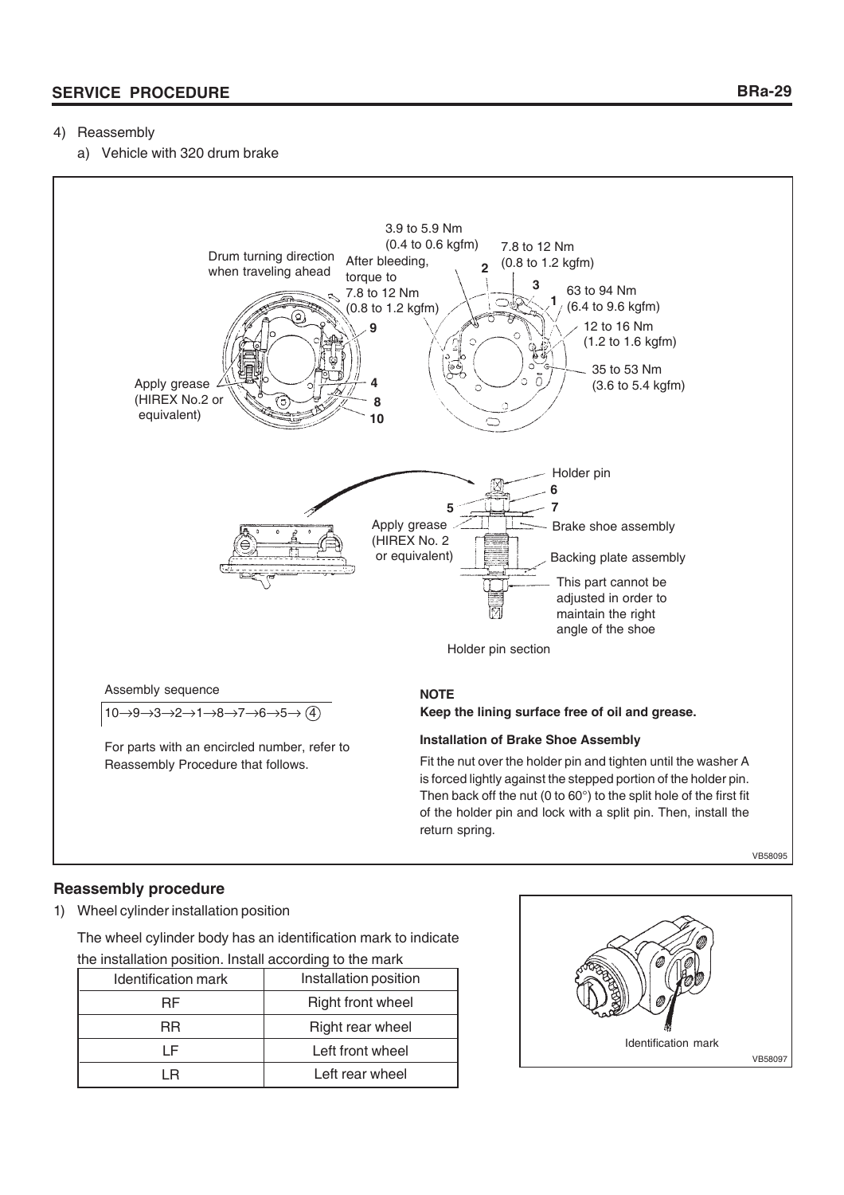4) Reassembly

a) Vehicle with 320 drum brake

Drum turning direction when traveling ahead

3.9 to 5.9 Nm (0.4 to 0.6 kgfm)

After bleeding, torque to 7.8 to 12 Nm (0.8 to 1.2 kgfm)

7.8 to 12 Nm (0.8 to 1.2 kgfm)

63 to 94 Nm (6.4 to 9.6 kgfm)

12 to 16 Nm (1.2 to 1.6 kgfm)

35 to 53 Nm (3.6 to 5.4 kgfm)

Apply grease (HIREX No.2 or equivalent)

Holder pin

Apply grease (HIREX No. 2 or equivalent)

Brake shoe assembly

Backing plate assembly

This part cannot be adjusted in order to maintain the right angle of the shoe

Holder pin section

Assembly sequence

10→9→3→2→1→8→7→6→5→ (4)

For parts with an encircled number, refer to Reassembly Procedure that follows.

**NOTE**

**Keep the lining surface free of oil and grease.**

**Installation of Brake Shoe Assembly**

Fit the nut over the holder pin and tighten until the washer A is forced lightly against the stepped portion of the holder pin. Then back off the nut (0 to 60°) to the split hole of the first fit of the holder pin and lock with a split pin. Then, install the return spring.

VB58095

### Reassembly procedure

1) Wheel cylinder installation position

The wheel cylinder body has an identification mark to indicate the installation position. Install according to the mark

| Identification mark | Installation position |
|---|---|
| RF | Right front wheel |
| RR | Right rear wheel |
| LF | Left front wheel |
| LR | Left rear wheel |

Identification mark

VB58097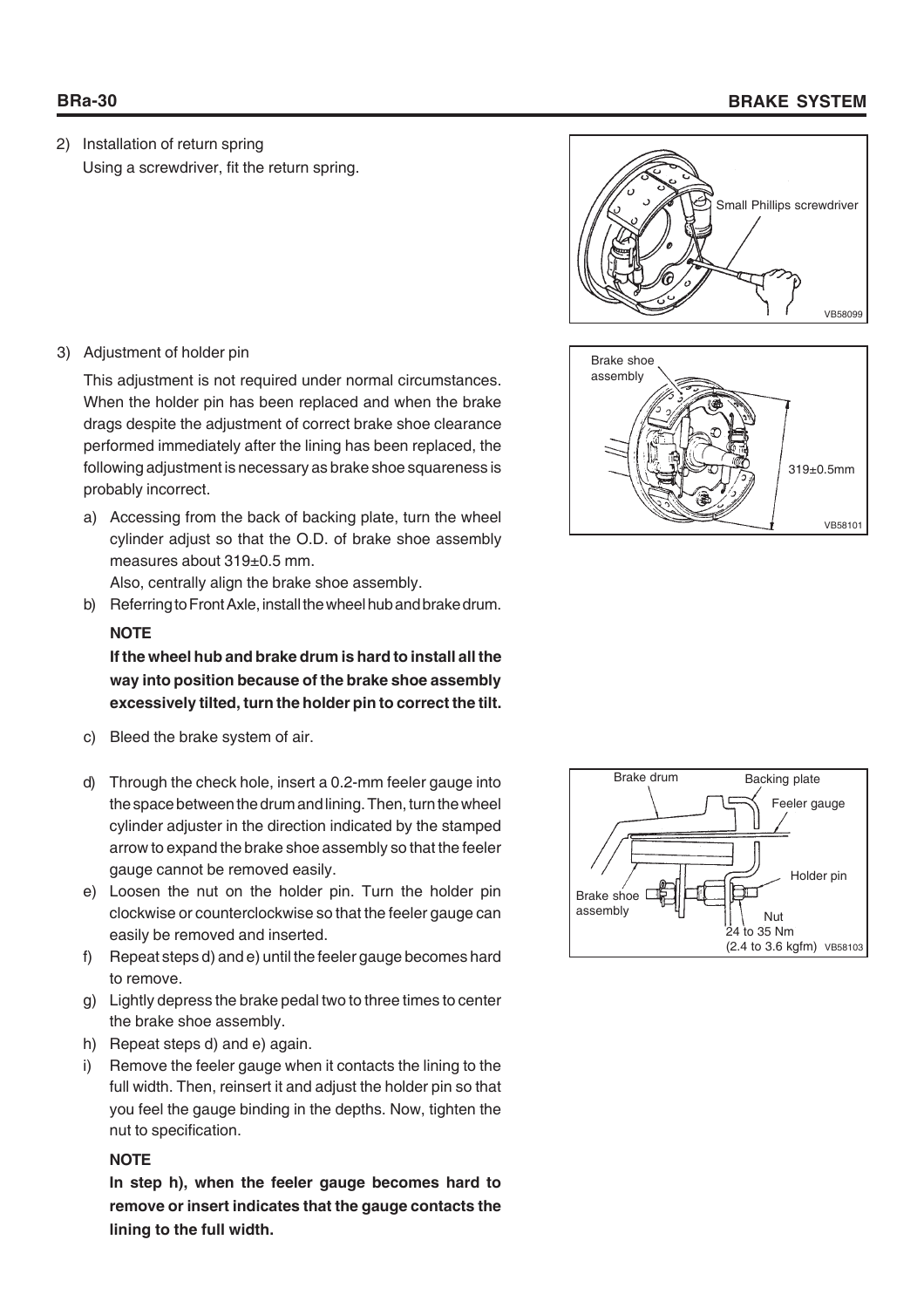2) Installation of return spring

   Using a screwdriver, fit the return spring.

Small Phillips screwdriver

VB58099

3) Adjustment of holder pin

   This adjustment is not required under normal circumstances. When the holder pin has been replaced and when the brake drags despite the adjustment of correct brake shoe clearance performed immediately after the lining has been replaced, the following adjustment is necessary as brake shoe squareness is probably incorrect.

   a) Accessing from the back of backing plate, turn the wheel cylinder adjust so that the O.D. of brake shoe assembly measures about 319±0.5 mm.

      Also, centrally align the brake shoe assembly.

   b) Referring to Front Axle, install the wheel hub and brake drum.

      **NOTE**

      **If the wheel hub and brake drum is hard to install all the way into position because of the brake shoe assembly excessively tilted, turn the holder pin to correct the tilt.**

   c) Bleed the brake system of air.

   d) Through the check hole, insert a 0.2-mm feeler gauge into the space between the drum and lining. Then, turn the wheel cylinder adjuster in the direction indicated by the stamped arrow to expand the brake shoe assembly so that the feeler gauge cannot be removed easily.

   e) Loosen the nut on the holder pin. Turn the holder pin clockwise or counterclockwise so that the feeler gauge can easily be removed and inserted.

   f) Repeat steps d) and e) until the feeler gauge becomes hard to remove.

   g) Lightly depress the brake pedal two to three times to center the brake shoe assembly.

   h) Repeat steps d) and e) again.

   i) Remove the feeler gauge when it contacts the lining to the full width. Then, reinsert it and adjust the holder pin so that you feel the gauge binding in the depths. Now, tighten the nut to specification.

      **NOTE**

      **In step h), when the feeler gauge becomes hard to remove or insert indicates that the gauge contacts the lining to the full width.**

Brake shoe assembly

319±0.5mm

VB58101

Brake drum

Backing plate

Feeler gauge

Holder pin

Brake shoe assembly

Nut

24 to 35 Nm (2.4 to 3.6 kgfm)

VB58103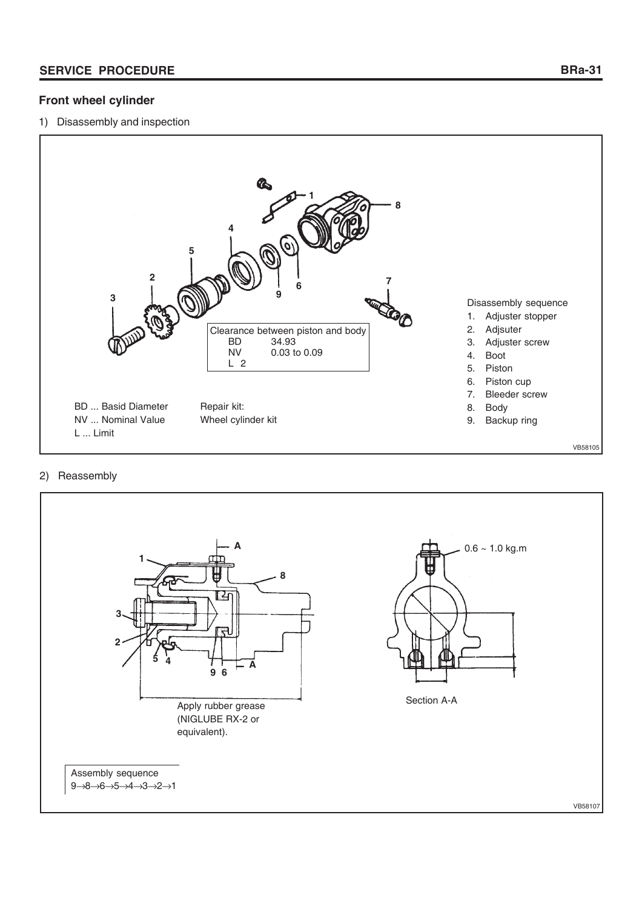## Front wheel cylinder

1) Disassembly and inspection

| Clearance between piston and body | |
|---|---|
| BD | 34.93 |
| NV | 0.03 to 0.09 |
| L | 2 |

BD ... Basid Diameter
NV ... Nominal Value
L ... Limit

Repair kit:
Wheel cylinder kit

Disassembly sequence

1. Adjuster stopper
2. Adjsuter
3. Adjuster screw
4. Boot
5. Piston
6. Piston cup
7. Bleeder screw
8. Body
9. Backup ring

VB58105

2) Reassembly

0.6 ~ 1.0 kg.m

Apply rubber grease (NIGLUBE RX-2 or equivalent).

Section A-A

Assembly sequence
9→8→6→5→4→3→2→1

VB58107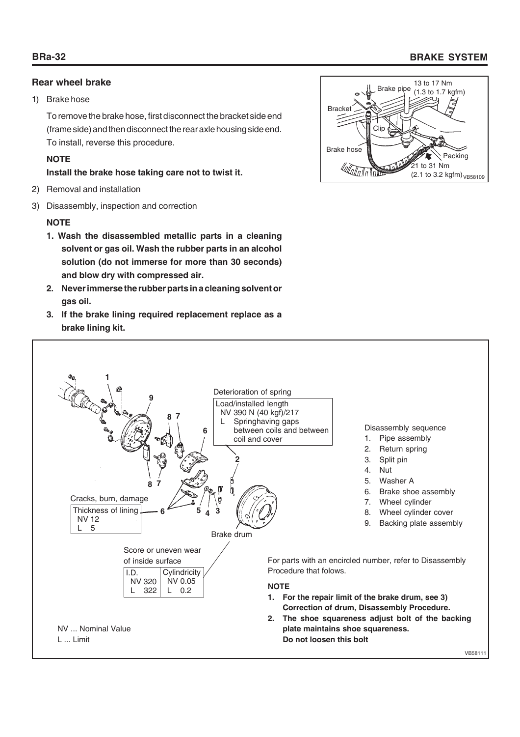## Rear wheel brake

1) Brake hose

   To remove the brake hose, first disconnect the bracket side end (frame side) and then disconnect the rear axle housing side end. To install, reverse this procedure.

   **NOTE**

   **Install the brake hose taking care not to twist it.**

Brake pipe 13 to 17 Nm (1.3 to 1.7 kgfm)
Bracket
Clip
Brake hose
Packing
21 to 31 Nm (2.1 to 3.2 kgfm)
VB58109

2) Removal and installation

3) Disassembly, inspection and correction

   **NOTE**

   1. **Wash the disassembled metallic parts in a cleaning solvent or gas oil. Wash the rubber parts in an alcohol solution (do not immerse for more than 30 seconds) and blow dry with compressed air.**
   2. **Never immerse the rubber parts in a cleaning solvent or gas oil.**
   3. **If the brake lining required replacement replace as a brake lining kit.**

Deterioration of spring

| Load/installed length |
|---|
| NV 390 N (40 kgf)/217 |
| L Springhaving gaps between coils and between coil and cover |

Cracks, burn, damage

| Thickness of lining |
|---|
| NV 12 |
| L 5 |

Brake drum

Score or uneven wear of inside surface

| I.D. | Cylindricity |
|---|---|
| NV 320 | NV 0.05 |
| L 322 | L 0.2 |

Disassembly sequence

1. Pipe assembly
2. Return spring
3. Split pin
4. Nut
5. Washer A
6. Brake shoe assembly
7. Wheel cylinder
8. Wheel cylinder cover
9. Backing plate assembly

For parts with an encircled number, refer to Disassembly Procedure that folows.

**NOTE**

1. **For the repair limit of the brake drum, see 3) Correction of drum, Disassembly Procedure.**
2. **The shoe squareness adjust bolt of the backing plate maintains shoe squareness. Do not loosen this bolt**

NV ... Nominal Value
L ... Limit

VB58111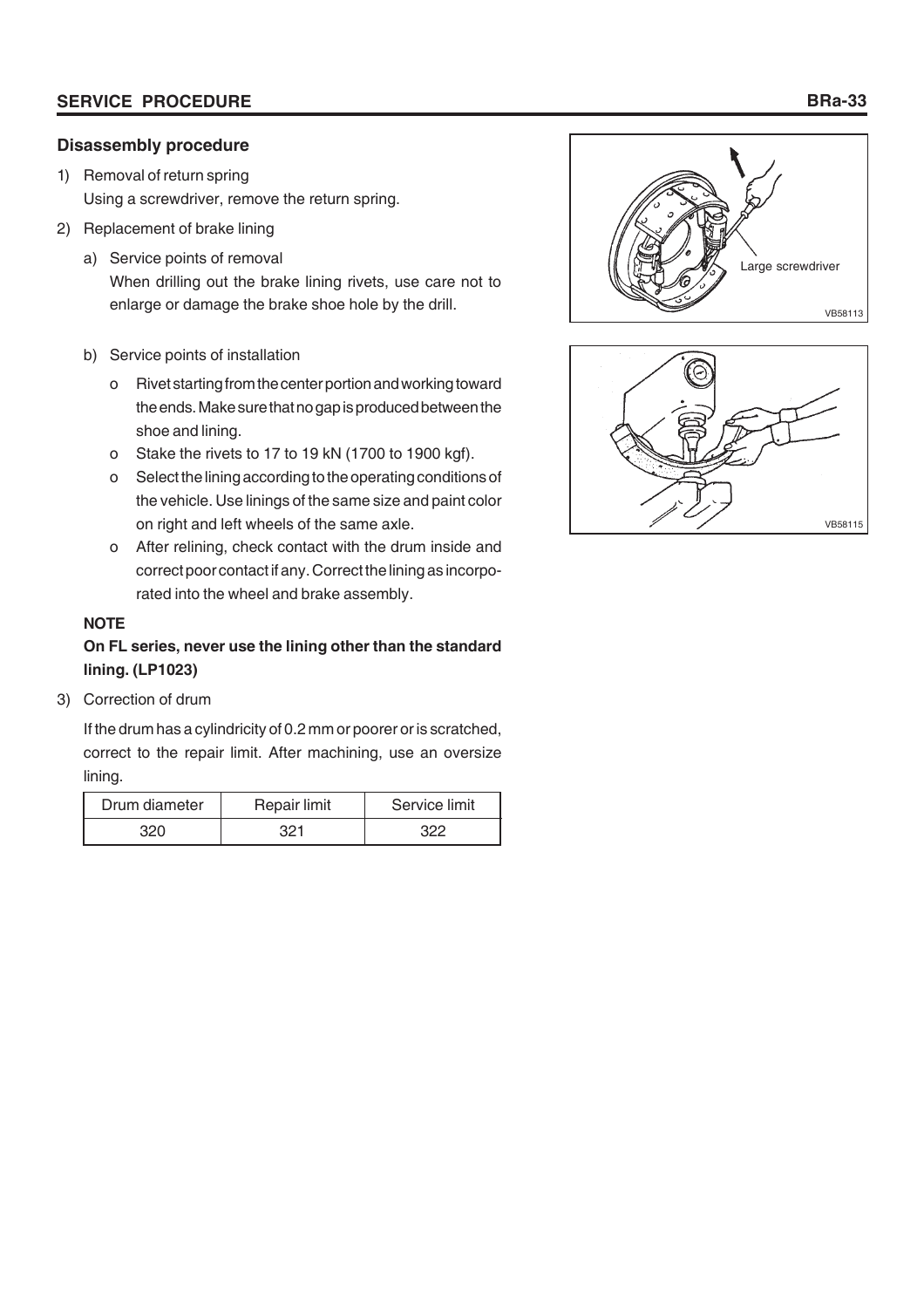## Disassembly procedure

1) Removal of return spring
   Using a screwdriver, remove the return spring.

2) Replacement of brake lining

   a) Service points of removal
      When drilling out the brake lining rivets, use care not to enlarge or damage the brake shoe hole by the drill.

   b) Service points of installation

      - Rivet starting from the center portion and working toward the ends. Make sure that no gap is produced between the shoe and lining.
      - Stake the rivets to 17 to 19 kN (1700 to 1900 kgf).
      - Select the lining according to the operating conditions of the vehicle. Use linings of the same size and paint color on right and left wheels of the same axle.
      - After relining, check contact with the drum inside and correct poor contact if any. Correct the lining as incorporated into the wheel and brake assembly.

   **NOTE**

   **On FL series, never use the lining other than the standard lining. (LP1023)**

3) Correction of drum

   If the drum has a cylindricity of 0.2 mm or poorer or is scratched, correct to the repair limit. After machining, use an oversize lining.

| Drum diameter | Repair limit | Service limit |
| --- | --- | --- |
| 320 | 321 | 322 |

Large screwdriver

VB58113

VB58115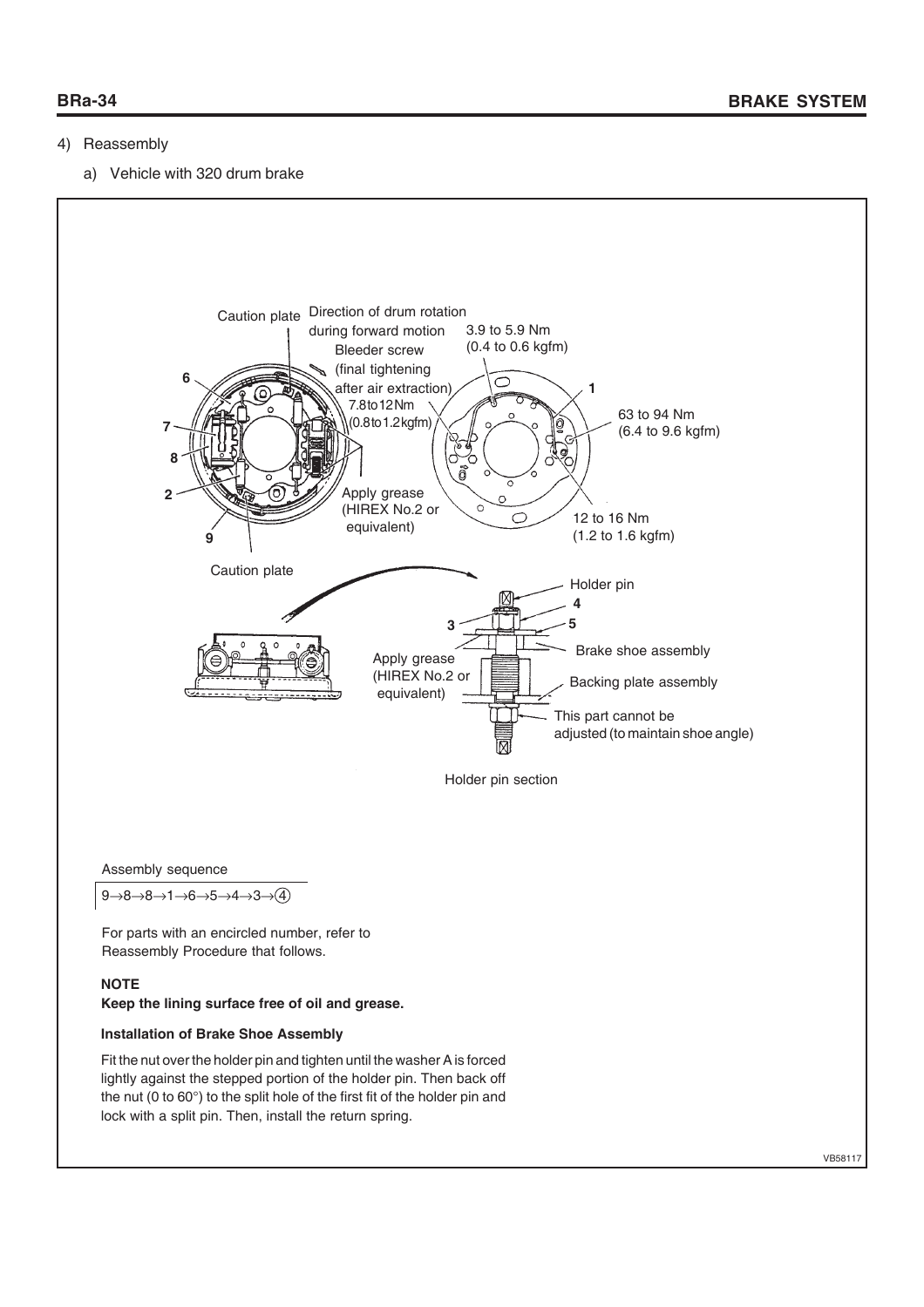4) Reassembly

a) Vehicle with 320 drum brake

Caution plate

Direction of drum rotation during forward motion

Bleeder screw (final tightening after air extraction)

7.8 to 12 Nm (0.8 to 1.2 kgfm)

3.9 to 5.9 Nm (0.4 to 0.6 kgfm)

63 to 94 Nm (6.4 to 9.6 kgfm)

12 to 16 Nm (1.2 to 1.6 kgfm)

Apply grease (HIREX No.2 or equivalent)

Caution plate

Holder pin

Brake shoe assembly

Backing plate assembly

This part cannot be adjusted (to maintain shoe angle)

Holder pin section

Assembly sequence

9→8→8→1→6→5→4→3→④

For parts with an encircled number, refer to Reassembly Procedure that follows.

**NOTE**

**Keep the lining surface free of oil and grease.**

**Installation of Brake Shoe Assembly**

Fit the nut over the holder pin and tighten until the washer A is forced lightly against the stepped portion of the holder pin. Then back off the nut (0 to 60°) to the split hole of the first fit of the holder pin and lock with a split pin. Then, install the return spring.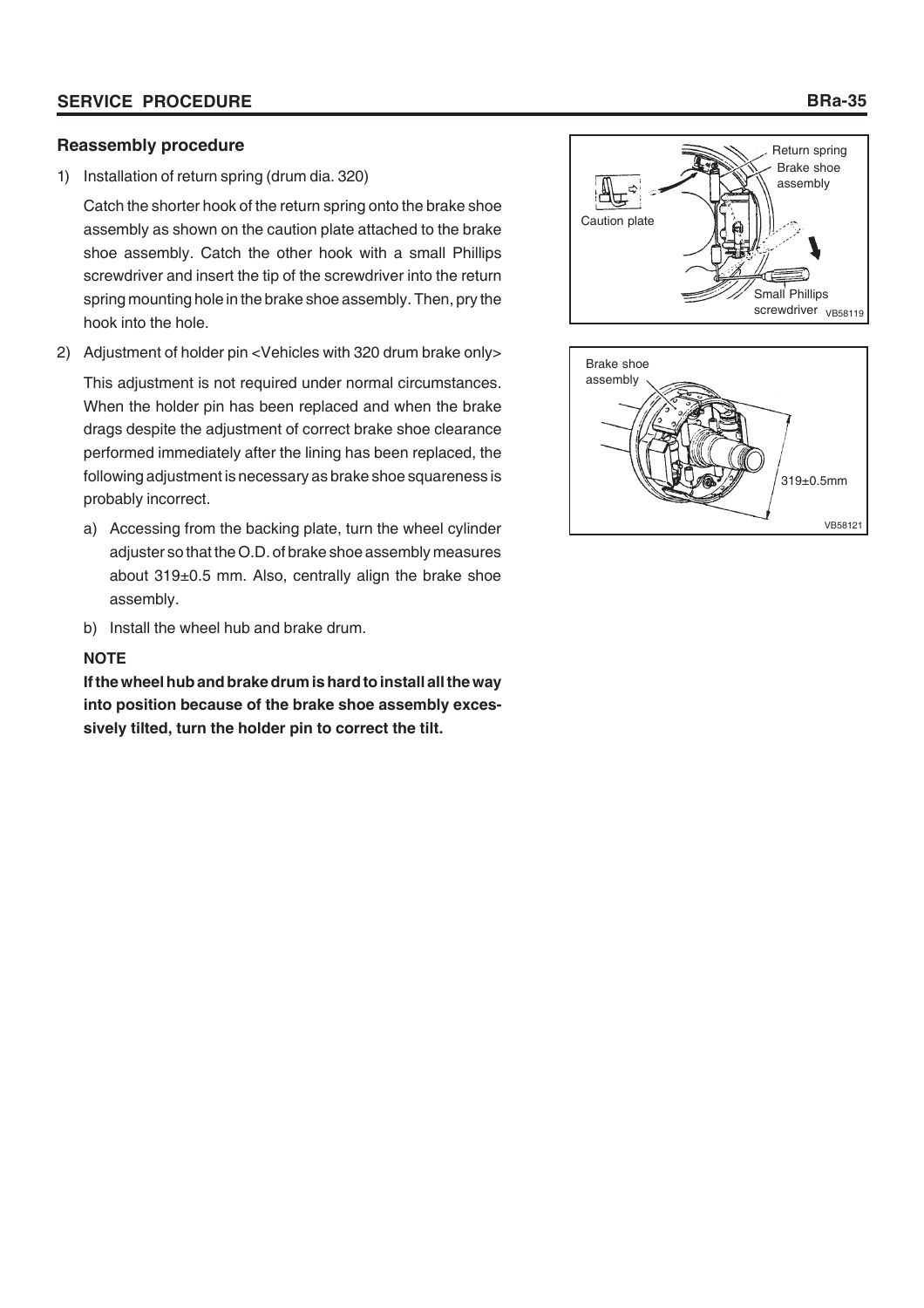## Reassembly procedure

1) Installation of return spring (drum dia. 320)

   Catch the shorter hook of the return spring onto the brake shoe assembly as shown on the caution plate attached to the brake shoe assembly. Catch the other hook with a small Phillips screwdriver and insert the tip of the screwdriver into the return spring mounting hole in the brake shoe assembly. Then, pry the hook into the hole.

2) Adjustment of holder pin <Vehicles with 320 drum brake only>

   This adjustment is not required under normal circumstances. When the holder pin has been replaced and when the brake drags despite the adjustment of correct brake shoe clearance performed immediately after the lining has been replaced, the following adjustment is necessary as brake shoe squareness is probably incorrect.

   a) Accessing from the backing plate, turn the wheel cylinder adjuster so that the O.D. of brake shoe assembly measures about 319±0.5 mm. Also, centrally align the brake shoe assembly.

   b) Install the wheel hub and brake drum.

   **NOTE**

   **If the wheel hub and brake drum is hard to install all the way into position because of the brake shoe assembly excessively tilted, turn the holder pin to correct the tilt.**

Return spring
Brake shoe assembly
Caution plate
Small Phillips screwdriver
VB58119

Brake shoe assembly
319±0.5mm
VB58121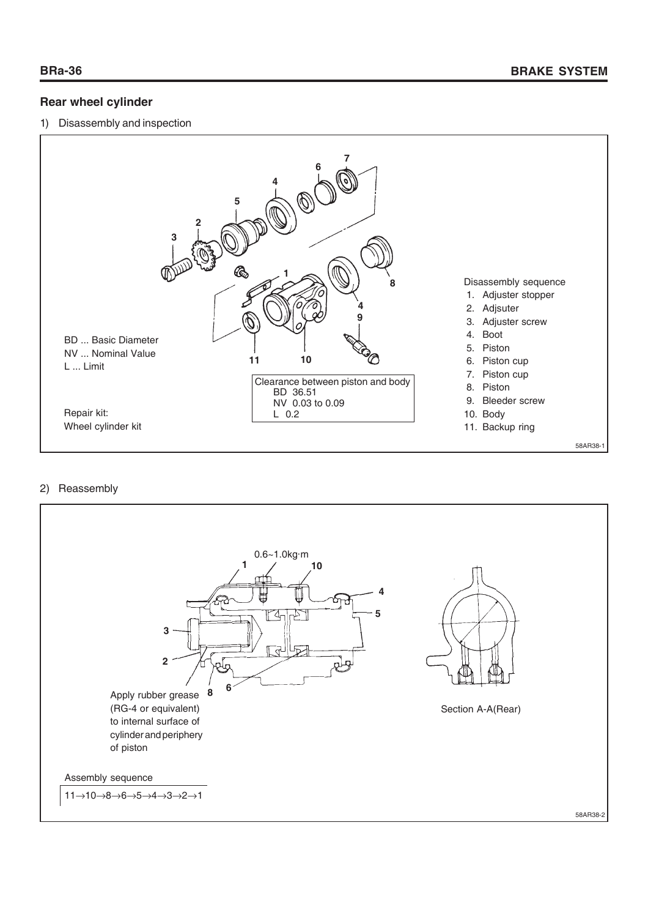## Rear wheel cylinder

1) Disassembly and inspection

BD ... Basic Diameter
NV ... Nominal Value
L ... Limit

Repair kit:
Wheel cylinder kit

Clearance between piston and body
BD 36.51
NV 0.03 to 0.09
L 0.2

Disassembly sequence

1. Adjuster stopper
2. Adjsuter
3. Adjuster screw
4. Boot
5. Piston
6. Piston cup
7. Piston cup
8. Piston
9. Bleeder screw
10. Body
11. Backup ring

58AR38-1

2) Reassembly

0.6~1.0kg·m

Apply rubber grease (RG-4 or equivalent) to internal surface of cylinder and periphery of piston

Section A-A(Rear)

Assembly sequence

11→10→8→6→5→4→3→2→1

58AR38-2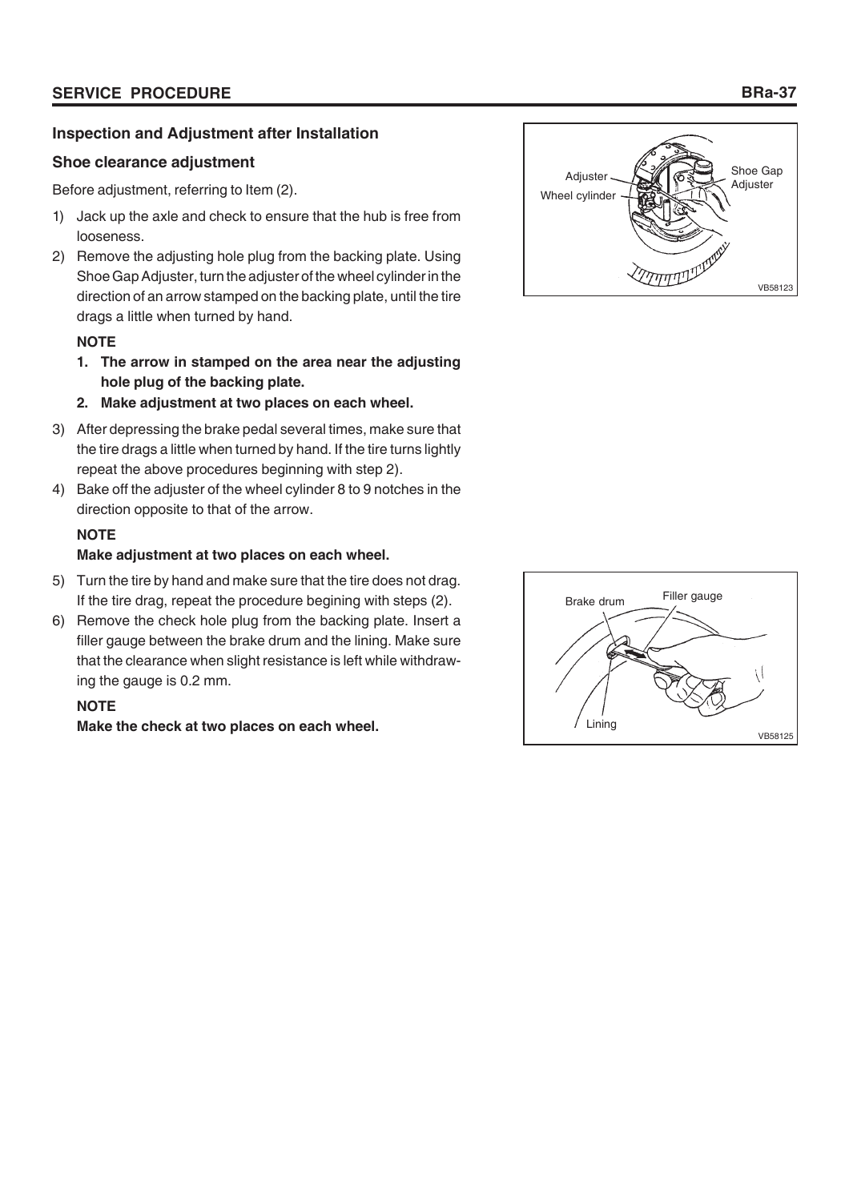### Inspection and Adjustment after Installation

#### Shoe clearance adjustment

Before adjustment, referring to Item (2).

1) Jack up the axle and check to ensure that the hub is free from looseness.
2) Remove the adjusting hole plug from the backing plate. Using Shoe Gap Adjuster, turn the adjuster of the wheel cylinder in the direction of an arrow stamped on the backing plate, until the tire drags a little when turned by hand.

   **NOTE**

   1. **The arrow in stamped on the area near the adjusting hole plug of the backing plate.**
   2. **Make adjustment at two places on each wheel.**

3) After depressing the brake pedal several times, make sure that the tire drags a little when turned by hand. If the tire turns lightly repeat the above procedures beginning with step 2).
4) Bake off the adjuster of the wheel cylinder 8 to 9 notches in the direction opposite to that of the arrow.

   **NOTE**

   **Make adjustment at two places on each wheel.**

5) Turn the tire by hand and make sure that the tire does not drag. If the tire drag, repeat the procedure begining with steps (2).
6) Remove the check hole plug from the backing plate. Insert a filler gauge between the brake drum and the lining. Make sure that the clearance when slight resistance is left while withdrawing the gauge is 0.2 mm.

   **NOTE**

   **Make the check at two places on each wheel.**

Adjuster
Wheel cylinder
Shoe Gap Adjuster
VB58123

Brake drum
Filler gauge
Lining
VB58125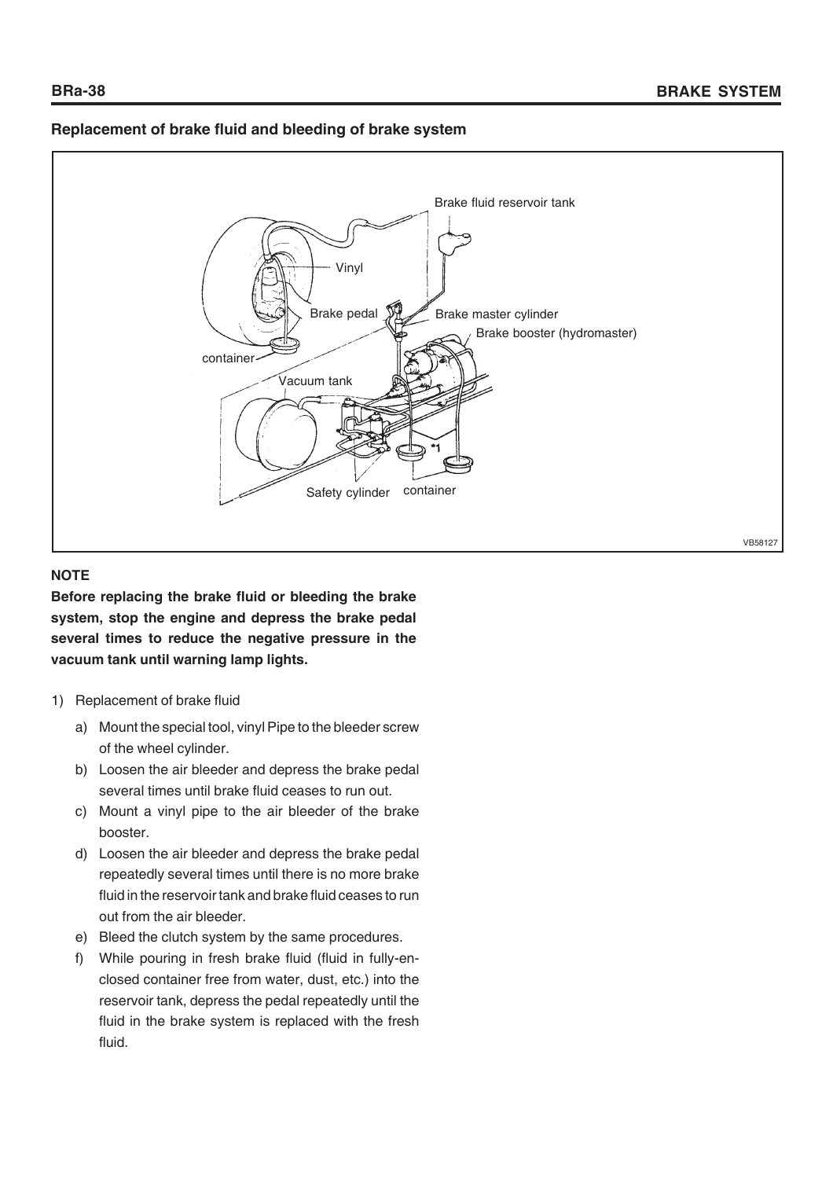## Replacement of brake fluid and bleeding of brake system

**NOTE**

**Before replacing the brake fluid or bleeding the brake system, stop the engine and depress the brake pedal several times to reduce the negative pressure in the vacuum tank until warning lamp lights.**

1) Replacement of brake fluid

   a) Mount the special tool, vinyl Pipe to the bleeder screw of the wheel cylinder.

   b) Loosen the air bleeder and depress the brake pedal several times until brake fluid ceases to run out.

   c) Mount a vinyl pipe to the air bleeder of the brake booster.

   d) Loosen the air bleeder and depress the brake pedal repeatedly several times until there is no more brake fluid in the reservoir tank and brake fluid ceases to run out from the air bleeder.

   e) Bleed the clutch system by the same procedures.

   f) While pouring in fresh brake fluid (fluid in fully-enclosed container free from water, dust, etc.) into the reservoir tank, depress the pedal repeatedly until the fluid in the brake system is replaced with the fresh fluid.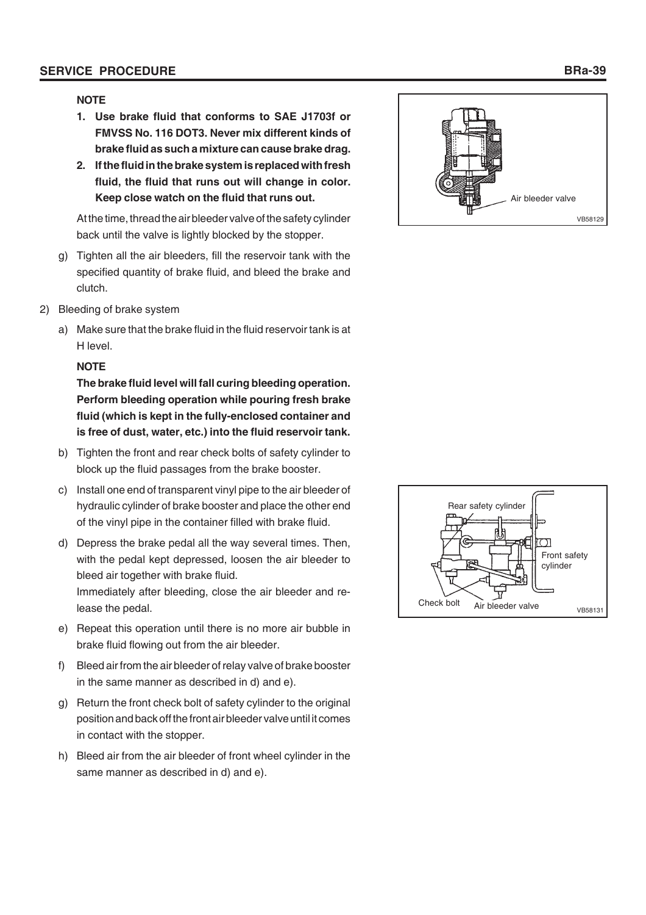**NOTE**

1. **Use brake fluid that conforms to SAE J1703f or FMVSS No. 116 DOT3. Never mix different kinds of brake fluid as such a mixture can cause brake drag.**
2. **If the fluid in the brake system is replaced with fresh fluid, the fluid that runs out will change in color. Keep close watch on the fluid that runs out.**

At the time, thread the air bleeder valve of the safety cylinder back until the valve is lightly blocked by the stopper.

g) Tighten all the air bleeders, fill the reservoir tank with the specified quantity of brake fluid, and bleed the brake and clutch.

Air bleeder valve

VB58129

2) Bleeding of brake system

a) Make sure that the brake fluid in the fluid reservoir tank is at H level.

**NOTE**

**The brake fluid level will fall curing bleeding operation. Perform bleeding operation while pouring fresh brake fluid (which is kept in the fully-enclosed container and is free of dust, water, etc.) into the fluid reservoir tank.**

b) Tighten the front and rear check bolts of safety cylinder to block up the fluid passages from the brake booster.

c) Install one end of transparent vinyl pipe to the air bleeder of hydraulic cylinder of brake booster and place the other end of the vinyl pipe in the container filled with brake fluid.

d) Depress the brake pedal all the way several times. Then, with the pedal kept depressed, loosen the air bleeder to bleed air together with brake fluid.
Immediately after bleeding, close the air bleeder and release the pedal.

e) Repeat this operation until there is no more air bubble in brake fluid flowing out from the air bleeder.

f) Bleed air from the air bleeder of relay valve of brake booster in the same manner as described in d) and e).

g) Return the front check bolt of safety cylinder to the original position and back off the front air bleeder valve until it comes in contact with the stopper.

h) Bleed air from the air bleeder of front wheel cylinder in the same manner as described in d) and e).

Rear safety cylinder

Front safety cylinder

Check bolt

Air bleeder valve

VB58131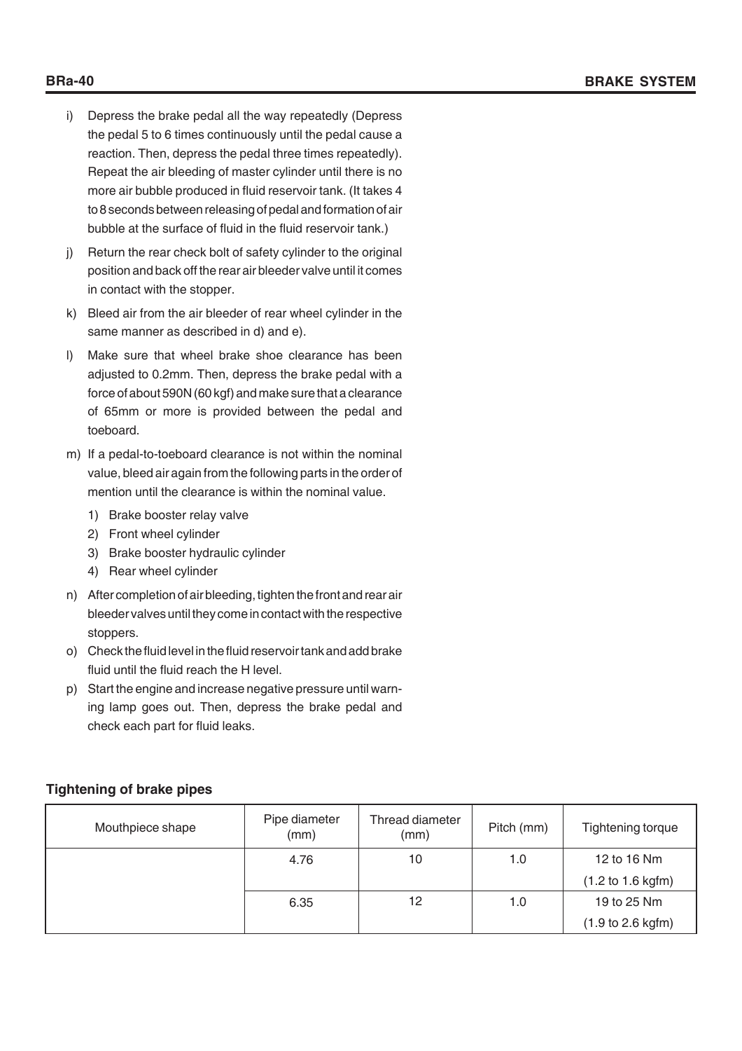i) Depress the brake pedal all the way repeatedly (Depress the pedal 5 to 6 times continuously until the pedal cause a reaction. Then, depress the pedal three times repeatedly). Repeat the air bleeding of master cylinder until there is no more air bubble produced in fluid reservoir tank. (It takes 4 to 8 seconds between releasing of pedal and formation of air bubble at the surface of fluid in the fluid reservoir tank.)

j) Return the rear check bolt of safety cylinder to the original position and back off the rear air bleeder valve until it comes in contact with the stopper.

k) Bleed air from the air bleeder of rear wheel cylinder in the same manner as described in d) and e).

l) Make sure that wheel brake shoe clearance has been adjusted to 0.2mm. Then, depress the brake pedal with a force of about 590N (60 kgf) and make sure that a clearance of 65mm or more is provided between the pedal and toeboard.

m) If a pedal-to-toeboard clearance is not within the nominal value, bleed air again from the following parts in the order of mention until the clearance is within the nominal value.

   1) Brake booster relay valve
   2) Front wheel cylinder
   3) Brake booster hydraulic cylinder
   4) Rear wheel cylinder

n) After completion of air bleeding, tighten the front and rear air bleeder valves until they come in contact with the respective stoppers.

o) Check the fluid level in the fluid reservoir tank and add brake fluid until the fluid reach the H level.

p) Start the engine and increase negative pressure until warning lamp goes out. Then, depress the brake pedal and check each part for fluid leaks.

### Tightening of brake pipes

| Mouthpiece shape | Pipe diameter (mm) | Thread diameter (mm) | Pitch (mm) | Tightening torque |
|---|---|---|---|---|
| | 4.76 | 10 | 1.0 | 12 to 16 Nm (1.2 to 1.6 kgfm) |
| | 6.35 | 12 | 1.0 | 19 to 25 Nm (1.9 to 2.6 kgfm) |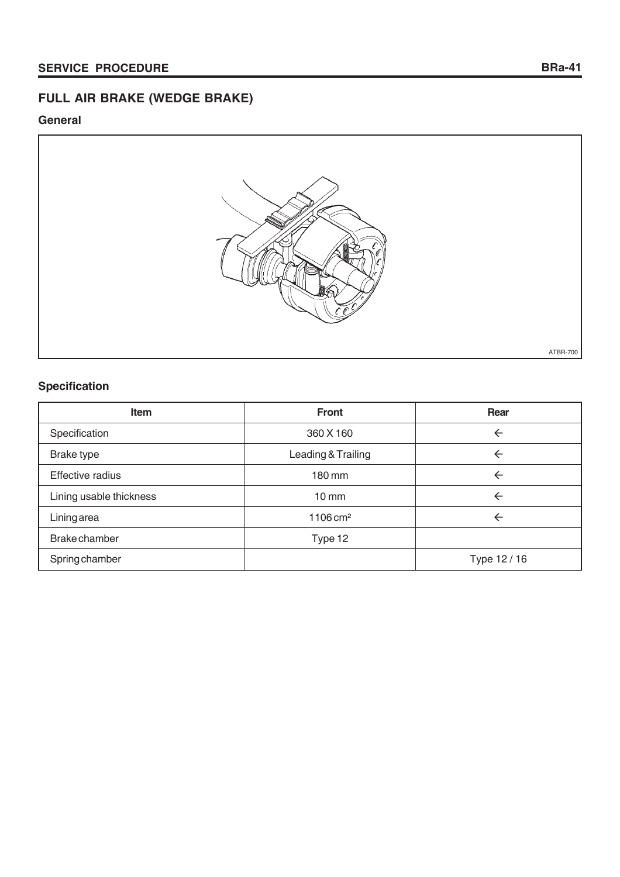## FULL AIR BRAKE (WEDGE BRAKE)

### General

ATBR-700

### Specification

| Item | Front | Rear |
|---|---|---|
| Specification | 360 X 160 | ← |
| Brake type | Leading & Trailing | ← |
| Effective radius | 180 mm | ← |
| Lining usable thickness | 10 mm | ← |
| Lining area | 1106 $cm^2$ | ← |
| Brake chamber | Type 12 | |
| Spring chamber | | Type 12 / 16 |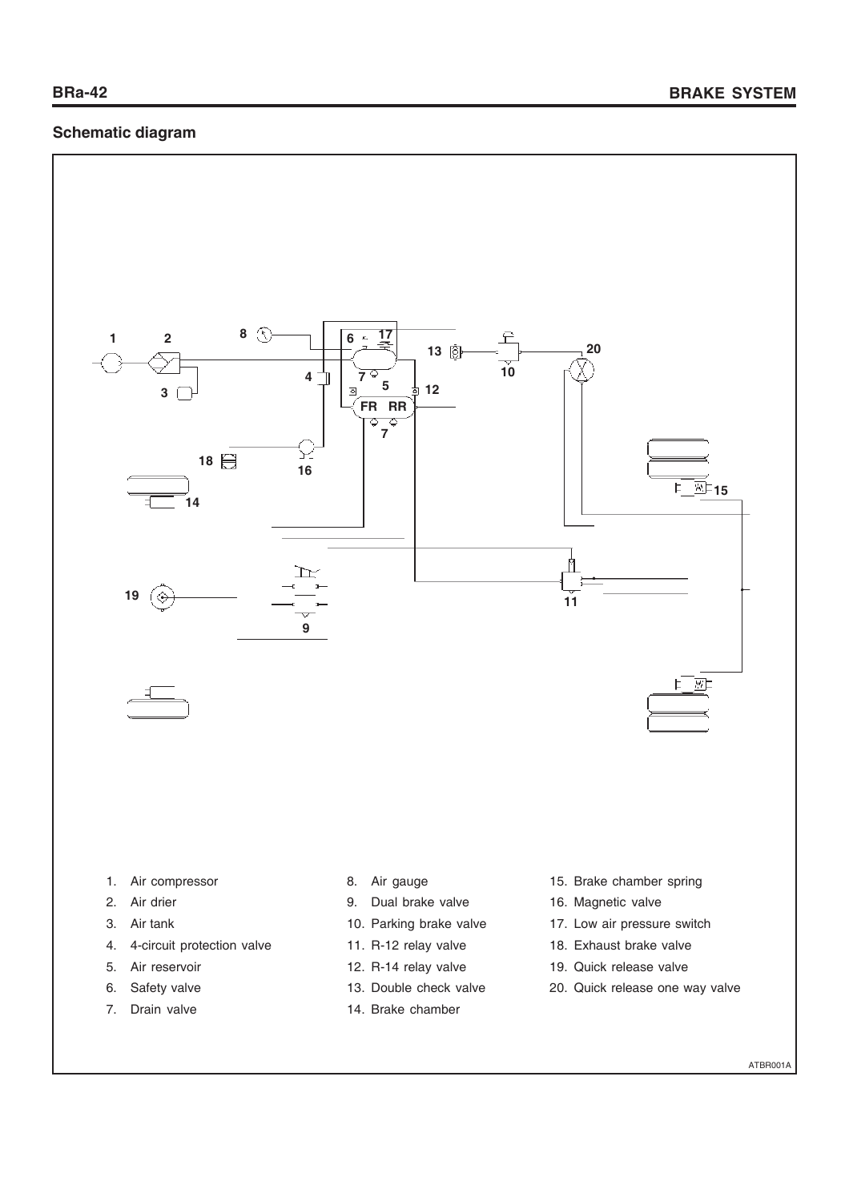## Schematic diagram

1. Air compressor
2. Air drier
3. Air tank
4. 4-circuit protection valve
5. Air reservoir
6. Safety valve
7. Drain valve
8. Air gauge
9. Dual brake valve
10. Parking brake valve
11. R-12 relay valve
12. R-14 relay valve
13. Double check valve
14. Brake chamber
15. Brake chamber spring
16. Magnetic valve
17. Low air pressure switch
18. Exhaust brake valve
19. Quick release valve
20. Quick release one way valve

ATBR001A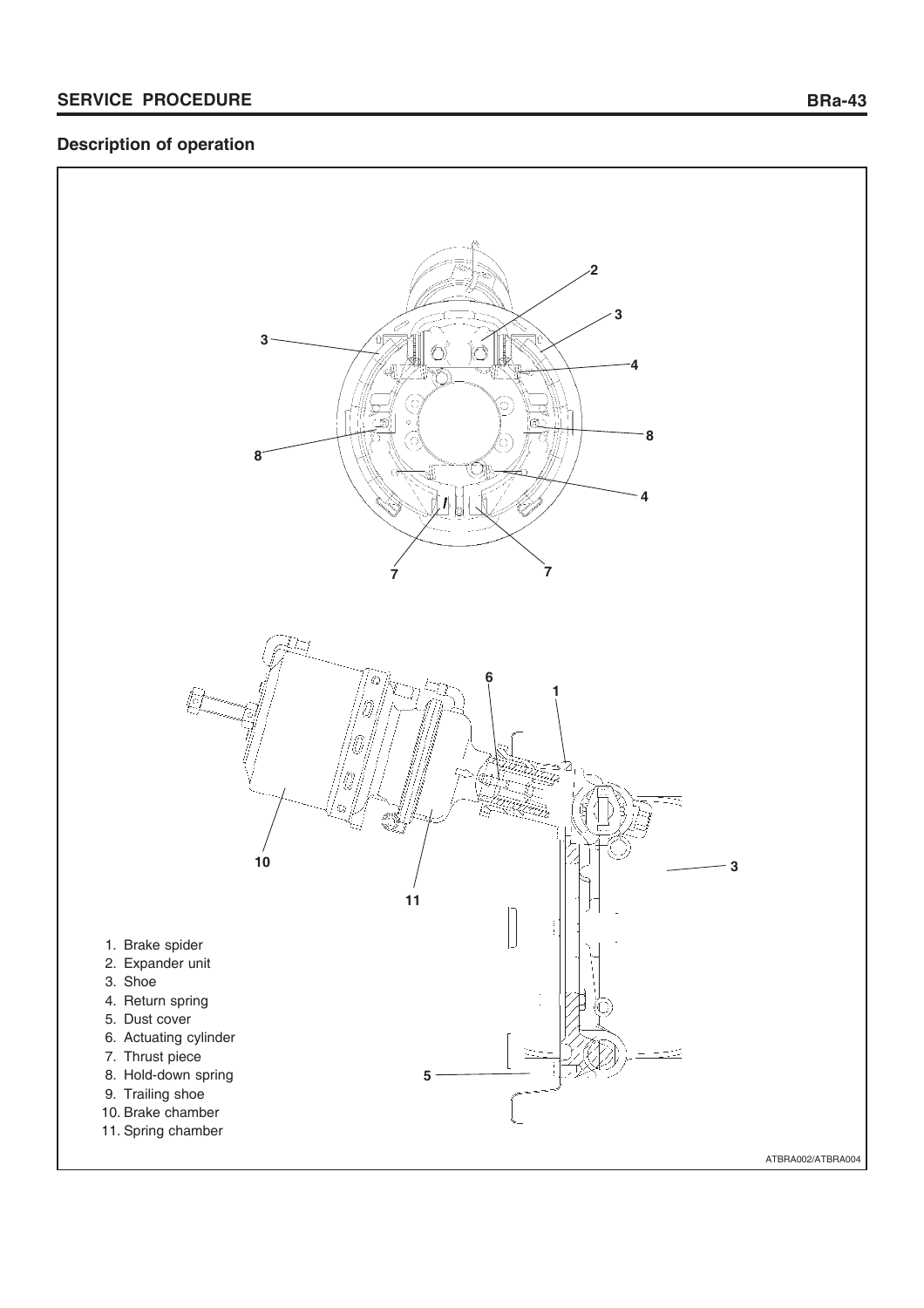## Description of operation

1. Brake spider
2. Expander unit
3. Shoe
4. Return spring
5. Dust cover
6. Actuating cylinder
7. Thrust piece
8. Hold-down spring
9. Trailing shoe
10. Brake chamber
11. Spring chamber

ATBRA002/ATBRA004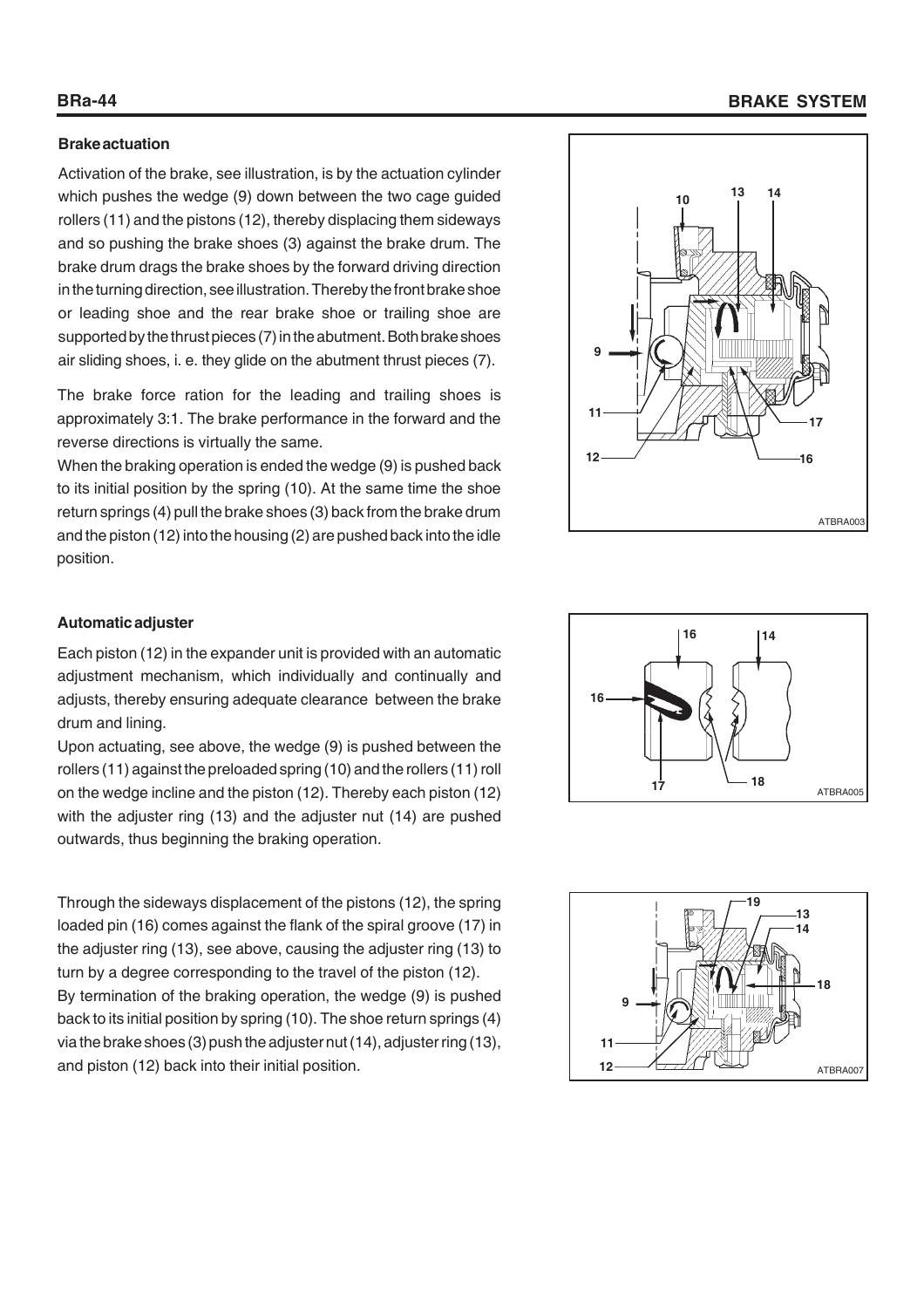### Brake actuation

Activation of the brake, see illustration, is by the actuation cylinder which pushes the wedge (9) down between the two cage guided rollers (11) and the pistons (12), thereby displacing them sideways and so pushing the brake shoes (3) against the brake drum. The brake drum drags the brake shoes by the forward driving direction in the turning direction, see illustration. Thereby the front brake shoe or leading shoe and the rear brake shoe or trailing shoe are supported by the thrust pieces (7) in the abutment. Both brake shoes air sliding shoes, i. e. they glide on the abutment thrust pieces (7).

The brake force ration for the leading and trailing shoes is approximately 3:1. The brake performance in the forward and the reverse directions is virtually the same.

When the braking operation is ended the wedge (9) is pushed back to its initial position by the spring (10). At the same time the shoe return springs (4) pull the brake shoes (3) back from the brake drum and the piston (12) into the housing (2) are pushed back into the idle position.

### Automatic adjuster

Each piston (12) in the expander unit is provided with an automatic adjustment mechanism, which individually and continually and adjusts, thereby ensuring adequate clearance between the brake drum and lining.

Upon actuating, see above, the wedge (9) is pushed between the rollers (11) against the preloaded spring (10) and the rollers (11) roll on the wedge incline and the piston (12). Thereby each piston (12) with the adjuster ring (13) and the adjuster nut (14) are pushed outwards, thus beginning the braking operation.

Through the sideways displacement of the pistons (12), the spring loaded pin (16) comes against the flank of the spiral groove (17) in the adjuster ring (13), see above, causing the adjuster ring (13) to turn by a degree corresponding to the travel of the piston (12).

By termination of the braking operation, the wedge (9) is pushed back to its initial position by spring (10). The shoe return springs (4) via the brake shoes (3) push the adjuster nut (14), adjuster ring (13), and piston (12) back into their initial position.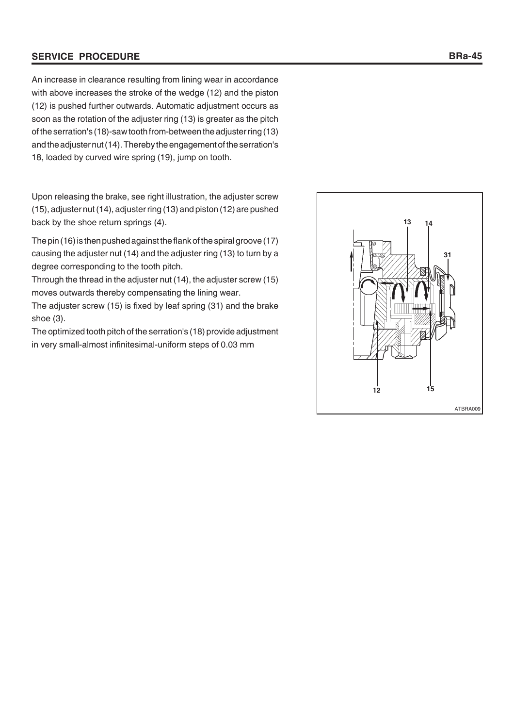An increase in clearance resulting from lining wear in accordance with above increases the stroke of the wedge (12) and the piston (12) is pushed further outwards. Automatic adjustment occurs as soon as the rotation of the adjuster ring (13) is greater as the pitch of the serration's (18)-saw tooth from-between the adjuster ring (13) and the adjuster nut (14). Thereby the engagement of the serration's 18, loaded by curved wire spring (19), jump on tooth.

Upon releasing the brake, see right illustration, the adjuster screw (15), adjuster nut (14), adjuster ring (13) and piston (12) are pushed back by the shoe return springs (4).

The pin (16) is then pushed against the flank of the spiral groove (17) causing the adjuster nut (14) and the adjuster ring (13) to turn by a degree corresponding to the tooth pitch.

Through the thread in the adjuster nut (14), the adjuster screw (15) moves outwards thereby compensating the lining wear.

The adjuster screw (15) is fixed by leaf spring (31) and the brake shoe (3).

The optimized tooth pitch of the serration's (18) provide adjustment in very small-almost infinitesimal-uniform steps of 0.03 mm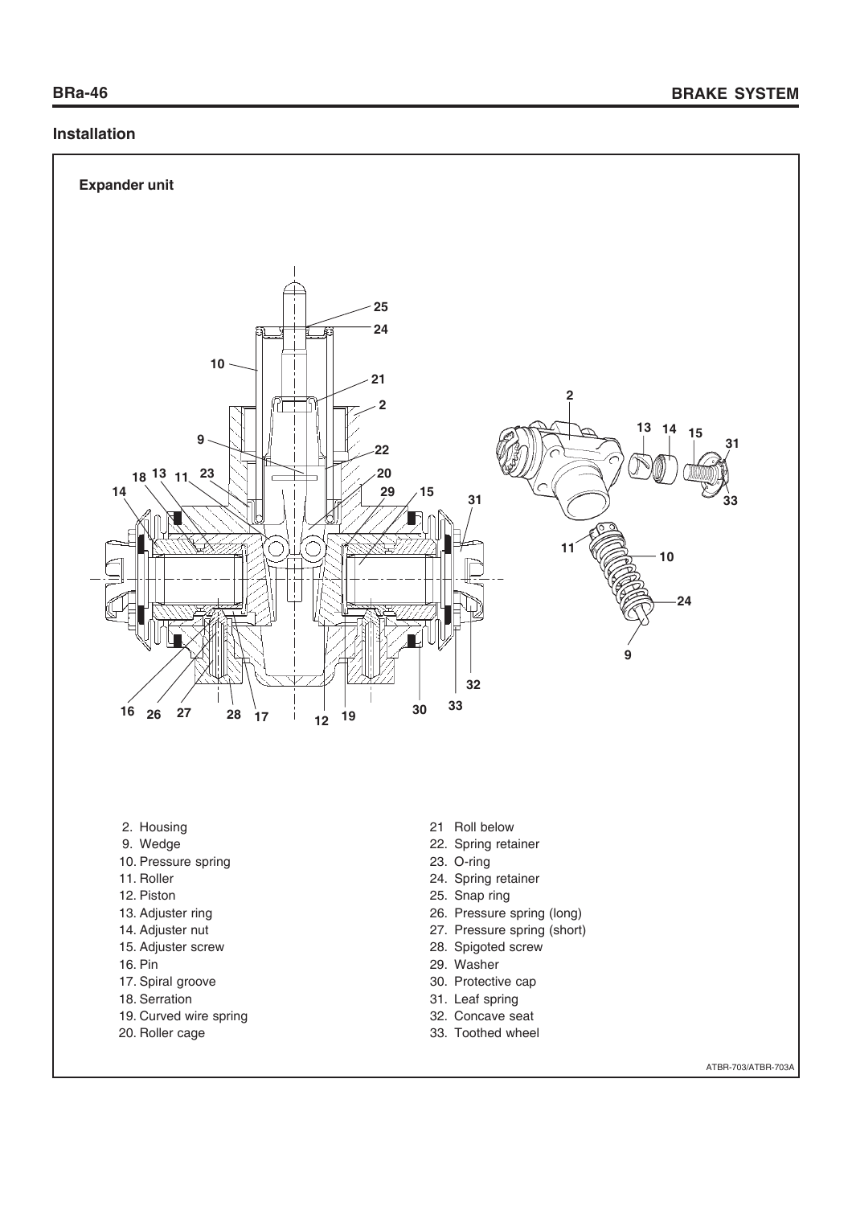## Installation

**Expander unit**

2. Housing
9. Wedge
10. Pressure spring
11. Roller
12. Piston
13. Adjuster ring
14. Adjuster nut
15. Adjuster screw
16. Pin
17. Spiral groove
18. Serration
19. Curved wire spring
20. Roller cage
21. Roll below
22. Spring retainer
23. O-ring
24. Spring retainer
25. Snap ring
26. Pressure spring (long)
27. Pressure spring (short)
28. Spigoted screw
29. Washer
30. Protective cap
31. Leaf spring
32. Concave seat
33. Toothed wheel

ATBR-703/ATBR-703A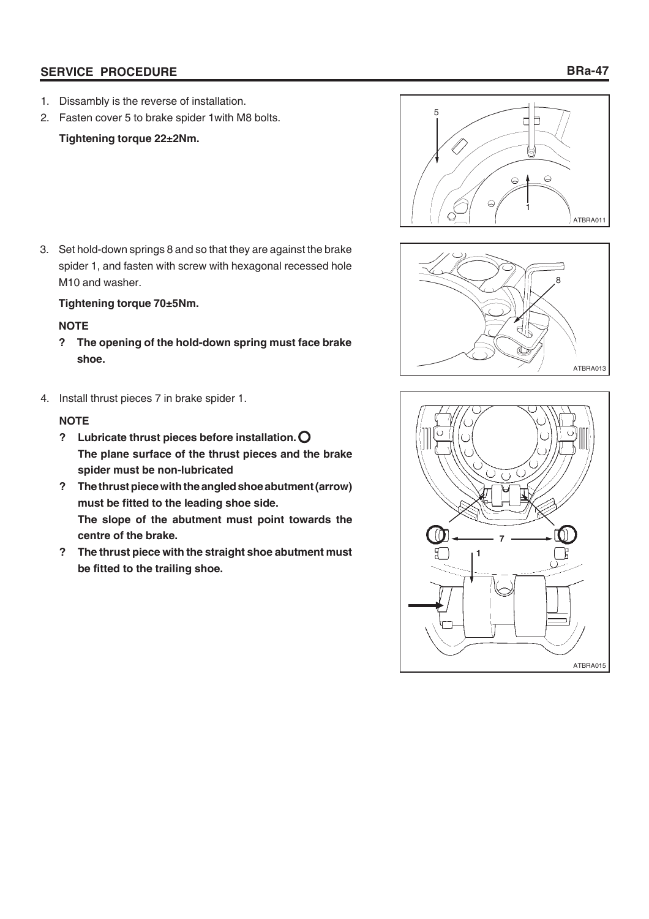## SERVICE PROCEDURE

1. Dissambly is the reverse of installation.
2. Fasten cover 5 to brake spider 1with M8 bolts.

   **Tightening torque 22±2Nm.**

3. Set hold-down springs 8 and so that they are against the brake spider 1, and fasten with screw with hexagonal recessed hole M10 and washer.

   **Tightening torque 70±5Nm.**

   **NOTE**

   - **? The opening of the hold-down spring must face brake shoe.**

4. Install thrust pieces 7 in brake spider 1.

   **NOTE**

   - **? Lubricate thrust pieces before installation. ○ The plane surface of the thrust pieces and the brake spider must be non-lubricated**
   - **? The thrust piece with the angled shoe abutment (arrow) must be fitted to the leading shoe side. The slope of the abutment must point towards the centre of the brake.**
   - **? The thrust piece with the straight shoe abutment must be fitted to the trailing shoe.**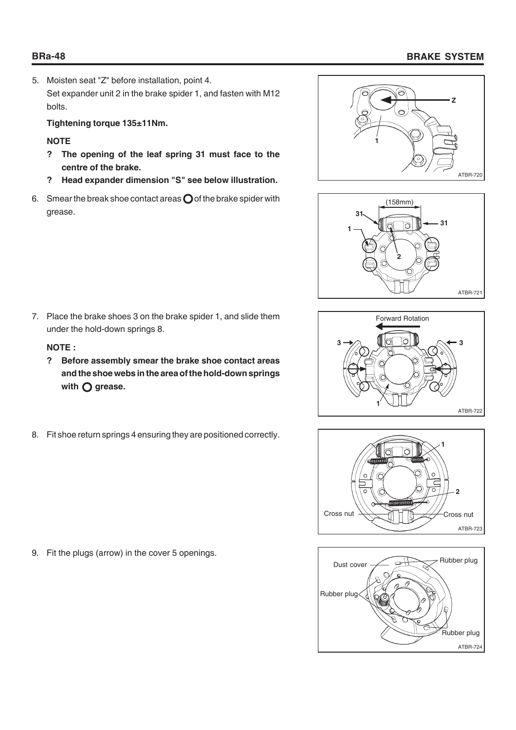5. Moisten seat "Z" before installation, point 4.
   Set expander unit 2 in the brake spider 1, and fasten with M12 bolts.

   **Tightening torque 135±11Nm.**

   **NOTE**

   - **? The opening of the leaf spring 31 must face to the centre of the brake.**
   - **? Head expander dimension "S" see below illustration.**

6. Smear the break shoe contact areas ○ of the brake spider with grease.

7. Place the brake shoes 3 on the brake spider 1, and slide them under the hold-down springs 8.

   **NOTE :**

   - **? Before assembly smear the brake shoe contact areas and the shoe webs in the area of the hold-down springs with ○ grease.**

8. Fit shoe return springs 4 ensuring they are positioned correctly.

9. Fit the plugs (arrow) in the cover 5 openings.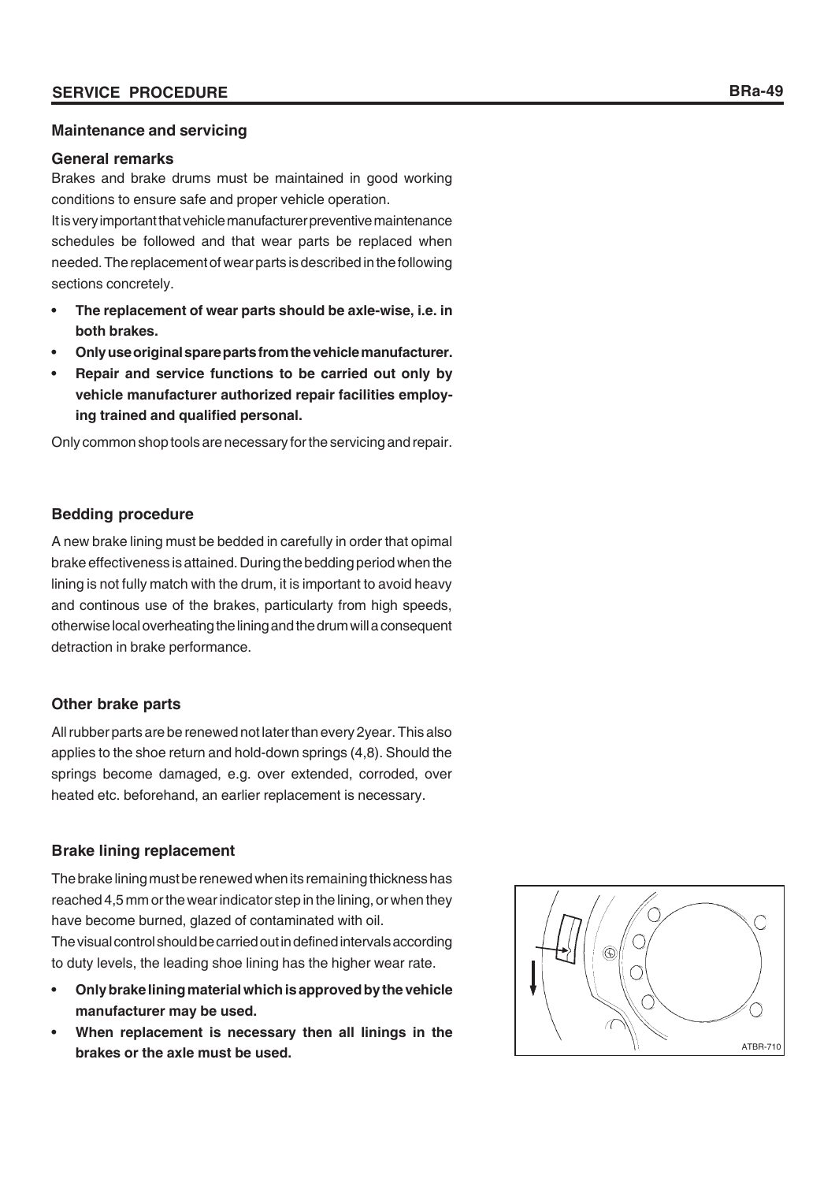## Maintenance and servicing

### General remarks

Brakes and brake drums must be maintained in good working conditions to ensure safe and proper vehicle operation.

It is very important that vehicle manufacturer preventive maintenance schedules be followed and that wear parts be replaced when needed. The replacement of wear parts is described in the following sections concretely.

- **The replacement of wear parts should be axle-wise, i.e. in both brakes.**
- **Only use original spare parts from the vehicle manufacturer.**
- **Repair and service functions to be carried out only by vehicle manufacturer authorized repair facilities employing trained and qualified personal.**

Only common shop tools are necessary for the servicing and repair.

### Bedding procedure

A new brake lining must be bedded in carefully in order that opimal brake effectiveness is attained. During the bedding period when the lining is not fully match with the drum, it is important to avoid heavy and continous use of the brakes, particularty from high speeds, otherwise local overheating the lining and the drum will a consequent detraction in brake performance.

### Other brake parts

All rubber parts are be renewed not later than every 2year. This also applies to the shoe return and hold-down springs (4,8). Should the springs become damaged, e.g. over extended, corroded, over heated etc. beforehand, an earlier replacement is necessary.

### Brake lining replacement

The brake lining must be renewed when its remaining thickness has reached 4,5 mm or the wear indicator step in the lining, or when they have become burned, glazed of contaminated with oil.

The visual control should be carried out in defined intervals according to duty levels, the leading shoe lining has the higher wear rate.

- **Only brake lining material which is approved by the vehicle manufacturer may be used.**
- **When replacement is necessary then all linings in the brakes or the axle must be used.**

ATBR-710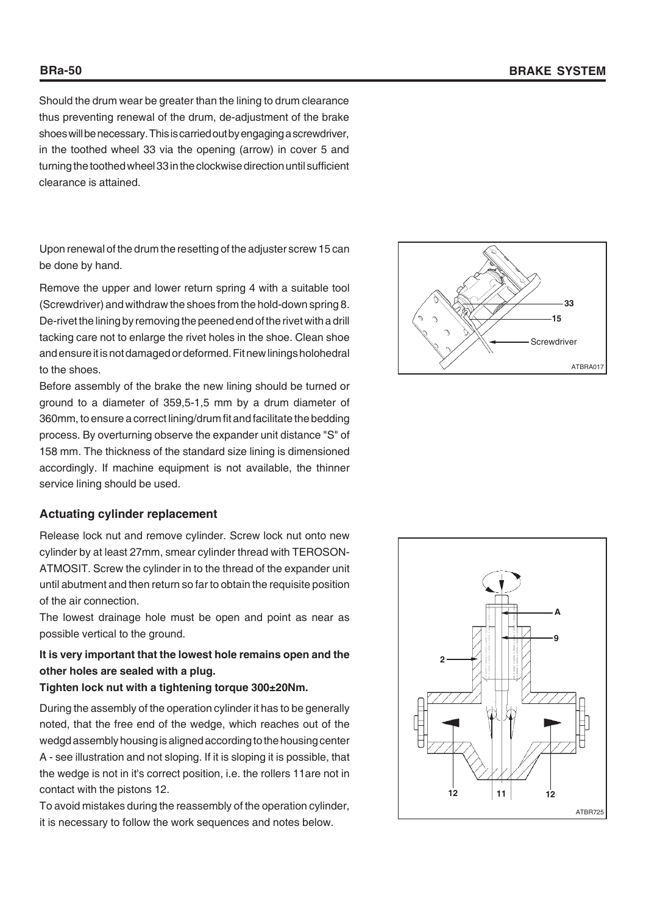Should the drum wear be greater than the lining to drum clearance thus preventing renewal of the drum, de-adjustment of the brake shoes will be necessary. This is carried out by engaging a screwdriver, in the toothed wheel 33 via the opening (arrow) in cover 5 and turning the toothed wheel 33 in the clockwise direction until sufficient clearance is attained.

Upon renewal of the drum the resetting of the adjuster screw 15 can be done by hand.

Remove the upper and lower return spring 4 with a suitable tool (Screwdriver) and withdraw the shoes from the hold-down spring 8. De-rivet the lining by removing the peened end of the rivet with a drill tacking care not to enlarge the rivet holes in the shoe. Clean shoe and ensure it is not damaged or deformed. Fit new linings holohedral to the shoes.

Before assembly of the brake the new lining should be turned or ground to a diameter of 359,5-1,5 mm by a drum diameter of 360mm, to ensure a correct lining/drum fit and facilitate the bedding process. By overturning observe the expander unit distance "S" of 158 mm. The thickness of the standard size lining is dimensioned accordingly. If machine equipment is not available, the thinner service lining should be used.

33
15
Screwdriver
ATBRA017

### Actuating cylinder replacement

Release lock nut and remove cylinder. Screw lock nut onto new cylinder by at least 27mm, smear cylinder thread with TEROSON-ATMOSIT. Screw the cylinder in to the thread of the expander unit until abutment and then return so far to obtain the requisite position of the air connection.

The lowest drainage hole must be open and point as near as possible vertical to the ground.

**It is very important that the lowest hole remains open and the other holes are sealed with a plug.**

**Tighten lock nut with a tightening torque 300±20Nm.**

During the assembly of the operation cylinder it has to be generally noted, that the free end of the wedge, which reaches out of the wedgd assembly housing is aligned according to the housing center A - see illustration and not sloping. If it is sloping it is possible, that the wedge is not in it's correct position, i.e. the rollers 11are not in contact with the pistons 12.

To avoid mistakes during the reassembly of the operation cylinder, it is necessary to follow the work sequences and notes below.

A
9
2
12
11
12
ATBR725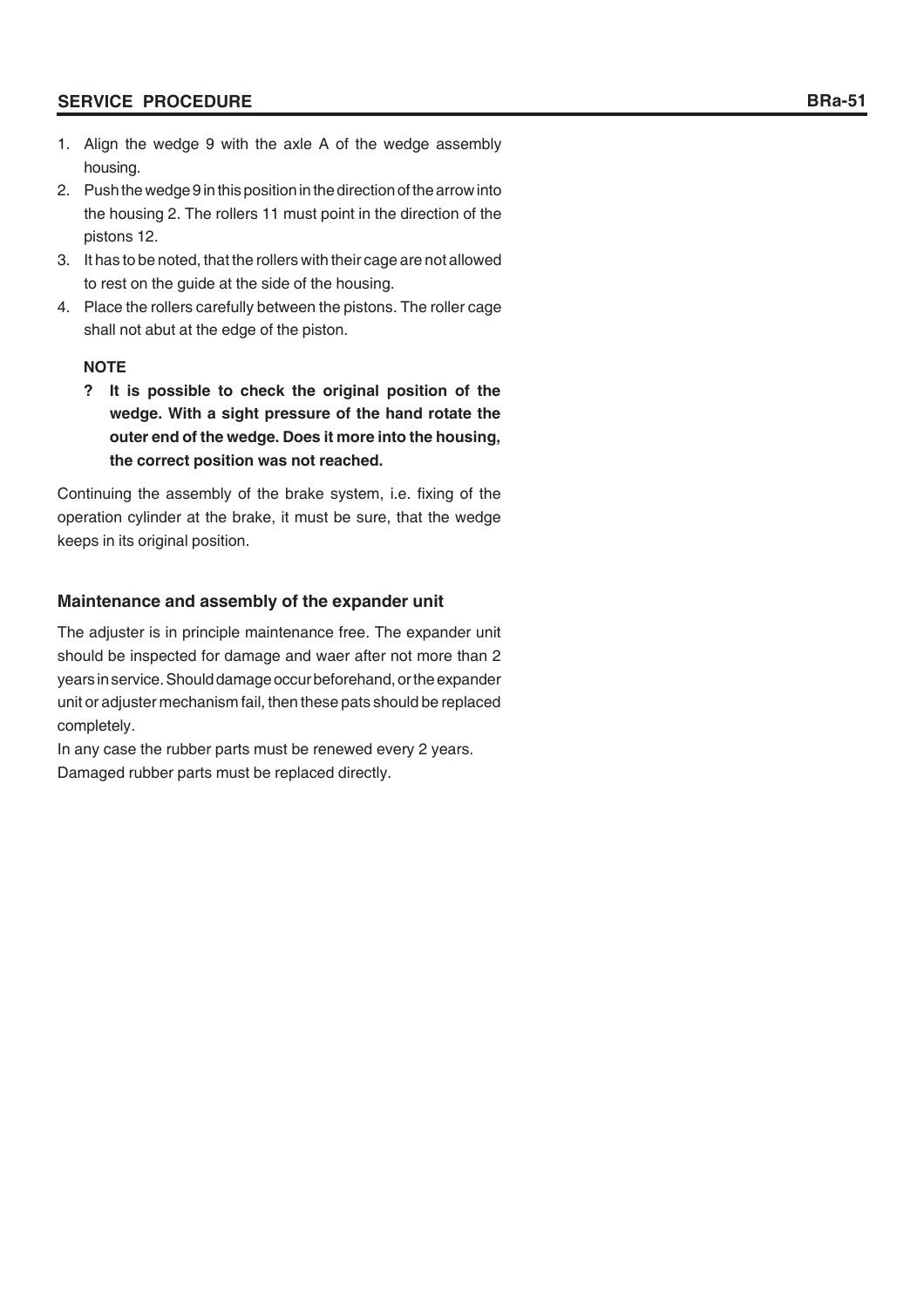1. Align the wedge 9 with the axle A of the wedge assembly housing.
2. Push the wedge 9 in this position in the direction of the arrow into the housing 2. The rollers 11 must point in the direction of the pistons 12.
3. It has to be noted, that the rollers with their cage are not allowed to rest on the guide at the side of the housing.
4. Place the rollers carefully between the pistons. The roller cage shall not abut at the edge of the piston.

**NOTE**

- **? It is possible to check the original position of the wedge. With a sight pressure of the hand rotate the outer end of the wedge. Does it more into the housing, the correct position was not reached.**

Continuing the assembly of the brake system, i.e. fixing of the operation cylinder at the brake, it must be sure, that the wedge keeps in its original position.

### Maintenance and assembly of the expander unit

The adjuster is in principle maintenance free. The expander unit should be inspected for damage and waer after not more than 2 years in service. Should damage occur beforehand, or the expander unit or adjuster mechanism fail, then these pats should be replaced completely.

In any case the rubber parts must be renewed every 2 years.

Damaged rubber parts must be replaced directly.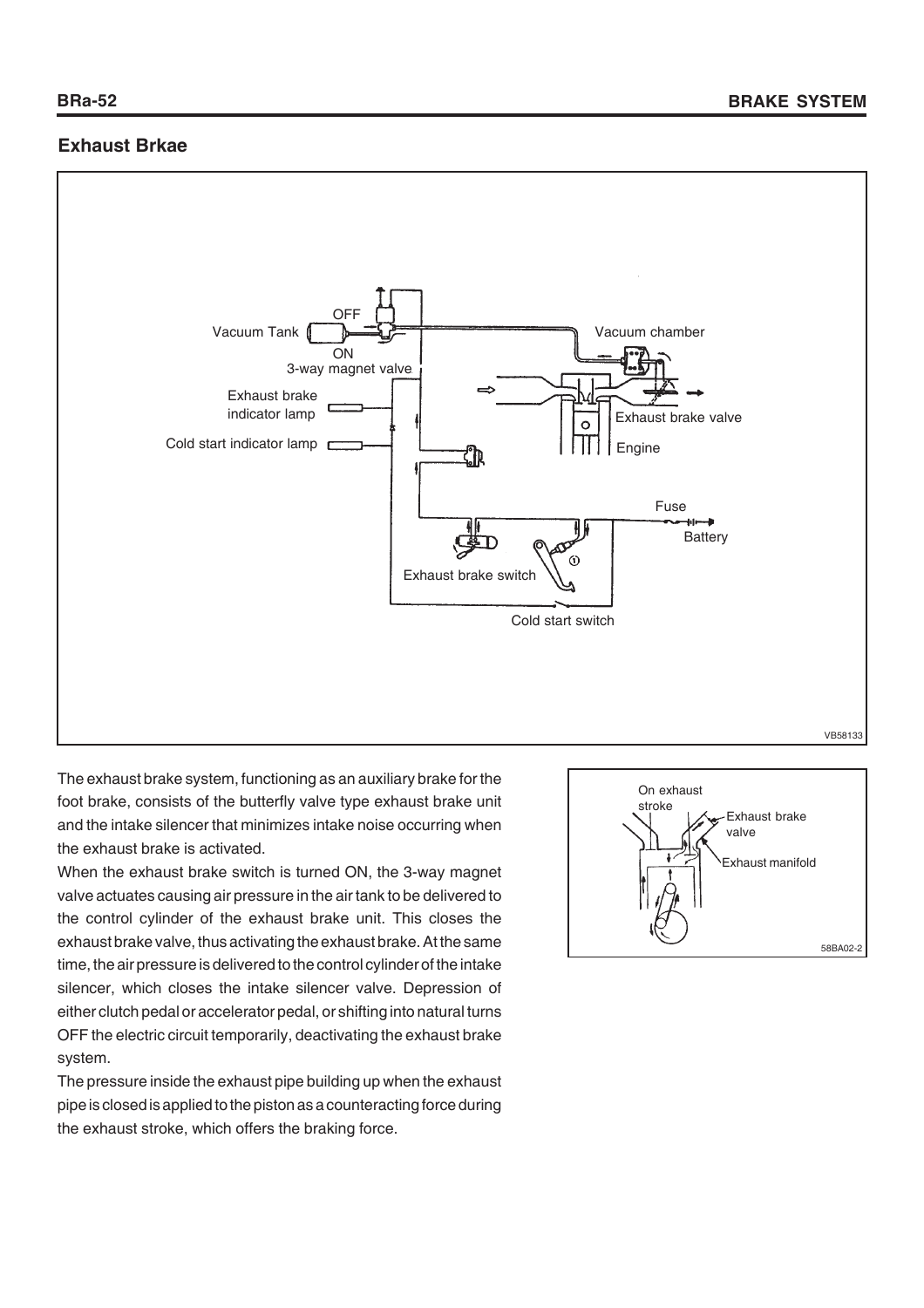## Exhaust Brkae

The exhaust brake system, functioning as an auxiliary brake for the foot brake, consists of the butterfly valve type exhaust brake unit and the intake silencer that minimizes intake noise occurring when the exhaust brake is activated.

When the exhaust brake switch is turned ON, the 3-way magnet valve actuates causing air pressure in the air tank to be delivered to the control cylinder of the exhaust brake unit. This closes the exhaust brake valve, thus activating the exhaust brake. At the same time, the air pressure is delivered to the control cylinder of the intake silencer, which closes the intake silencer valve. Depression of either clutch pedal or accelerator pedal, or shifting into natural turns OFF the electric circuit temporarily, deactivating the exhaust brake system.

The pressure inside the exhaust pipe building up when the exhaust pipe is closed is applied to the piston as a counteracting force during the exhaust stroke, which offers the braking force.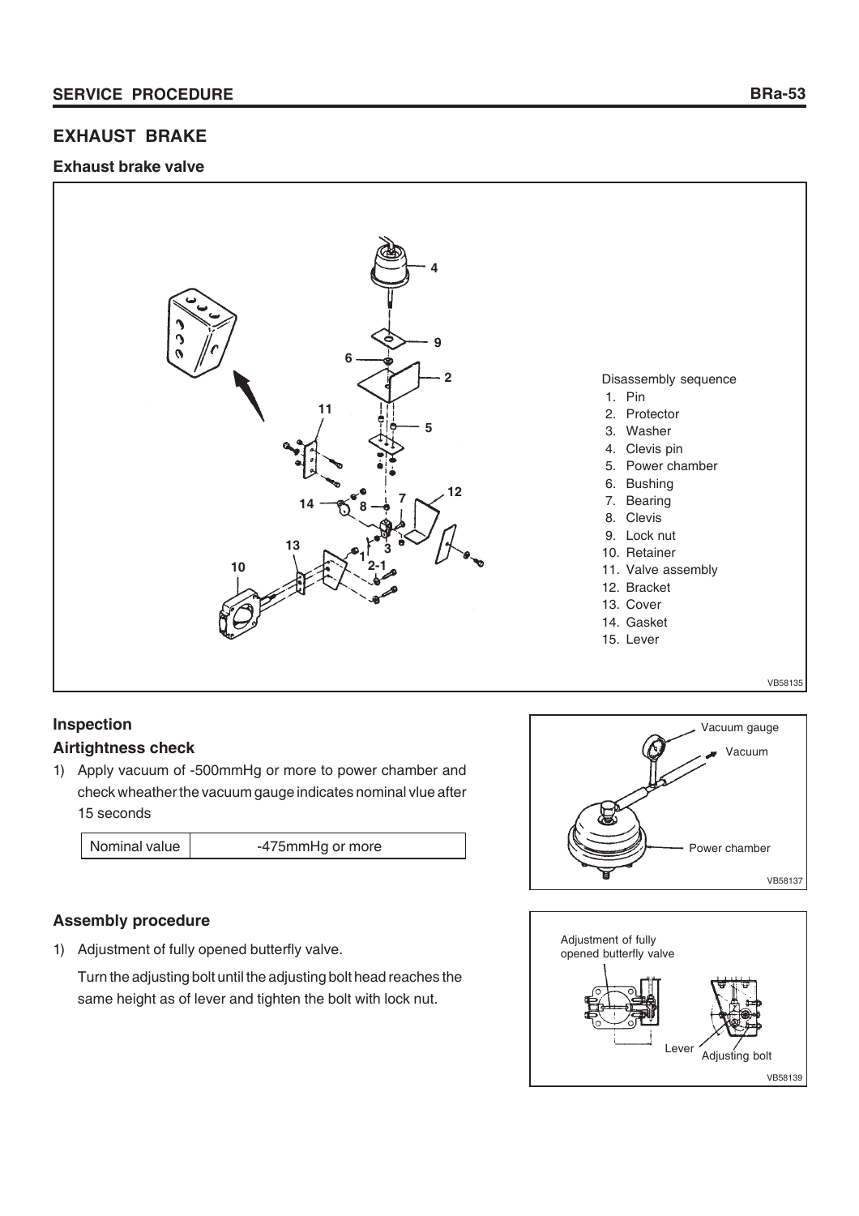## EXHAUST BRAKE

### Exhaust brake valve

Disassembly sequence

1. Pin
2. Protector
3. Washer
4. Clevis pin
5. Power chamber
6. Bushing
7. Bearing
8. Clevis
9. Lock nut
10. Retainer
11. Valve assembly
12. Bracket
13. Cover
14. Gasket
15. Lever

VB58135

### Inspection

#### Airtightness check

1) Apply vacuum of -500mmHg or more to power chamber and check wheather the vacuum gauge indicates nominal vlue after 15 seconds

| Nominal value | -475mmHg or more |
|---|---|

Vacuum gauge

Vacuum

Power chamber

VB58137

### Assembly procedure

1) Adjustment of fully opened butterfly valve.

   Turn the adjusting bolt until the adjusting bolt head reaches the same height as of lever and tighten the bolt with lock nut.

Adjustment of fully opened butterfly valve

Lever

Adjusting bolt

VB58139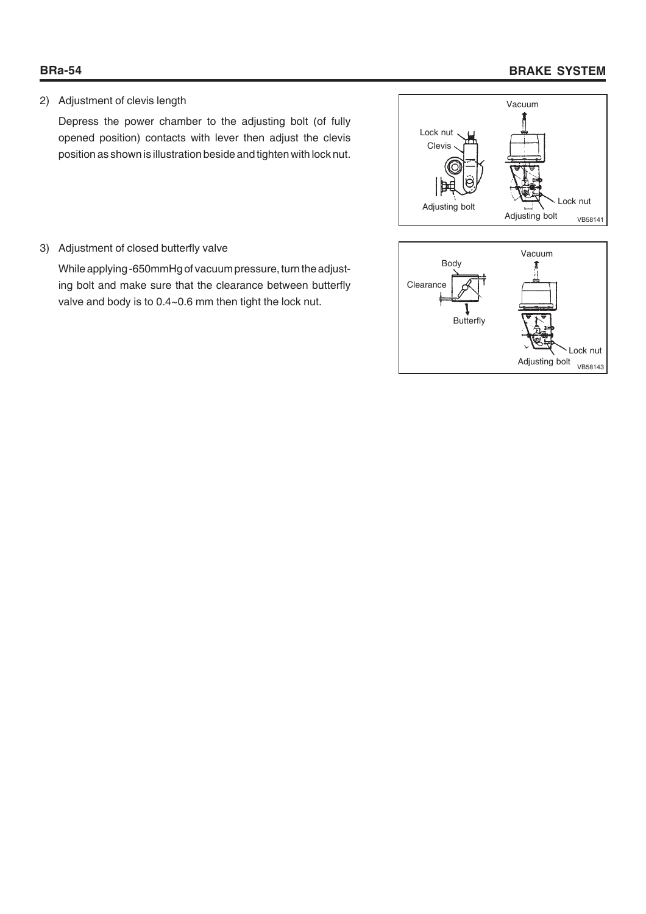2) Adjustment of clevis length

   Depress the power chamber to the adjusting bolt (of fully opened position) contacts with lever then adjust the clevis position as shown is illustration beside and tighten with lock nut.

3) Adjustment of closed butterfly valve

   While applying -650mmHg of vacuum pressure, turn the adjusting bolt and make sure that the clearance between butterfly valve and body is to 0.4~0.6 mm then tight the lock nut.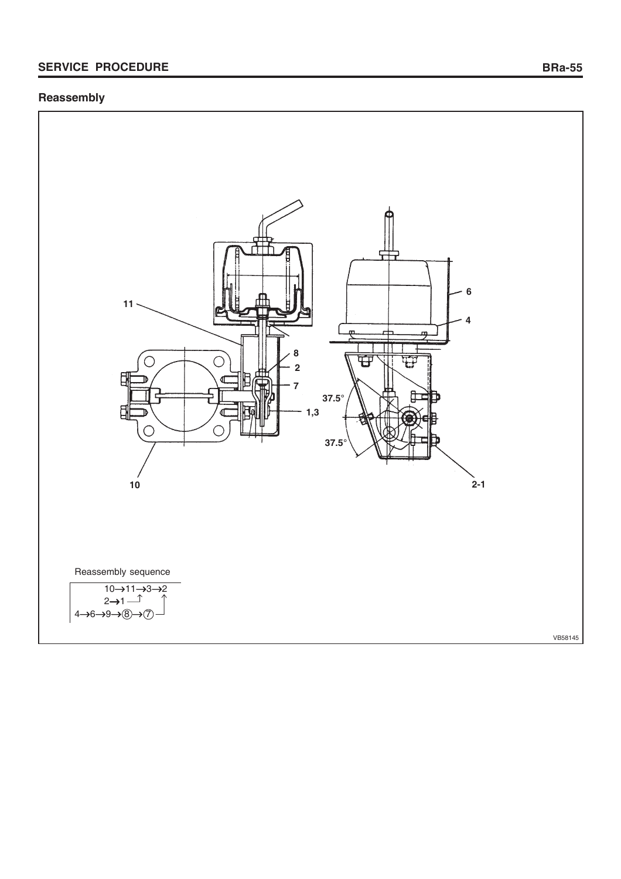## Reassembly

Reassembly sequence

10→11→3→2
2→1
4→6→9→⑧→⑦

VB58145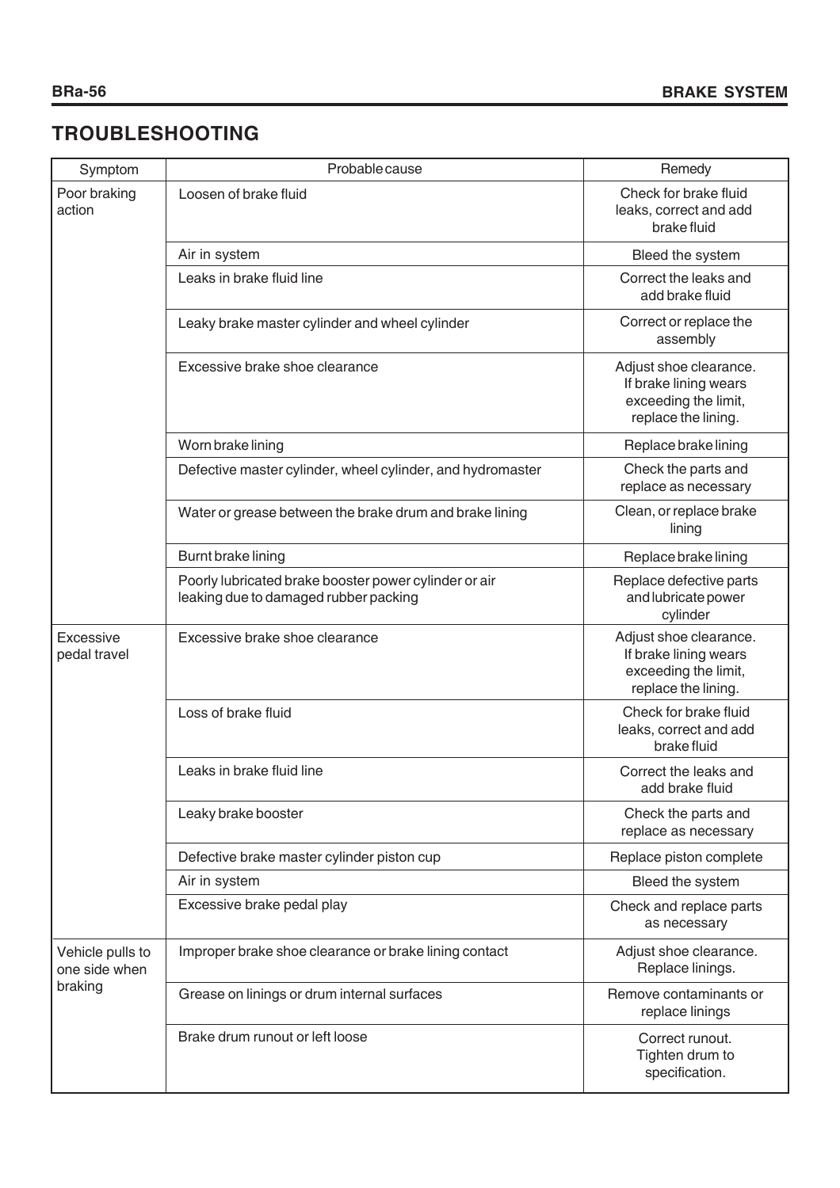## TROUBLESHOOTING

| Symptom | Probable cause | Remedy |
|---|---|---|
| Poor braking action | Loosen of brake fluid | Check for brake fluid leaks, correct and add brake fluid |
| | Air in system | Bleed the system |
| | Leaks in brake fluid line | Correct the leaks and add brake fluid |
| | Leaky brake master cylinder and wheel cylinder | Correct or replace the assembly |
| | Excessive brake shoe clearance | Adjust shoe clearance. If brake lining wears exceeding the limit, replace the lining. |
| | Worn brake lining | Replace brake lining |
| | Defective master cylinder, wheel cylinder, and hydromaster | Check the parts and replace as necessary |
| | Water or grease between the brake drum and brake lining | Clean, or replace brake lining |
| | Burnt brake lining | Replace brake lining |
| | Poorly lubricated brake booster power cylinder or air leaking due to damaged rubber packing | Replace defective parts and lubricate power cylinder |
| Excessive pedal travel | Excessive brake shoe clearance | Adjust shoe clearance. If brake lining wears exceeding the limit, replace the lining. |
| | Loss of brake fluid | Check for brake fluid leaks, correct and add brake fluid |
| | Leaks in brake fluid line | Correct the leaks and add brake fluid |
| | Leaky brake booster | Check the parts and replace as necessary |
| | Defective brake master cylinder piston cup | Replace piston complete |
| | Air in system | Bleed the system |
| | Excessive brake pedal play | Check and replace parts as necessary |
| Vehicle pulls to one side when braking | Improper brake shoe clearance or brake lining contact | Adjust shoe clearance. Replace linings. |
| | Grease on linings or drum internal surfaces | Remove contaminants or replace linings |
| | Brake drum runout or left loose | Correct runout. Tighten drum to specification. |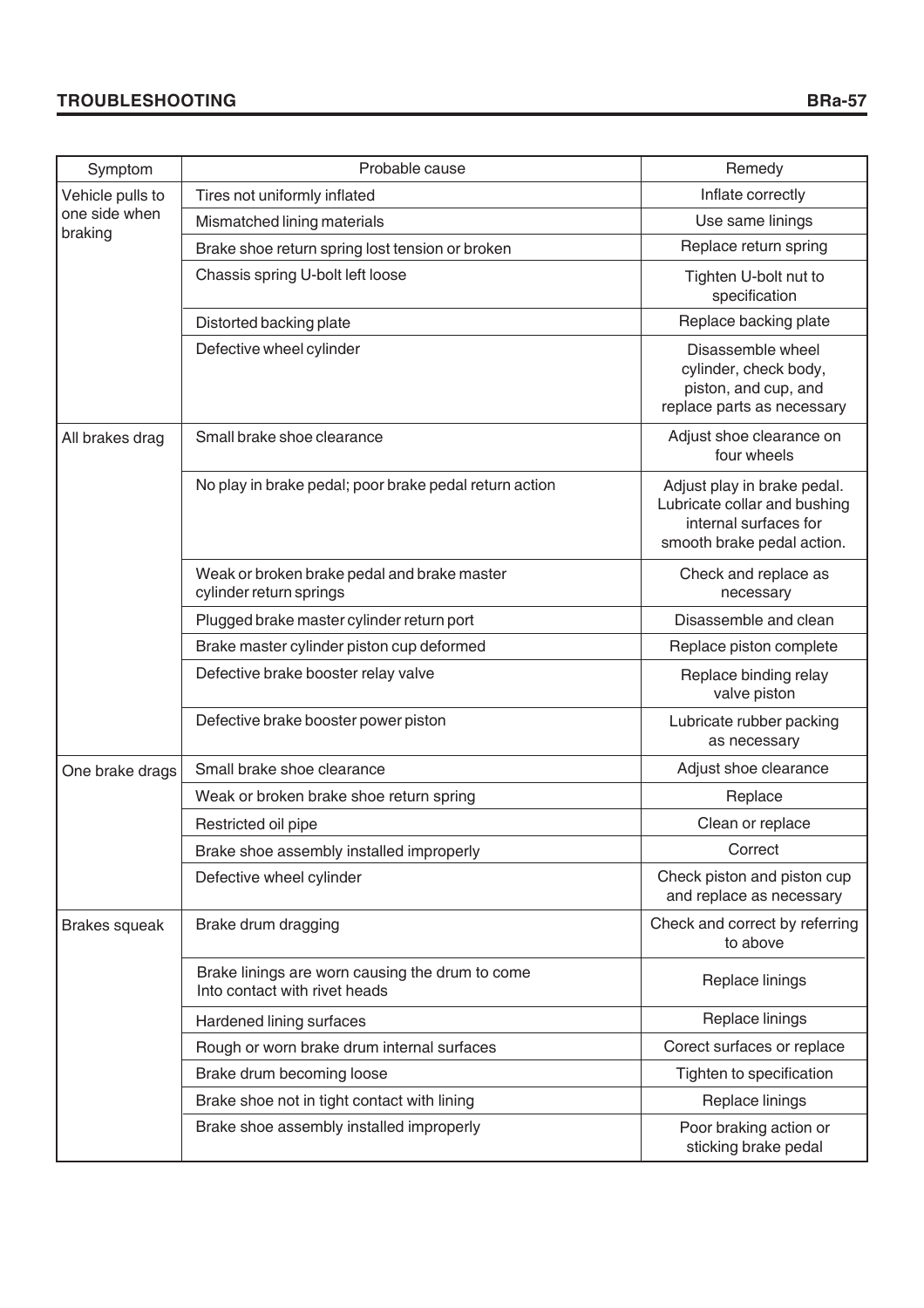| Symptom | Probable cause | Remedy |
|---|---|---|
| Vehicle pulls to one side when braking | Tires not uniformly inflated | Inflate correctly |
| | Mismatched lining materials | Use same linings |
| | Brake shoe return spring lost tension or broken | Replace return spring |
| | Chassis spring U-bolt left loose | Tighten U-bolt nut to specification |
| | Distorted backing plate | Replace backing plate |
| | Defective wheel cylinder | Disassemble wheel cylinder, check body, piston, and cup, and replace parts as necessary |
| All brakes drag | Small brake shoe clearance | Adjust shoe clearance on four wheels |
| | No play in brake pedal; poor brake pedal return action | Adjust play in brake pedal. Lubricate collar and bushing internal surfaces for smooth brake pedal action. |
| | Weak or broken brake pedal and brake master cylinder return springs | Check and replace as necessary |
| | Plugged brake master cylinder return port | Disassemble and clean |
| | Brake master cylinder piston cup deformed | Replace piston complete |
| | Defective brake booster relay valve | Replace binding relay valve piston |
| | Defective brake booster power piston | Lubricate rubber packing as necessary |
| One brake drags | Small brake shoe clearance | Adjust shoe clearance |
| | Weak or broken brake shoe return spring | Replace |
| | Restricted oil pipe | Clean or replace |
| | Brake shoe assembly installed improperly | Correct |
| | Defective wheel cylinder | Check piston and piston cup and replace as necessary |
| Brakes squeak | Brake drum dragging | Check and correct by referring to above |
| | Brake linings are worn causing the drum to come Into contact with rivet heads | Replace linings |
| | Hardened lining surfaces | Replace linings |
| | Rough or worn brake drum internal surfaces | Corect surfaces or replace |
| | Brake drum becoming loose | Tighten to specification |
| | Brake shoe not in tight contact with lining | Replace linings |
| | Brake shoe assembly installed improperly | Poor braking action or sticking brake pedal |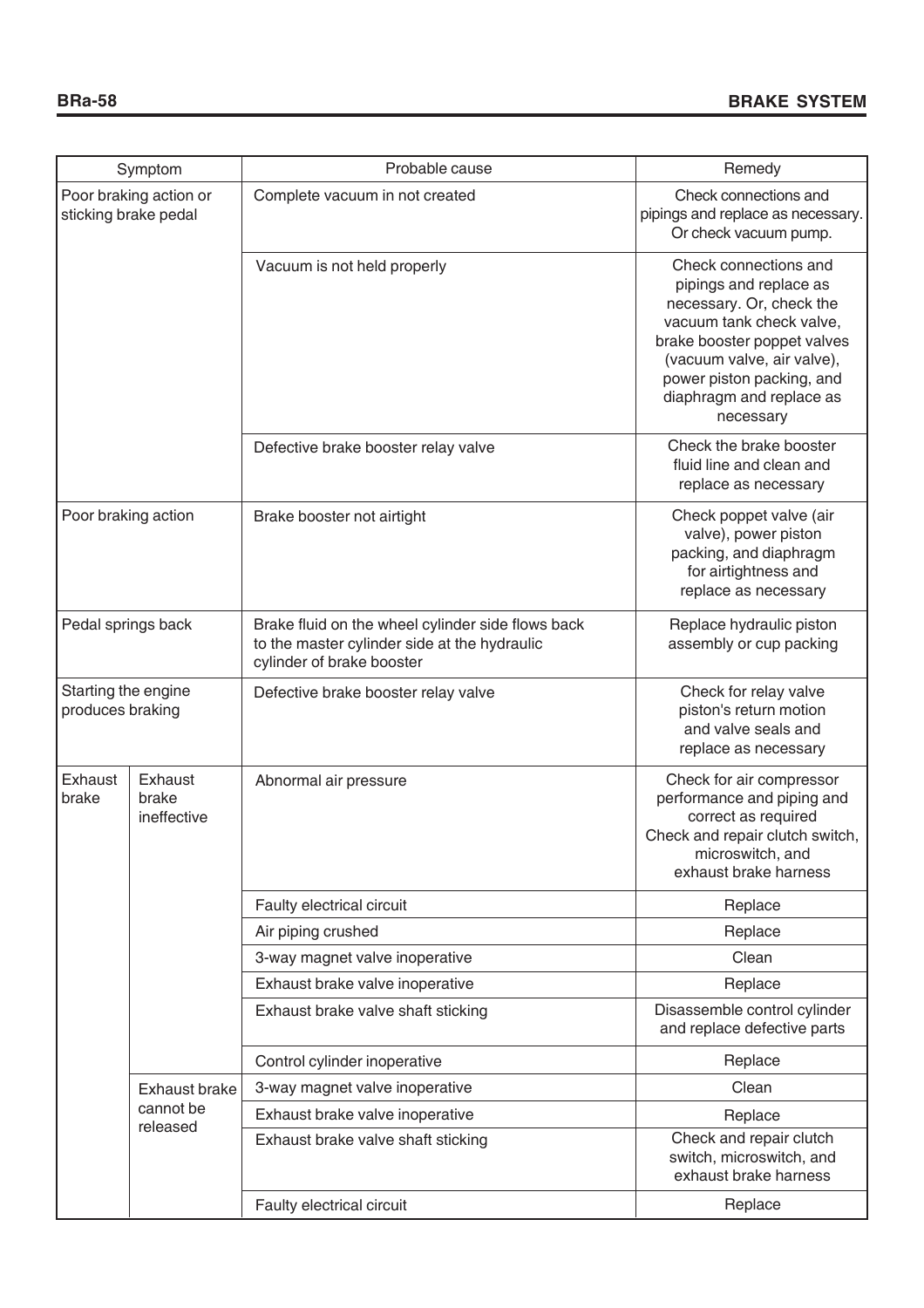| Symptom | | Probable cause | Remedy |
|---|---|---|---|
| Poor braking action or sticking brake pedal | | Complete vacuum in not created | Check connections and pipings and replace as necessary. Or check vacuum pump. |
| | | Vacuum is not held properly | Check connections and pipings and replace as necessary. Or, check the vacuum tank check valve, brake booster poppet valves (vacuum valve, air valve), power piston packing, and diaphragm and replace as necessary |
| | | Defective brake booster relay valve | Check the brake booster fluid line and clean and replace as necessary |
| Poor braking action | | Brake booster not airtight | Check poppet valve (air valve), power piston packing, and diaphragm for airtightness and replace as necessary |
| Pedal springs back | | Brake fluid on the wheel cylinder side flows back to the master cylinder side at the hydraulic cylinder of brake booster | Replace hydraulic piston assembly or cup packing |
| Starting the engine produces braking | | Defective brake booster relay valve | Check for relay valve piston's return motion and valve seals and replace as necessary |
| Exhaust brake | Exhaust brake ineffective | Abnormal air pressure | Check for air compressor performance and piping and correct as required<br>Check and repair clutch switch, microswitch, and exhaust brake harness |
| | | Faulty electrical circuit | Replace |
| | | Air piping crushed | Replace |
| | | 3-way magnet valve inoperative | Clean |
| | | Exhaust brake valve inoperative | Replace |
| | | Exhaust brake valve shaft sticking | Disassemble control cylinder and replace defective parts |
| | | Control cylinder inoperative | Replace |
| | Exhaust brake cannot be released | 3-way magnet valve inoperative | Clean |
| | | Exhaust brake valve inoperative | Replace |
| | | Exhaust brake valve shaft sticking | Check and repair clutch switch, microswitch, and exhaust brake harness |
| | | Faulty electrical circuit | Replace |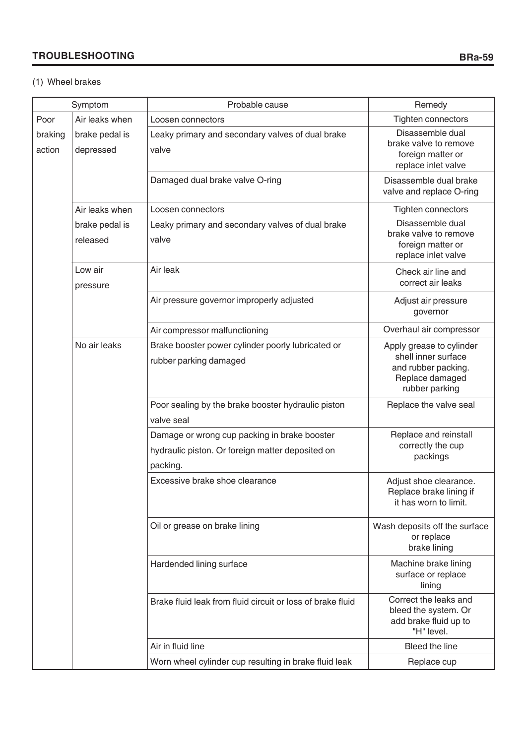(1) Wheel brakes

| Symptom | | Probable cause | Remedy |
|---|---|---|---|
| Poor braking action | Air leaks when brake pedal is depressed | Loosen connectors | Tighten connectors |
| | | Leaky primary and secondary valves of dual brake valve | Disassemble dual brake valve to remove foreign matter or replace inlet valve |
| | | Damaged dual brake valve O-ring | Disassemble dual brake valve and replace O-ring |
| | Air leaks when brake pedal is released | Loosen connectors | Tighten connectors |
| | | Leaky primary and secondary valves of dual brake valve | Disassemble dual brake valve to remove foreign matter or replace inlet valve |
| | Low air pressure | Air leak | Check air line and correct air leaks |
| | | Air pressure governor improperly adjusted | Adjust air pressure governor |
| | | Air compressor malfunctioning | Overhaul air compressor |
| | No air leaks | Brake booster power cylinder poorly lubricated or rubber parking damaged | Apply grease to cylinder shell inner surface and rubber packing. Replace damaged rubber parking |
| | | Poor sealing by the brake booster hydraulic piston valve seal | Replace the valve seal |
| | | Damage or wrong cup packing in brake booster hydraulic piston. Or foreign matter deposited on packing. | Replace and reinstall correctly the cup packings |
| | | Excessive brake shoe clearance | Adjust shoe clearance. Replace brake lining if it has worn to limit. |
| | | Oil or grease on brake lining | Wash deposits off the surface or replace brake lining |
| | | Hardended lining surface | Machine brake lining surface or replace lining |
| | | Brake fluid leak from fluid circuit or loss of brake fluid | Correct the leaks and bleed the system. Or add brake fluid up to "H" level. |
| | | Air in fluid line | Bleed the line |
| | | Worn wheel cylinder cup resulting in brake fluid leak | Replace cup |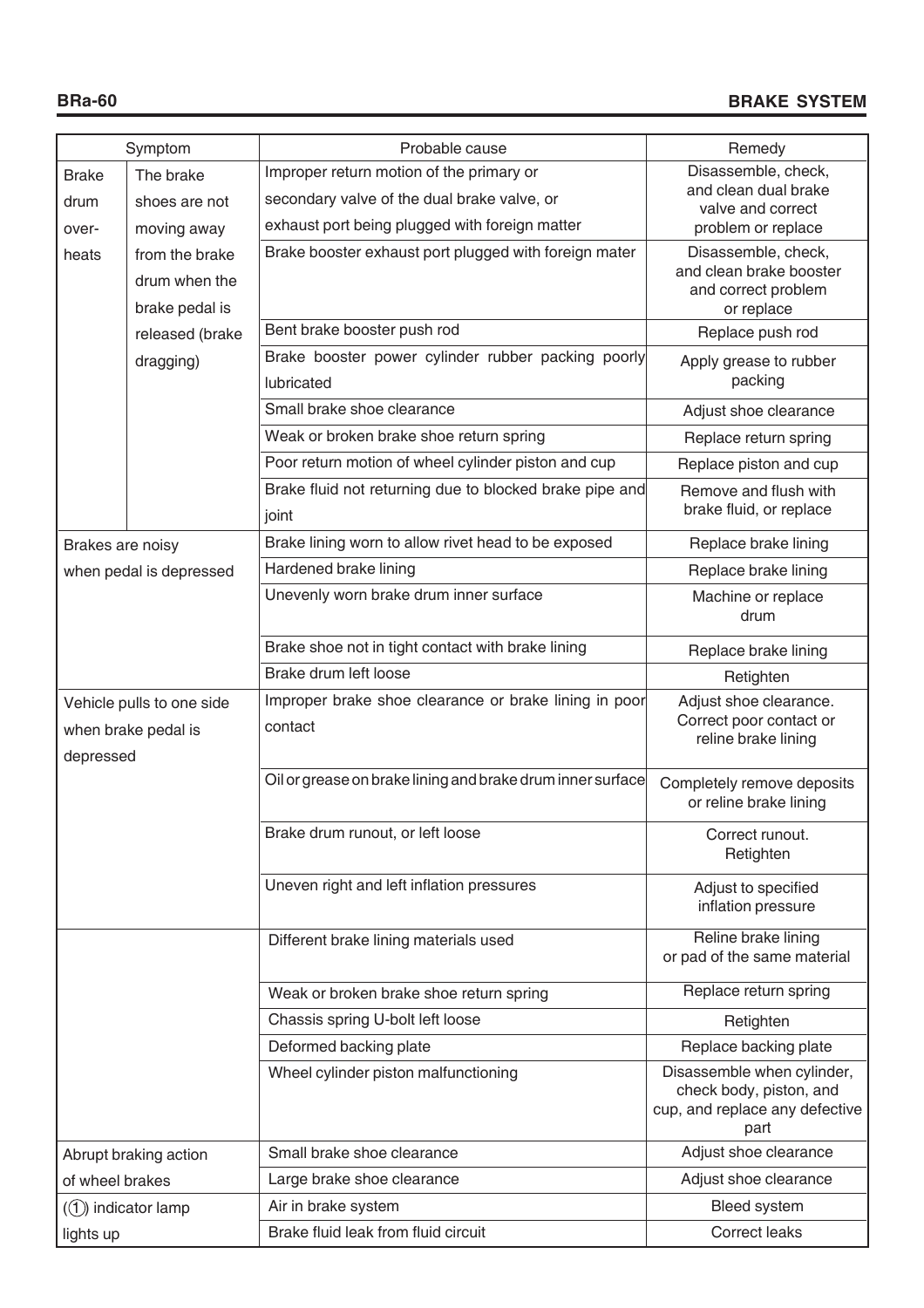| Symptom | | Probable cause | Remedy |
|---|---|---|---|
| Brake drum over-heats | The brake shoes are not moving away from the brake drum when the brake pedal is released (brake dragging) | Improper return motion of the primary or secondary valve of the dual brake valve, or exhaust port being plugged with foreign matter | Disassemble, check, and clean dual brake valve and correct problem or replace |
| | | Brake booster exhaust port plugged with foreign mater | Disassemble, check, and clean brake booster and correct problem or replace |
| | | Bent brake booster push rod | Replace push rod |
| | | Brake booster power cylinder rubber packing poorly lubricated | Apply grease to rubber packing |
| | | Small brake shoe clearance | Adjust shoe clearance |
| | | Weak or broken brake shoe return spring | Replace return spring |
| | | Poor return motion of wheel cylinder piston and cup | Replace piston and cup |
| | | Brake fluid not returning due to blocked brake pipe and joint | Remove and flush with brake fluid, or replace |
| Brakes are noisy when pedal is depressed | | Brake lining worn to allow rivet head to be exposed | Replace brake lining |
| | | Hardened brake lining | Replace brake lining |
| | | Unevenly worn brake drum inner surface | Machine or replace drum |
| | | Brake shoe not in tight contact with brake lining | Replace brake lining |
| | | Brake drum left loose | Retighten |
| Vehicle pulls to one side when brake pedal is depressed | | Improper brake shoe clearance or brake lining in poor contact | Adjust shoe clearance. Correct poor contact or reline brake lining |
| | | Oil or grease on brake lining and brake drum inner surface | Completely remove deposits or reline brake lining |
| | | Brake drum runout, or left loose | Correct runout. Retighten |
| | | Uneven right and left inflation pressures | Adjust to specified inflation pressure |
| | | Different brake lining materials used | Reline brake lining or pad of the same material |
| | | Weak or broken brake shoe return spring | Replace return spring |
| | | Chassis spring U-bolt left loose | Retighten |
| | | Deformed backing plate | Replace backing plate |
| | | Wheel cylinder piston malfunctioning | Disassemble when cylinder, check body, piston, and cup, and replace any defective part |
| Abrupt braking action of wheel brakes | | Small brake shoe clearance | Adjust shoe clearance |
| | | Large brake shoe clearance | Adjust shoe clearance |
| (①) indicator lamp lights up | | Air in brake system | Bleed system |
| | | Brake fluid leak from fluid circuit | Correct leaks |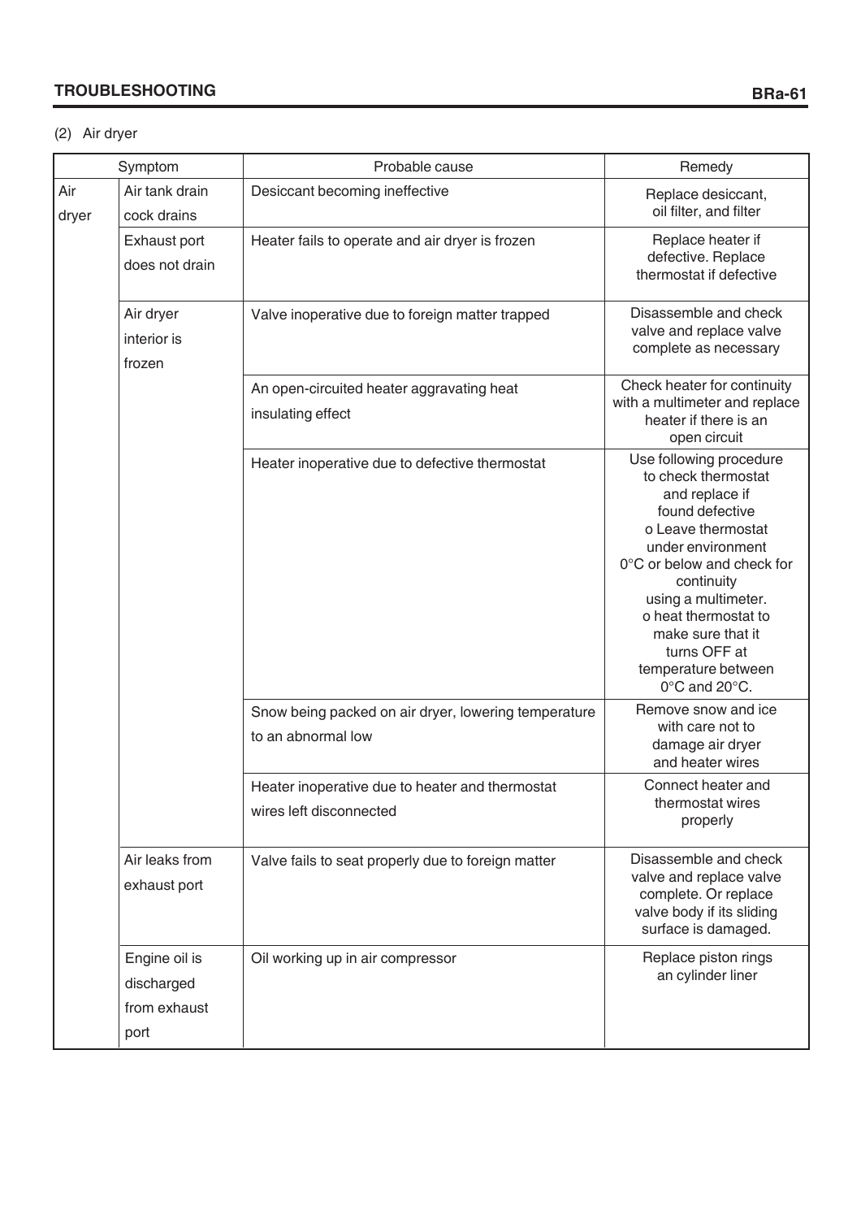(2) Air dryer

| Symptom | | Probable cause | Remedy |
|---|---|---|---|
| Air dryer | Air tank drain cock drains | Desiccant becoming ineffective | Replace desiccant, oil filter, and filter |
| | Exhaust port does not drain | Heater fails to operate and air dryer is frozen | Replace heater if defective. Replace thermostat if defective |
| | Air dryer interior is frozen | Valve inoperative due to foreign matter trapped | Disassemble and check valve and replace valve complete as necessary |
| | | An open-circuited heater aggravating heat insulating effect | Check heater for continuity with a multimeter and replace heater if there is an open circuit |
| | | Heater inoperative due to defective thermostat | Use following procedure to check thermostat and replace if found defective<br>o Leave thermostat under environment 0°C or below and check for continuity using a multimeter.<br>o heat thermostat to make sure that it turns OFF at temperature between 0°C and 20°C. |
| | | Snow being packed on air dryer, lowering temperature to an abnormal low | Remove snow and ice with care not to damage air dryer and heater wires |
| | | Heater inoperative due to heater and thermostat wires left disconnected | Connect heater and thermostat wires properly |
| | Air leaks from exhaust port | Valve fails to seat properly due to foreign matter | Disassemble and check valve and replace valve complete. Or replace valve body if its sliding surface is damaged. |
| | Engine oil is discharged from exhaust port | Oil working up in air compressor | Replace piston rings an cylinder liner |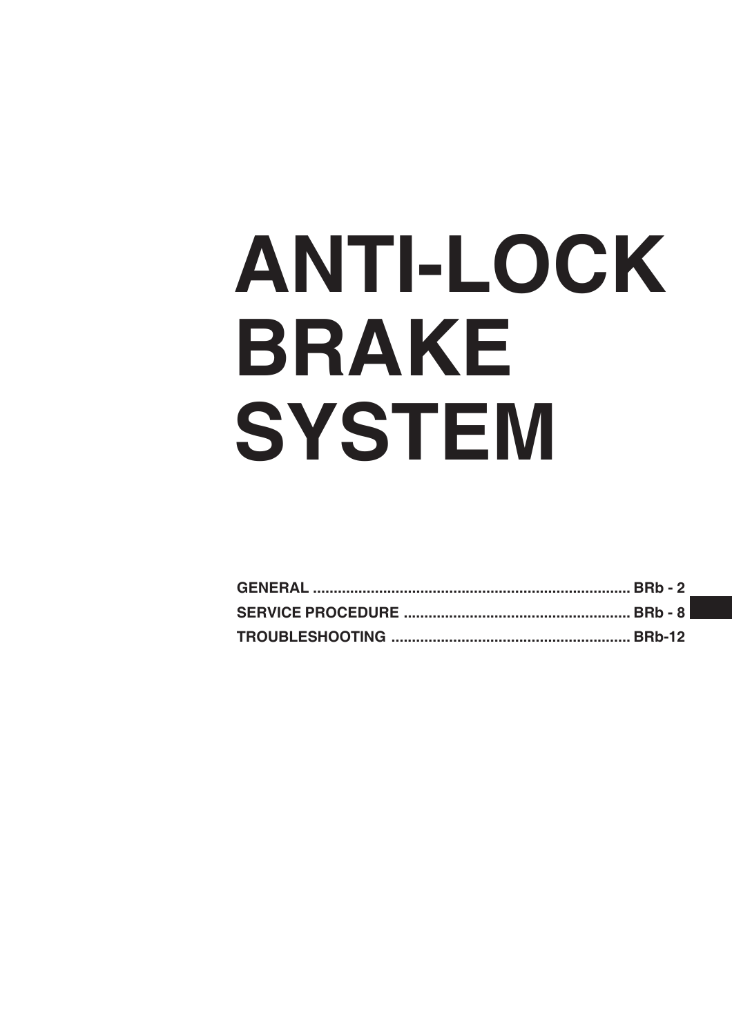# ANTI-LOCK BRAKE SYSTEM

GENERAL ............................................................................ BRb - 2
SERVICE PROCEDURE ....................................................... BRb - 8
TROUBLESHOOTING .......................................................... BRb-12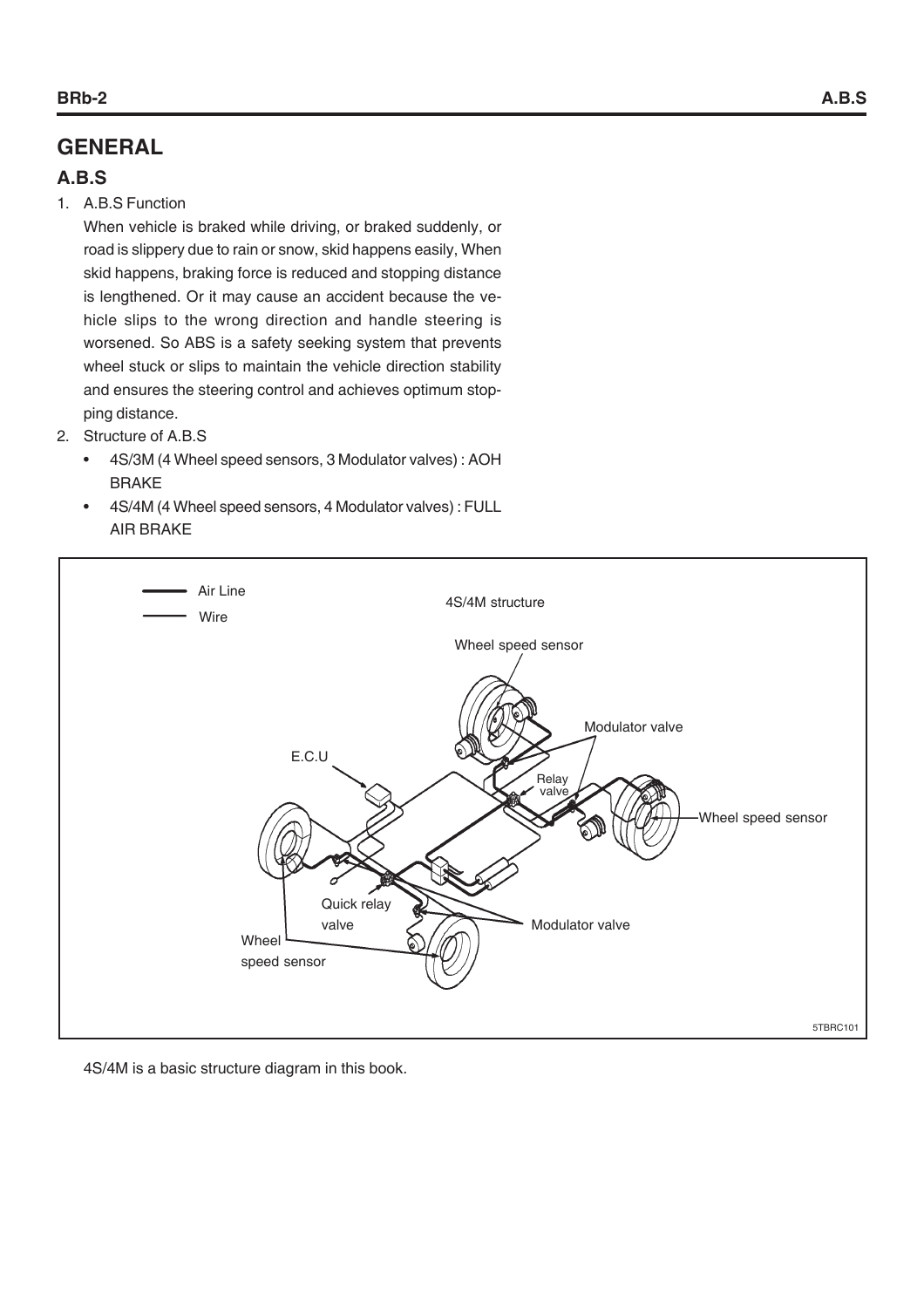# GENERAL

## A.B.S

1. A.B.S Function

   When vehicle is braked while driving, or braked suddenly, or road is slippery due to rain or snow, skid happens easily, When skid happens, braking force is reduced and stopping distance is lengthened. Or it may cause an accident because the vehicle slips to the wrong direction and handle steering is worsened. So ABS is a safety seeking system that prevents wheel stuck or slips to maintain the vehicle direction stability and ensures the steering control and achieves optimum stopping distance.

2. Structure of A.B.S

   - 4S/3M (4 Wheel speed sensors, 3 Modulator valves) : AOH BRAKE
   - 4S/4M (4 Wheel speed sensors, 4 Modulator valves) : FULL AIR BRAKE

Air Line
Wire

4S/4M structure

Wheel speed sensor
Modulator valve
E.C.U
Relay valve
Wheel speed sensor
Quick relay valve
Modulator valve
Wheel speed sensor

5TBRC101

4S/4M is a basic structure diagram in this book.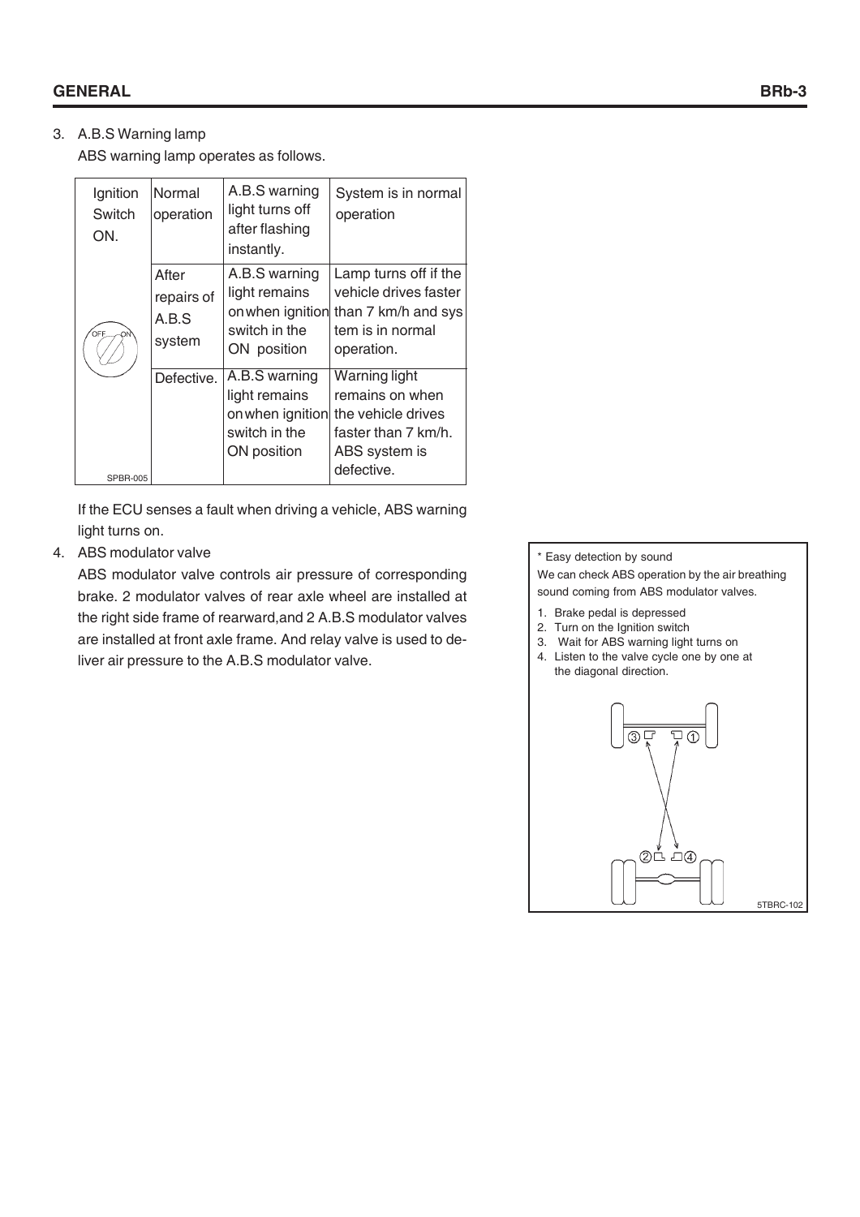3. A.B.S Warning lamp

   ABS warning lamp operates as follows.

| Ignition Switch ON. | Normal operation | A.B.S warning light turns off after flashing instantly. | System is in normal operation |
|---|---|---|---|
| | After repairs of A.B.S system | A.B.S warning light remains on when ignition switch in the ON position | Lamp turns off if the vehicle drives faster than 7 km/h and system is in normal operation. |
| SPBR-005 | Defective. | A.B.S warning light remains on when ignition switch in the ON position | Warning light remains on when the vehicle drives faster than 7 km/h. ABS system is defective. |

   If the ECU senses a fault when driving a vehicle, ABS warning light turns on.

4. ABS modulator valve

   ABS modulator valve controls air pressure of corresponding brake. 2 modulator valves of rear axle wheel are installed at the right side frame of rearward,and 2 A.B.S modulator valves are installed at front axle frame. And relay valve is used to deliver air pressure to the A.B.S modulator valve.

\* Easy detection by sound

We can check ABS operation by the air breathing sound coming from ABS modulator valves.

1. Brake pedal is depressed
2. Turn on the Ignition switch
3. Wait for ABS warning light turns on
4. Listen to the valve cycle one by one at the diagonal direction.

5TBRC-102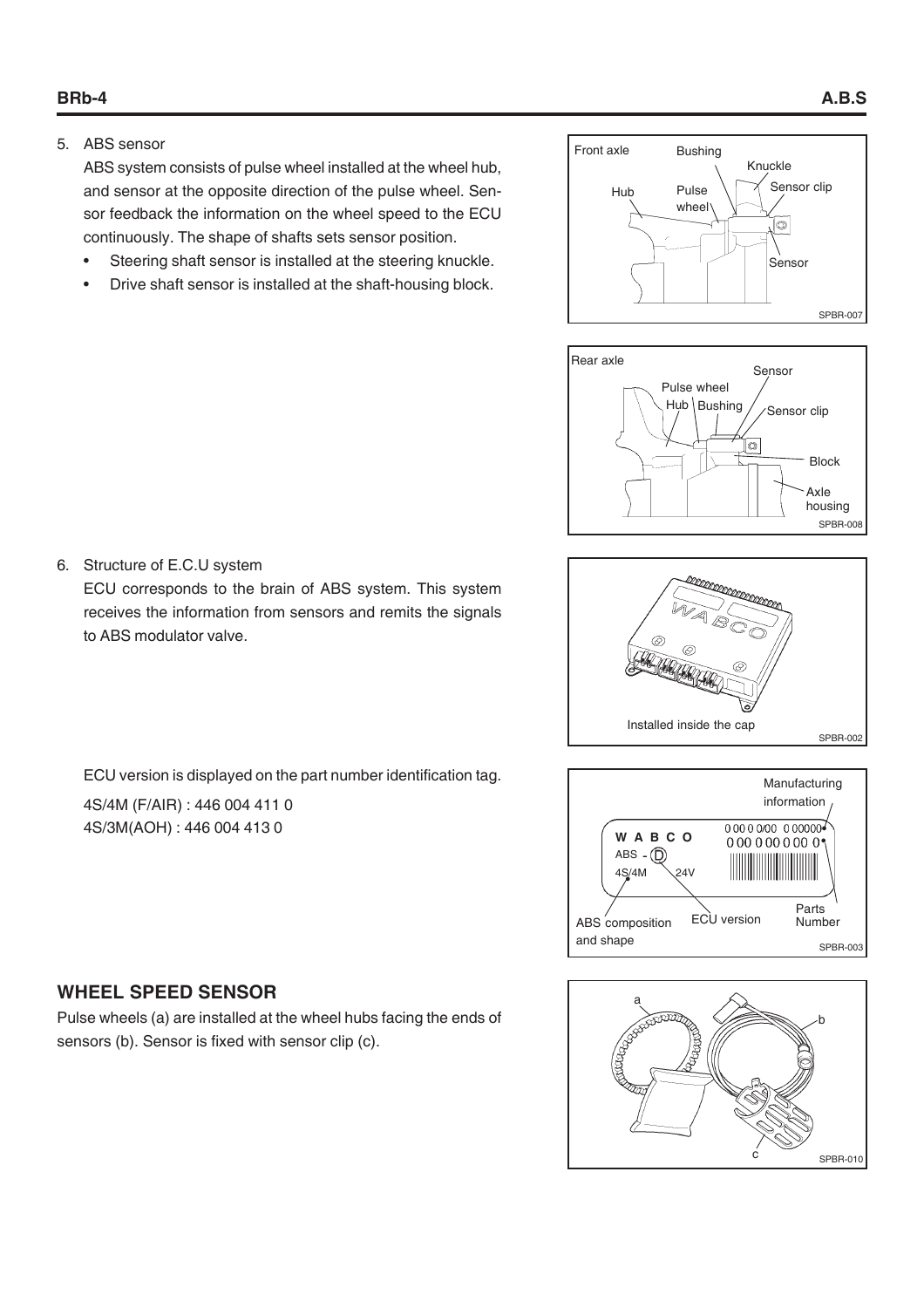5. ABS sensor

   ABS system consists of pulse wheel installed at the wheel hub, and sensor at the opposite direction of the pulse wheel. Sensor feedback the information on the wheel speed to the ECU continuously. The shape of shafts sets sensor position.

   - Steering shaft sensor is installed at the steering knuckle.
   - Drive shaft sensor is installed at the shaft-housing block.

6. Structure of E.C.U system

   ECU corresponds to the brain of ABS system. This system receives the information from sensors and remits the signals to ABS modulator valve.

   ECU version is displayed on the part number identification tag.

   4S/4M (F/AIR) : 446 004 411 0
   4S/3M(AOH) : 446 004 413 0

## WHEEL SPEED SENSOR

Pulse wheels (a) are installed at the wheel hubs facing the ends of sensors (b). Sensor is fixed with sensor clip (c).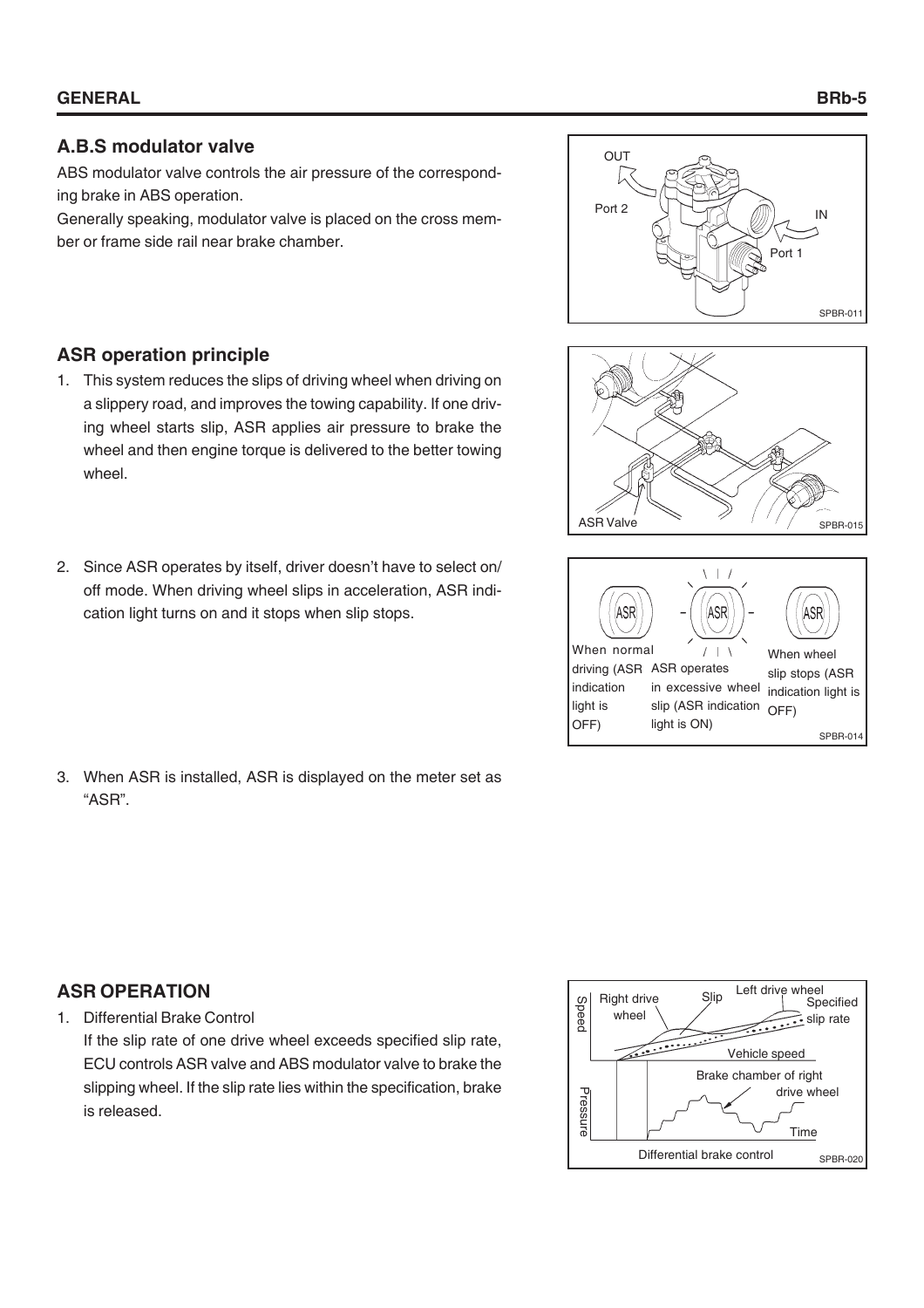## A.B.S modulator valve

ABS modulator valve controls the air pressure of the corresponding brake in ABS operation.

Generally speaking, modulator valve is placed on the cross member or frame side rail near brake chamber.

## ASR operation principle

1. This system reduces the slips of driving wheel when driving on a slippery road, and improves the towing capability. If one driving wheel starts slip, ASR applies air pressure to brake the wheel and then engine torque is delivered to the better towing wheel.

2. Since ASR operates by itself, driver doesn't have to select on/off mode. When driving wheel slips in acceleration, ASR indication light turns on and it stops when slip stops.

3. When ASR is installed, ASR is displayed on the meter set as "ASR".

## ASR OPERATION

1. Differential Brake Control

   If the slip rate of one drive wheel exceeds specified slip rate, ECU controls ASR valve and ABS modulator valve to brake the slipping wheel. If the slip rate lies within the specification, brake is released.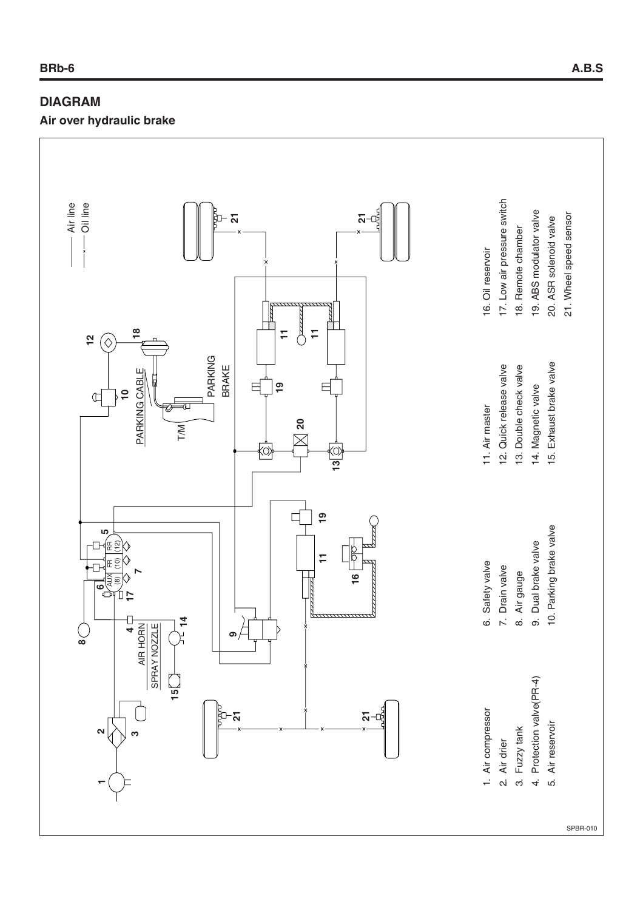## DIAGRAM

### Air over hydraulic brake

—— Air line
—×— Oil line

1. Air compressor
2. Air drier
3. Fuzzy tank
4. Protection valve(PR-4)
5. Air reservoir
6. Safety valve
7. Drain valve
8. Air gauge
9. Dual brake valve
10. Parking brake valve
11. Air master
12. Quick release valve
13. Double check valve
14. Magnetic valve
15. Exhaust brake valve
16. Oil reservoir
17. Low air pressure switch
18. Remote chamber
19. ABS modulator valve
20. ASR solenoid valve
21. Wheel speed sensor

SPBR-010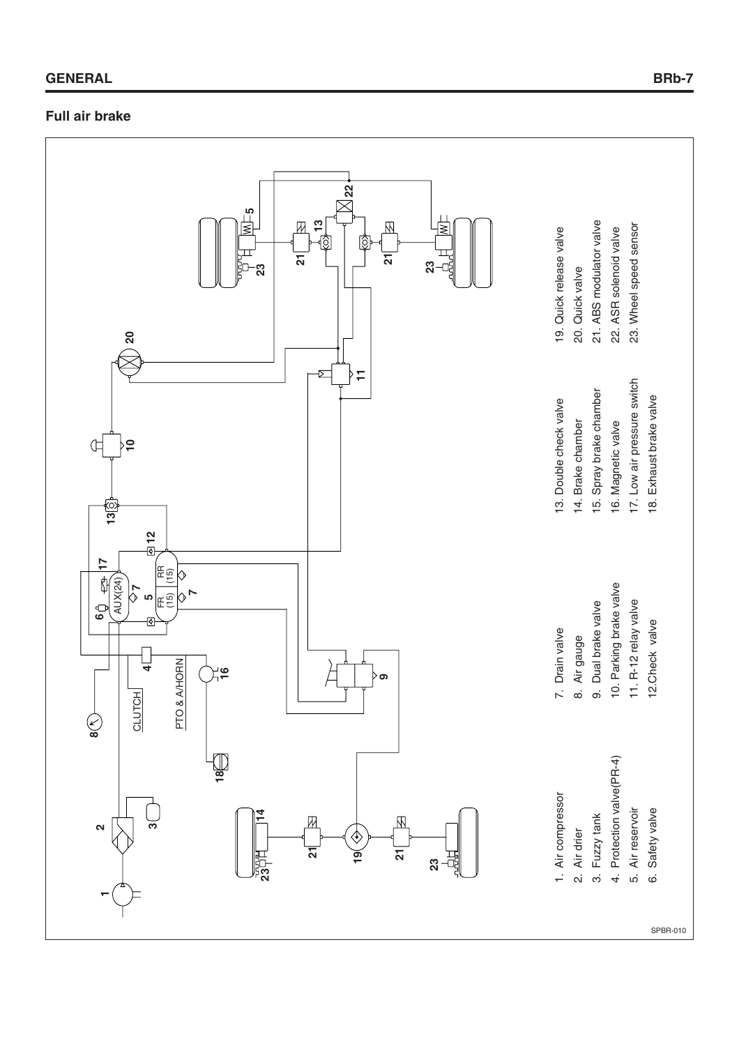## Full air brake

1. Air compressor
2. Air drier
3. Fuzzy tank
4. Protection valve(PR-4)
5. Air reservoir
6. Safety valve
7. Drain valve
8. Air gauge
9. Dual brake valve
10. Parking brake valve
11. R-12 relay valve
12. Check valve
13. Double check valve
14. Brake chamber
15. Spray brake chamber
16. Magnetic valve
17. Low air pressure switch
18. Exhaust brake valve
19. Quick release valve
20. Quick valve
21. ABS modulator valve
22. ASR solenoid valve
23. Wheel speed sensor

SPBR-010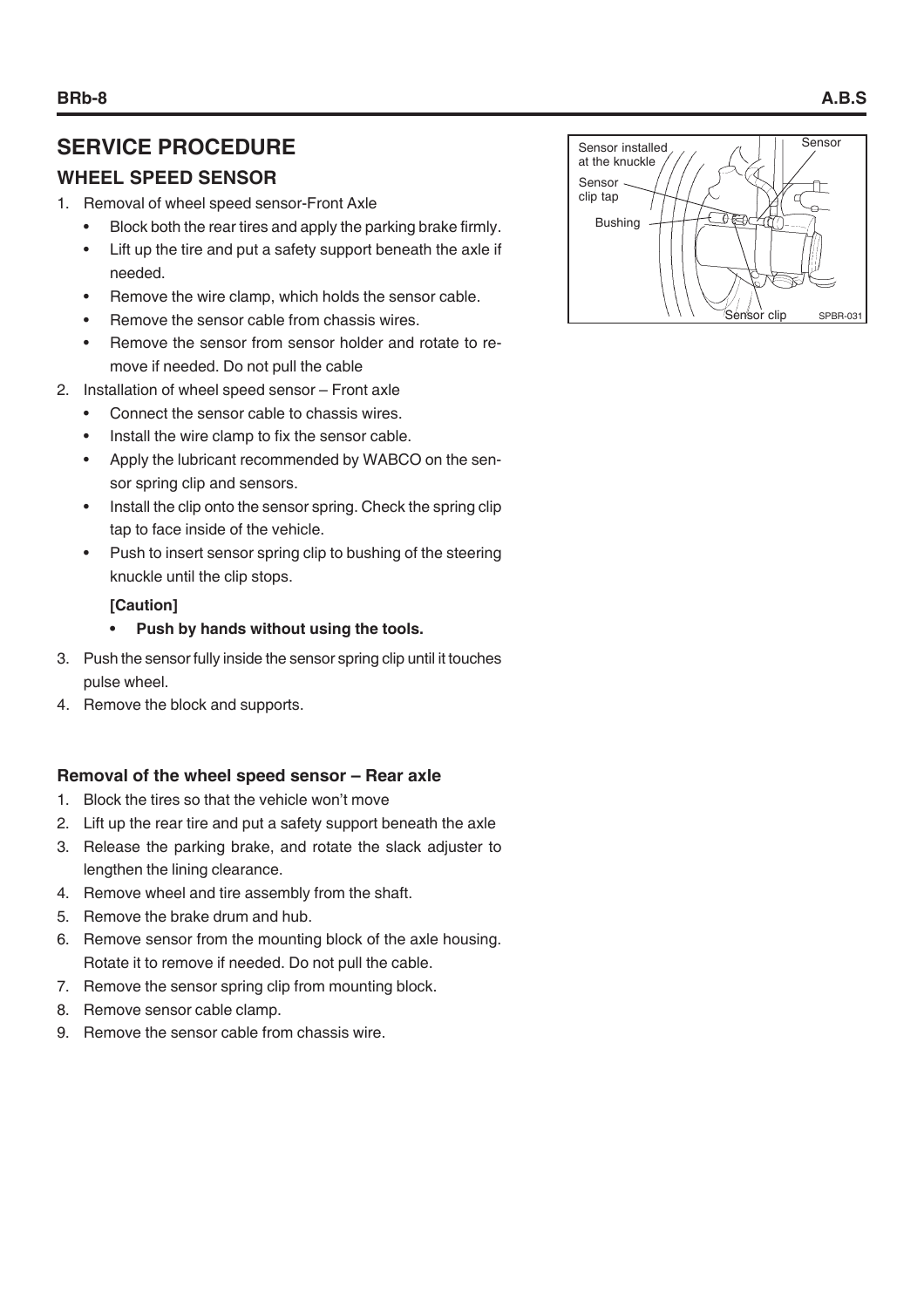## SERVICE PROCEDURE

### WHEEL SPEED SENSOR

1. Removal of wheel speed sensor-Front Axle
   - Block both the rear tires and apply the parking brake firmly.
   - Lift up the tire and put a safety support beneath the axle if needed.
   - Remove the wire clamp, which holds the sensor cable.
   - Remove the sensor cable from chassis wires.
   - Remove the sensor from sensor holder and rotate to remove if needed. Do not pull the cable
2. Installation of wheel speed sensor – Front axle
   - Connect the sensor cable to chassis wires.
   - Install the wire clamp to fix the sensor cable.
   - Apply the lubricant recommended by WABCO on the sensor spring clip and sensors.
   - Install the clip onto the sensor spring. Check the spring clip tap to face inside of the vehicle.
   - Push to insert sensor spring clip to bushing of the steering knuckle until the clip stops.

     **[Caution]**

     - **Push by hands without using the tools.**
3. Push the sensor fully inside the sensor spring clip until it touches pulse wheel.
4. Remove the block and supports.

Sensor installed at the knuckle
Sensor
Sensor clip tap
Bushing
Sensor clip
SPBR-031

#### Removal of the wheel speed sensor – Rear axle

1. Block the tires so that the vehicle won't move
2. Lift up the rear tire and put a safety support beneath the axle
3. Release the parking brake, and rotate the slack adjuster to lengthen the lining clearance.
4. Remove wheel and tire assembly from the shaft.
5. Remove the brake drum and hub.
6. Remove sensor from the mounting block of the axle housing. Rotate it to remove if needed. Do not pull the cable.
7. Remove the sensor spring clip from mounting block.
8. Remove sensor cable clamp.
9. Remove the sensor cable from chassis wire.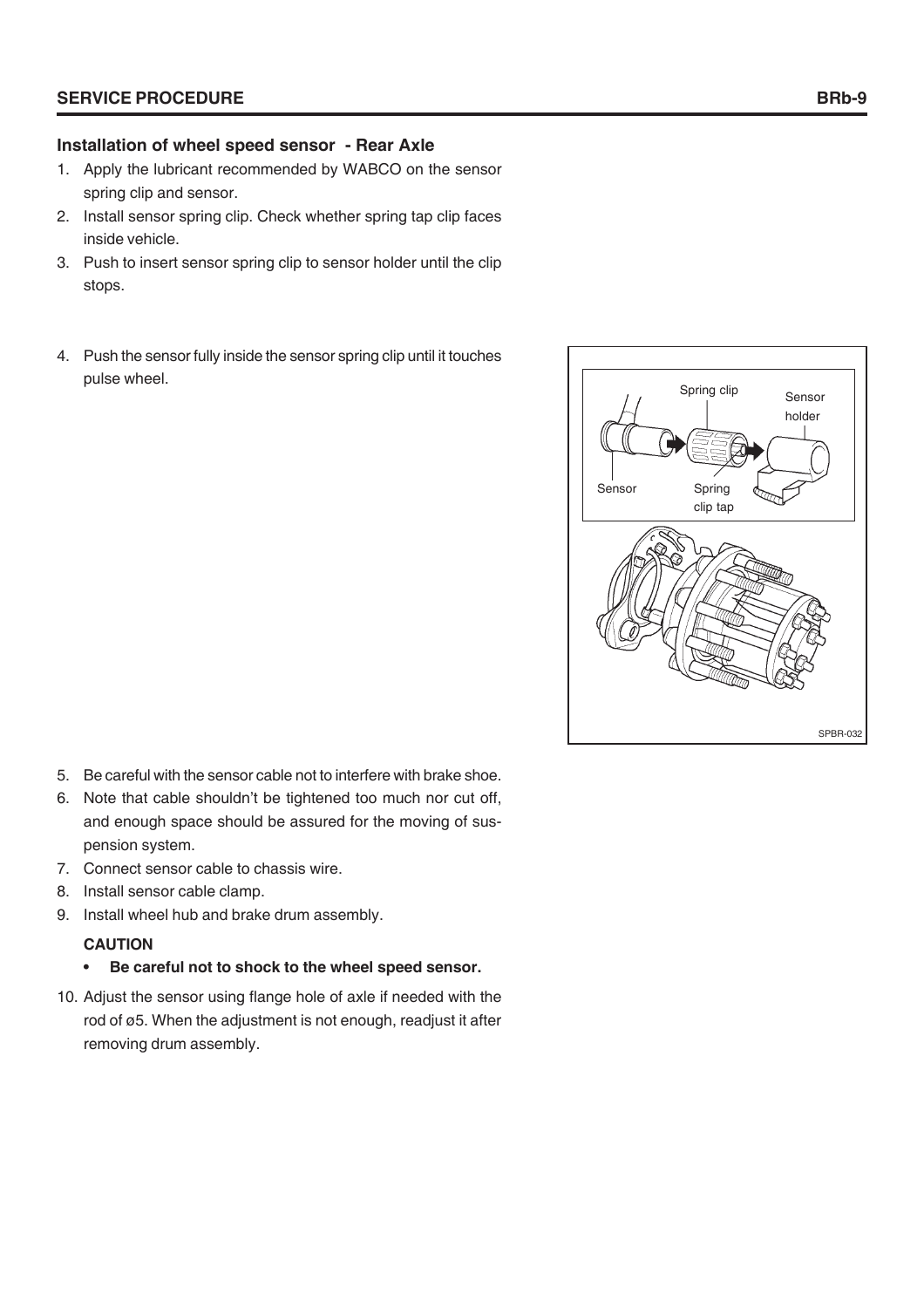### Installation of wheel speed sensor - Rear Axle

1. Apply the lubricant recommended by WABCO on the sensor spring clip and sensor.
2. Install sensor spring clip. Check whether spring tap clip faces inside vehicle.
3. Push to insert sensor spring clip to sensor holder until the clip stops.
4. Push the sensor fully inside the sensor spring clip until it touches pulse wheel.
5. Be careful with the sensor cable not to interfere with brake shoe.
6. Note that cable shouldn't be tightened too much nor cut off, and enough space should be assured for the moving of suspension system.
7. Connect sensor cable to chassis wire.
8. Install sensor cable clamp.
9. Install wheel hub and brake drum assembly.

   **CAUTION**

   - **Be careful not to shock to the wheel speed sensor.**

10. Adjust the sensor using flange hole of axle if needed with the rod of ø5. When the adjustment is not enough, readjust it after removing drum assembly.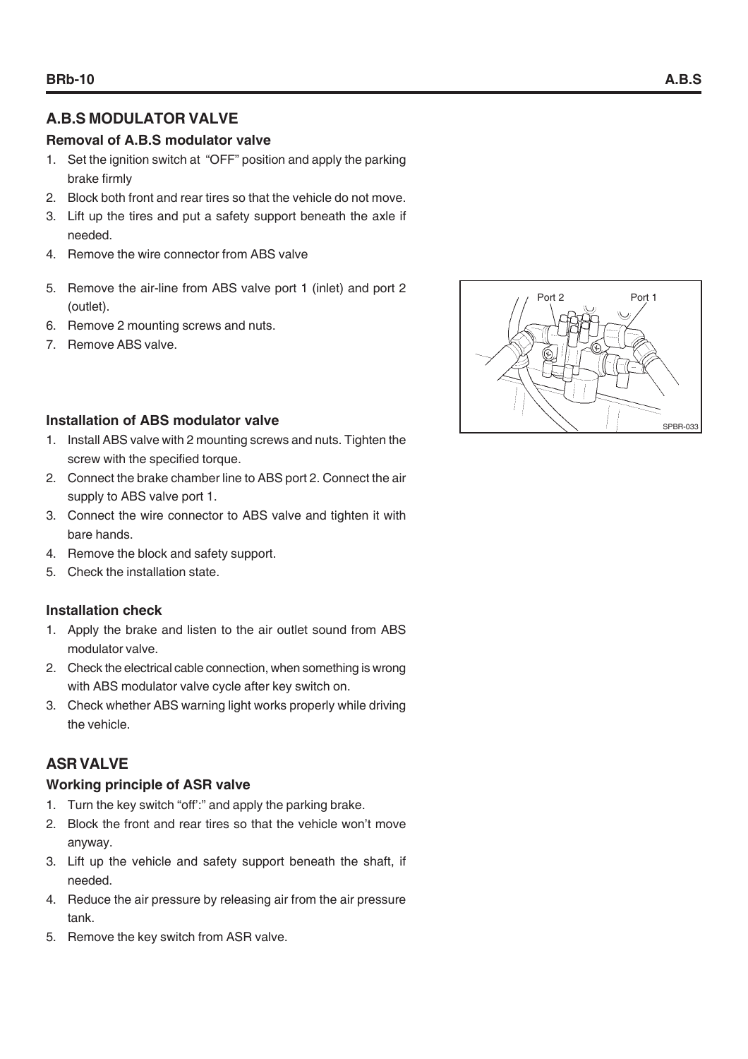## A.B.S MODULATOR VALVE

### Removal of A.B.S modulator valve

1. Set the ignition switch at "OFF" position and apply the parking brake firmly
2. Block both front and rear tires so that the vehicle do not move.
3. Lift up the tires and put a safety support beneath the axle if needed.
4. Remove the wire connector from ABS valve
5. Remove the air-line from ABS valve port 1 (inlet) and port 2 (outlet).
6. Remove 2 mounting screws and nuts.
7. Remove ABS valve.

Port 2 Port 1

SPBR-033

### Installation of ABS modulator valve

1. Install ABS valve with 2 mounting screws and nuts. Tighten the screw with the specified torque.
2. Connect the brake chamber line to ABS port 2. Connect the air supply to ABS valve port 1.
3. Connect the wire connector to ABS valve and tighten it with bare hands.
4. Remove the block and safety support.
5. Check the installation state.

### Installation check

1. Apply the brake and listen to the air outlet sound from ABS modulator valve.
2. Check the electrical cable connection, when something is wrong with ABS modulator valve cycle after key switch on.
3. Check whether ABS warning light works properly while driving the vehicle.

## ASR VALVE

### Working principle of ASR valve

1. Turn the key switch "off':" and apply the parking brake.
2. Block the front and rear tires so that the vehicle won't move anyway.
3. Lift up the vehicle and safety support beneath the shaft, if needed.
4. Reduce the air pressure by releasing air from the air pressure tank.
5. Remove the key switch from ASR valve.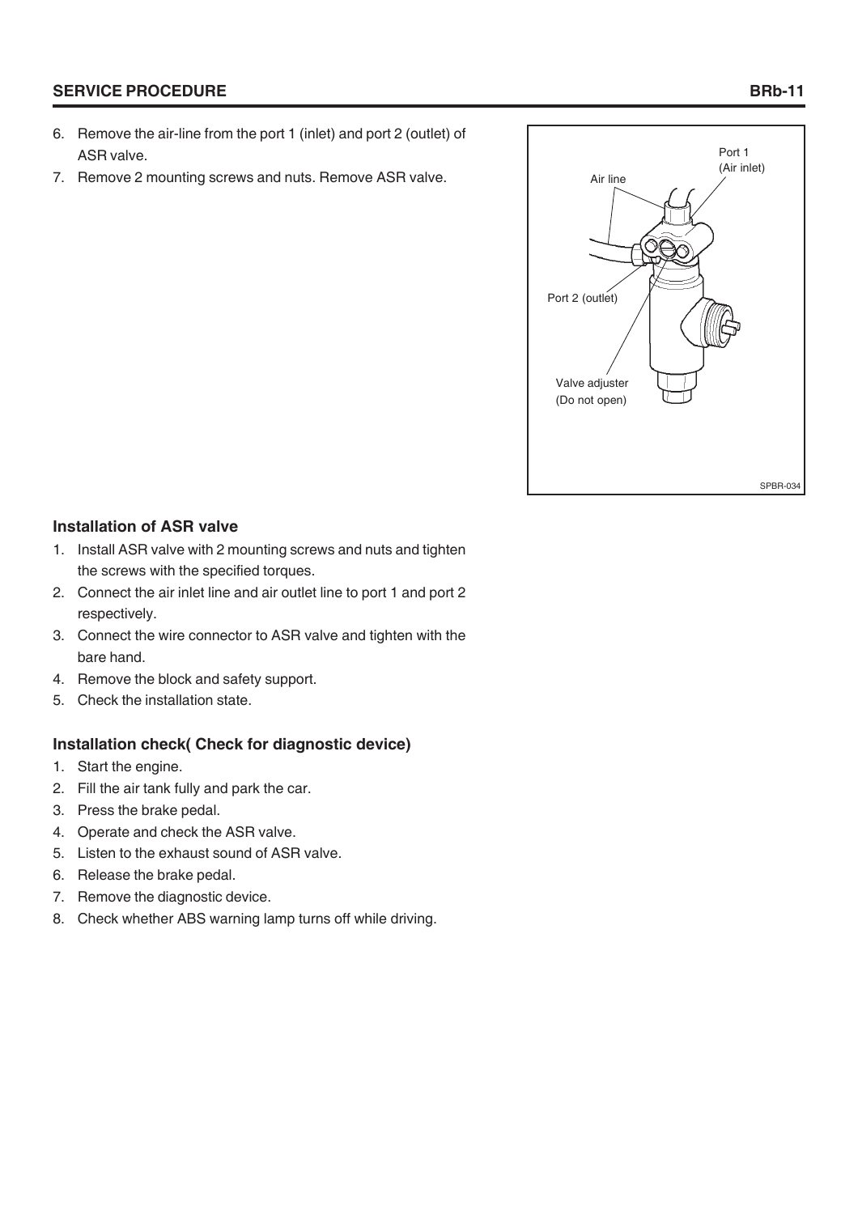6. Remove the air-line from the port 1 (inlet) and port 2 (outlet) of ASR valve.
7. Remove 2 mounting screws and nuts. Remove ASR valve.

### Installation of ASR valve

1. Install ASR valve with 2 mounting screws and nuts and tighten the screws with the specified torques.
2. Connect the air inlet line and air outlet line to port 1 and port 2 respectively.
3. Connect the wire connector to ASR valve and tighten with the bare hand.
4. Remove the block and safety support.
5. Check the installation state.

### Installation check( Check for diagnostic device)

1. Start the engine.
2. Fill the air tank fully and park the car.
3. Press the brake pedal.
4. Operate and check the ASR valve.
5. Listen to the exhaust sound of ASR valve.
6. Release the brake pedal.
7. Remove the diagnostic device.
8. Check whether ABS warning lamp turns off while driving.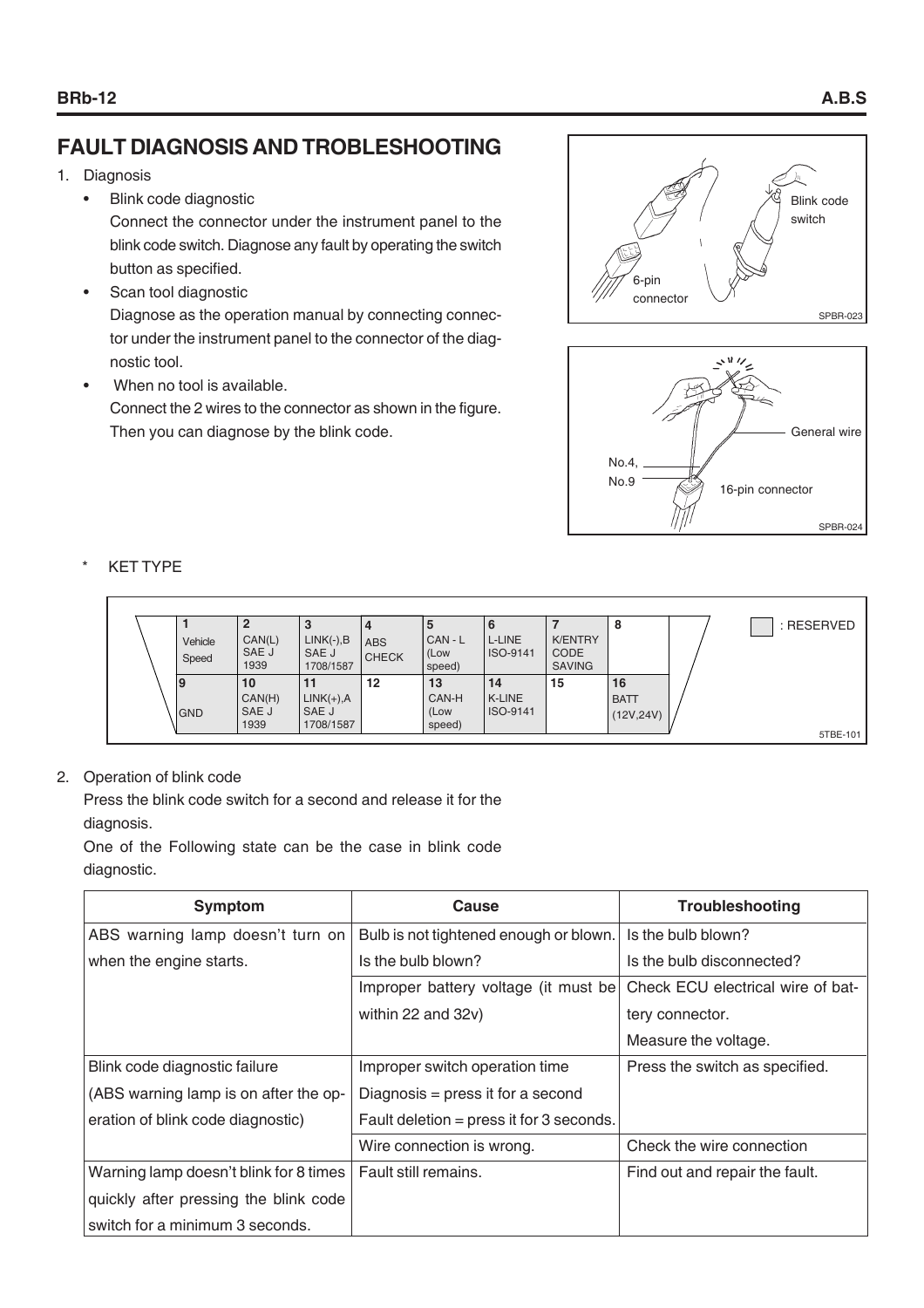## FAULT DIAGNOSIS AND TROBLESHOOTING

1. Diagnosis
   - Blink code diagnostic
     Connect the connector under the instrument panel to the blink code switch. Diagnose any fault by operating the switch button as specified.
   - Scan tool diagnostic
     Diagnose as the operation manual by connecting connector under the instrument panel to the connector of the diagnostic tool.
   - When no tool is available.
     Connect the 2 wires to the connector as shown in the figure. Then you can diagnose by the blink code.

6-pin connector

Blink code switch

SPBR-023

General wire

No.4, No.9

16-pin connector

SPBR-024

\* KET TYPE

| 1 Vehicle Speed | 2 CAN(L) SAE J 1939 | 3 LINK(-),B SAE J 1708/1587 | 4 ABS CHECK | 5 CAN - L (Low speed) | 6 L-LINE ISO-9141 | 7 K/ENTRY CODE SAVING | 8 |
|---|---|---|---|---|---|---|---|
| 9 GND | 10 CAN(H) SAE J 1939 | 11 LINK(+),A SAE J 1708/1587 | 12 | 13 CAN-H (Low speed) | 14 K-LINE ISO-9141 | 15 | 16 BATT (12V,24V) |

: RESERVED

5TBE-101

2. Operation of blink code
   Press the blink code switch for a second and release it for the diagnosis.
   One of the Following state can be the case in blink code diagnostic.

| Symptom | Cause | Troubleshooting |
|---|---|---|
| ABS warning lamp doesn't turn on when the engine starts. | Bulb is not tightened enough or blown. Is the bulb blown? | Is the bulb blown? Is the bulb disconnected? |
| | Improper battery voltage (it must be within 22 and 32v) | Check ECU electrical wire of battery connector. Measure the voltage. |
| Blink code diagnostic failure (ABS warning lamp is on after the operation of blink code diagnostic) | Improper switch operation time Diagnosis = press it for a second Fault deletion = press it for 3 seconds. | Press the switch as specified. |
| | Wire connection is wrong. | Check the wire connection |
| Warning lamp doesn't blink for 8 times quickly after pressing the blink code switch for a minimum 3 seconds. | Fault still remains. | Find out and repair the fault. |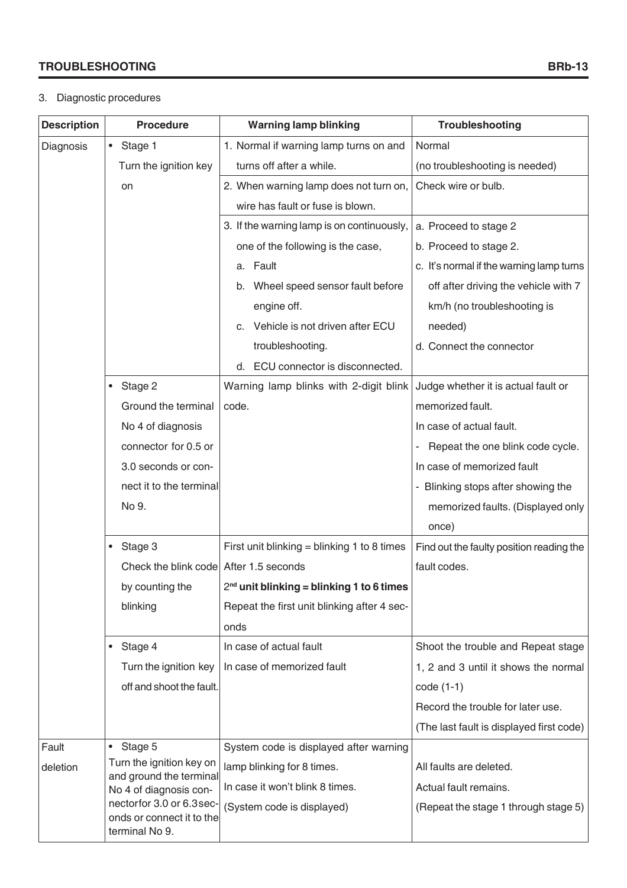3. Diagnostic procedures

| Description | Procedure | Warning lamp blinking | Troubleshooting |
|---|---|---|---|
| Diagnosis | • Stage 1<br>Turn the ignition key on | 1. Normal if warning lamp turns on and turns off after a while. | Normal<br>(no troubleshooting is needed) |
| | | 2. When warning lamp does not turn on, wire has fault or fuse is blown. | Check wire or bulb. |
| | | 3. If the warning lamp is on continuously, one of the following is the case,<br>a. Fault<br>b. Wheel speed sensor fault before engine off.<br>c. Vehicle is not driven after ECU troubleshooting.<br>d. ECU connector is disconnected. | a. Proceed to stage 2<br>b. Proceed to stage 2.<br>c. It's normal if the warning lamp turns off after driving the vehicle with 7 km/h (no troubleshooting is needed)<br>d. Connect the connector |
| | • Stage 2<br>Ground the terminal No 4 of diagnosis connector for 0.5 or 3.0 seconds or connect it to the terminal No 9. | Warning lamp blinks with 2-digit blink code. | Judge whether it is actual fault or memorized fault.<br>In case of actual fault.<br>- Repeat the one blink code cycle.<br>In case of memorized fault<br>- Blinking stops after showing the memorized faults. (Displayed only once) |
| | • Stage 3<br>Check the blink code by counting the blinking | First unit blinking = blinking 1 to 8 times<br>After 1.5 seconds<br>**2nd unit blinking = blinking 1 to 6 times**<br>Repeat the first unit blinking after 4 seconds | Find out the faulty position reading the fault codes. |
| | • Stage 4<br>Turn the ignition key off and shoot the fault. | In case of actual fault<br>In case of memorized fault | Shoot the trouble and Repeat stage 1, 2 and 3 until it shows the normal code (1-1)<br>Record the trouble for later use.<br>(The last fault is displayed first code) |
| Fault deletion | • Stage 5<br>Turn the ignition key on and ground the terminal No 4 of diagnosis connectorfor 3.0 or 6.3seconds or connect it to the terminal No 9. | System code is displayed after warning lamp blinking for 8 times.<br>In case it won't blink 8 times.<br>(System code is displayed) | All faults are deleted.<br>Actual fault remains.<br>(Repeat the stage 1 through stage 5) |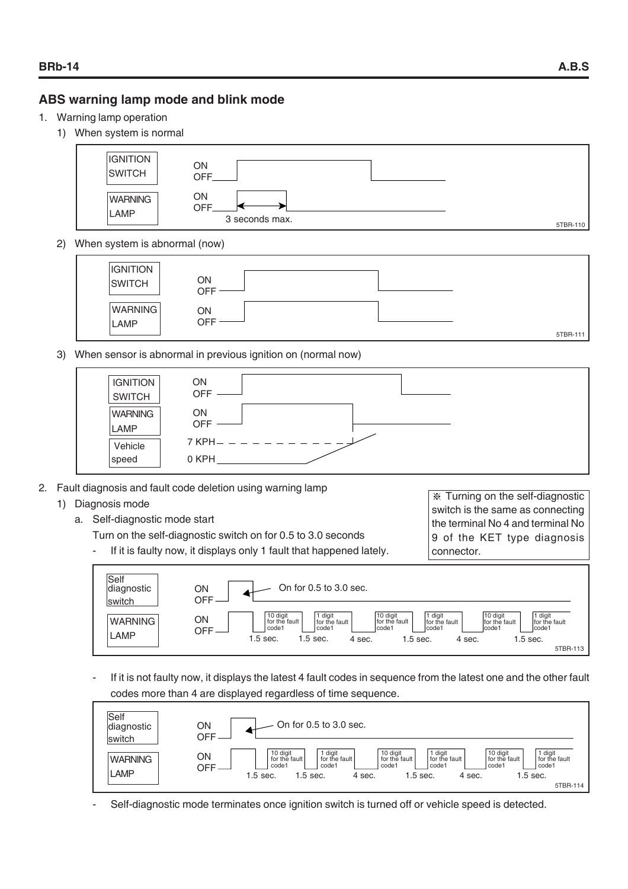## ABS warning lamp mode and blink mode

1. Warning lamp operation
   1) When system is normal

IGNITION SWITCH ON OFF
WARNING LAMP ON OFF
3 seconds max.
5TBR-110

   2) When system is abnormal (now)

IGNITION SWITCH ON OFF
WARNING LAMP ON OFF
5TBR-111

   3) When sensor is abnormal in previous ignition on (normal now)

IGNITION SWITCH ON OFF
WARNING LAMP ON OFF
Vehicle speed 7 KPH 0 KPH

2. Fault diagnosis and fault code deletion using warning lamp
   1) Diagnosis mode
      a. Self-diagnostic mode start

         Turn on the self-diagnostic switch on for 0.5 to 3.0 seconds

         - If it is faulty now, it displays only 1 fault that happened lately.

※ Turning on the self-diagnostic switch is the same as connecting the terminal No 4 and terminal No 9 of the KET type diagnosis connector.

Self diagnostic switch ON OFF — On for 0.5 to 3.0 sec.
WARNING LAMP ON OFF — 10 digit for the fault code1, 1 digit for the fault code1, 10 digit for the fault code1, 1 digit for the fault code1, 10 digit for the fault code1, 1 digit for the fault code1
1.5 sec. 1.5 sec. 4 sec. 1.5 sec. 4 sec. 1.5 sec.
5TBR-113

         - If it is not faulty now, it displays the latest 4 fault codes in sequence from the latest one and the other fault codes more than 4 are displayed regardless of time sequence.

Self diagnostic switch ON OFF — On for 0.5 to 3.0 sec.
WARNING LAMP ON OFF — 10 digit for the fault code1, 1 digit for the fault code1, 10 digit for the fault code1, 1 digit for the fault code1, 10 digit for the fault code1, 1 digit for the fault code1
1.5 sec. 1.5 sec. 4 sec. 1.5 sec. 4 sec. 1.5 sec.
5TBR-114

         - Self-diagnostic mode terminates once ignition switch is turned off or vehicle speed is detected.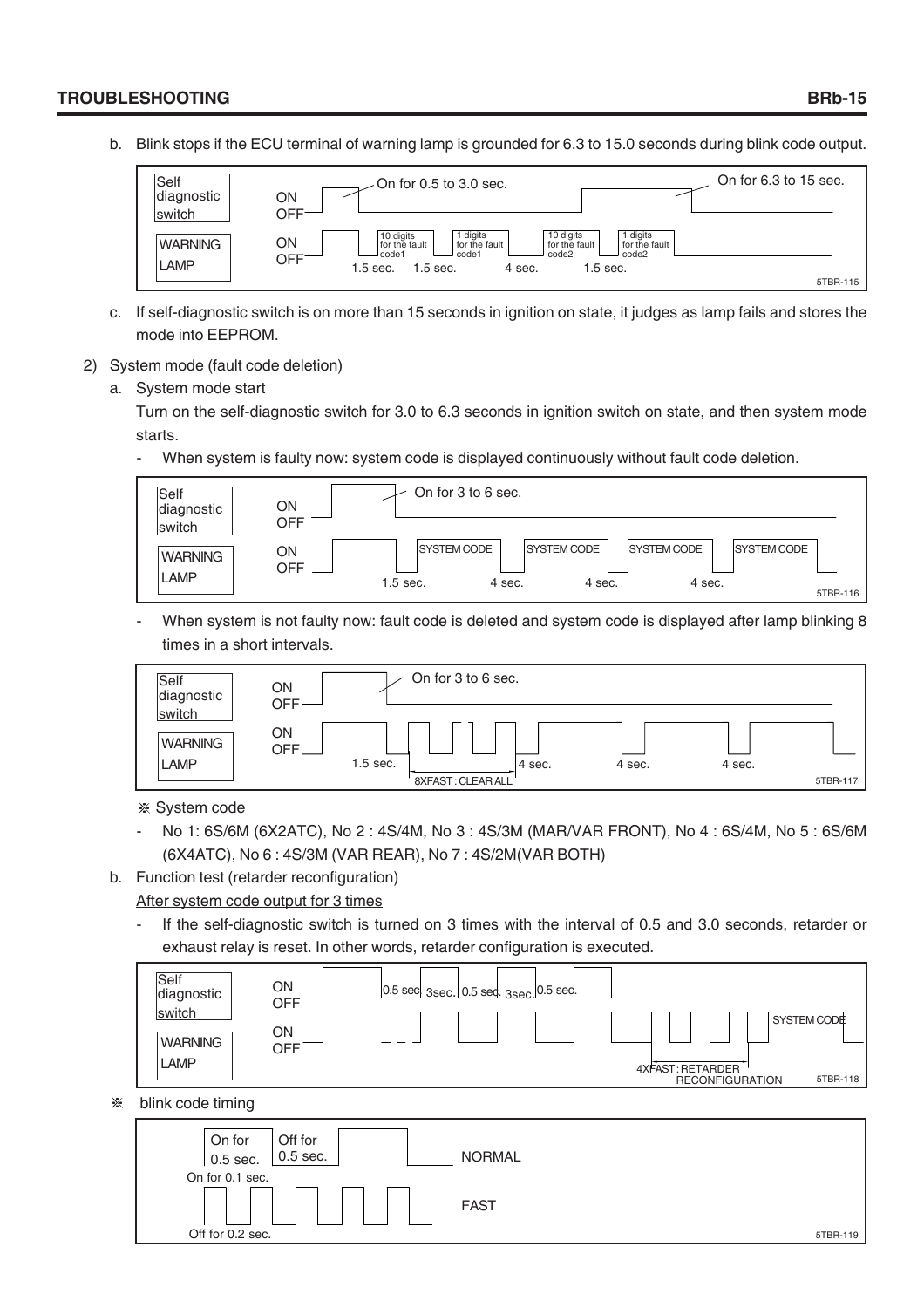b. Blink stops if the ECU terminal of warning lamp is grounded for 6.3 to 15.0 seconds during blink code output.

Self diagnostic switch ON OFF — On for 0.5 to 3.0 sec. — On for 6.3 to 15 sec.
WARNING LAMP ON OFF — 10 digits for the fault code1 — 1 digits for the fault code1 — 10 digits for the fault code2 — 1 digits for the fault code2 — 1.5 sec. 1.5 sec. 4 sec. 1.5 sec.

5TBR-115

c. If self-diagnostic switch is on more than 15 seconds in ignition on state, it judges as lamp fails and stores the mode into EEPROM.

2) System mode (fault code deletion)

a. System mode start

Turn on the self-diagnostic switch for 3.0 to 6.3 seconds in ignition switch on state, and then system mode starts.

- When system is faulty now: system code is displayed continuously without fault code deletion.

Self diagnostic switch ON OFF — On for 3 to 6 sec.
WARNING LAMP ON OFF — SYSTEM CODE — SYSTEM CODE — SYSTEM CODE — SYSTEM CODE — 1.5 sec. 4 sec. 4 sec. 4 sec.

5TBR-116

- When system is not faulty now: fault code is deleted and system code is displayed after lamp blinking 8 times in a short intervals.

Self diagnostic switch ON OFF — On for 3 to 6 sec.
WARNING LAMP ON OFF — 1.5 sec. — 8XFAST : CLEAR ALL — 4 sec. 4 sec. 4 sec.

5TBR-117

※ System code

- No 1: 6S/6M (6X2ATC), No 2 : 4S/4M, No 3 : 4S/3M (MAR/VAR FRONT), No 4 : 6S/4M, No 5 : 6S/6M (6X4ATC), No 6 : 4S/3M (VAR REAR), No 7 : 4S/2M(VAR BOTH)

b. Function test (retarder reconfiguration)

<u>After system code output for 3 times</u>

- If the self-diagnostic switch is turned on 3 times with the interval of 0.5 and 3.0 seconds, retarder or exhaust relay is reset. In other words, retarder configuration is executed.

Self diagnostic switch ON OFF — 0.5 sec 3sec. 0.5 sec 3sec. 0.5 sec
WARNING LAMP ON OFF — 4XFAST : RETARDER RECONFIGURATION — SYSTEM CODE

5TBR-118

※ blink code timing

On for 0.5 sec. — Off for 0.5 sec. — NORMAL
On for 0.1 sec. — Off for 0.2 sec. — FAST

5TBR-119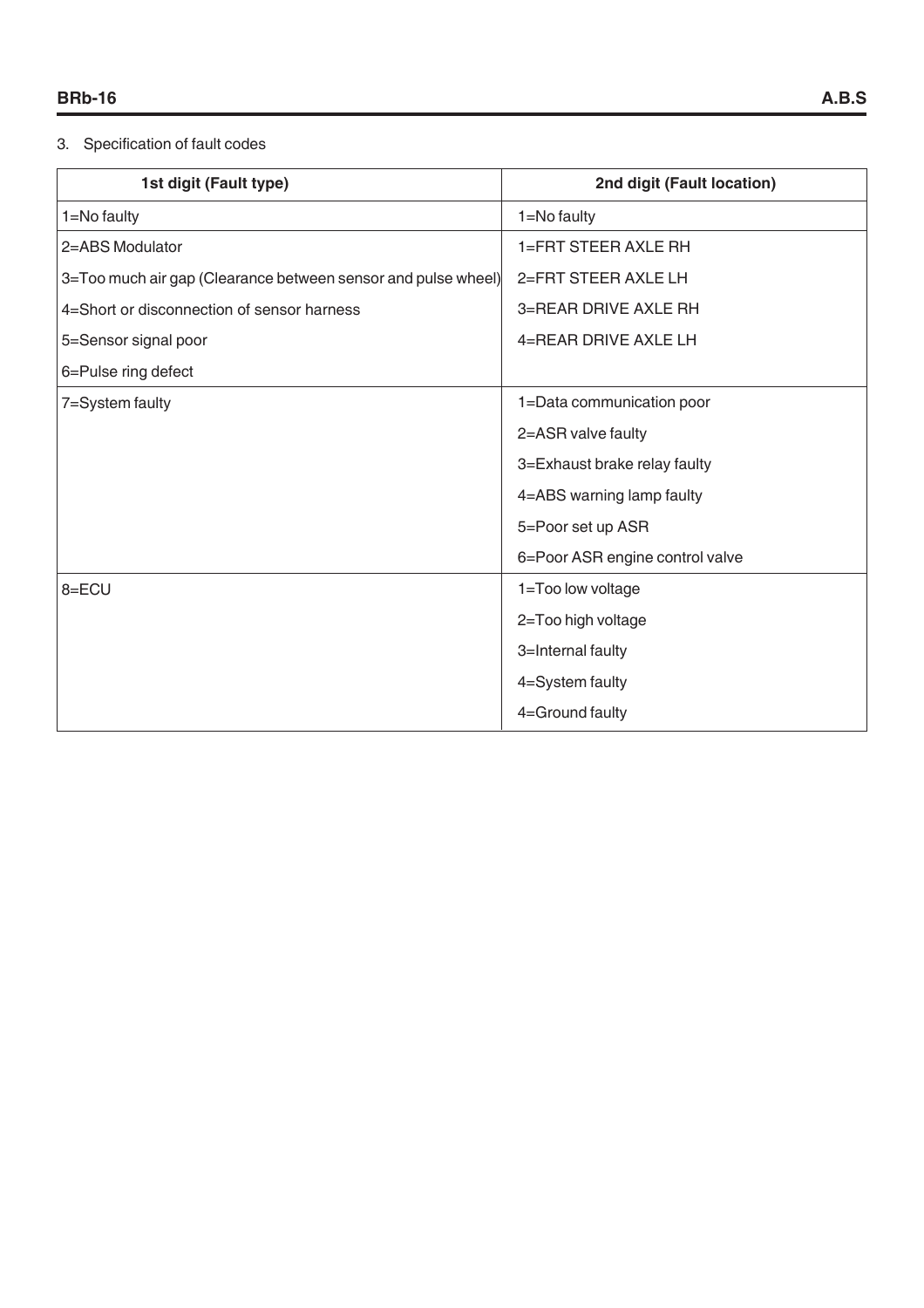3. Specification of fault codes

| 1st digit (Fault type) | 2nd digit (Fault location) |
|---|---|
| 1=No faulty | 1=No faulty |
| 2=ABS Modulator<br>3=Too much air gap (Clearance between sensor and pulse wheel)<br>4=Short or disconnection of sensor harness<br>5=Sensor signal poor<br>6=Pulse ring defect | 1=FRT STEER AXLE RH<br>2=FRT STEER AXLE LH<br>3=REAR DRIVE AXLE RH<br>4=REAR DRIVE AXLE LH |
| 7=System faulty | 1=Data communication poor<br>2=ASR valve faulty<br>3=Exhaust brake relay faulty<br>4=ABS warning lamp faulty<br>5=Poor set up ASR<br>6=Poor ASR engine control valve |
| 8=ECU | 1=Too low voltage<br>2=Too high voltage<br>3=Internal faulty<br>4=System faulty<br>4=Ground faulty |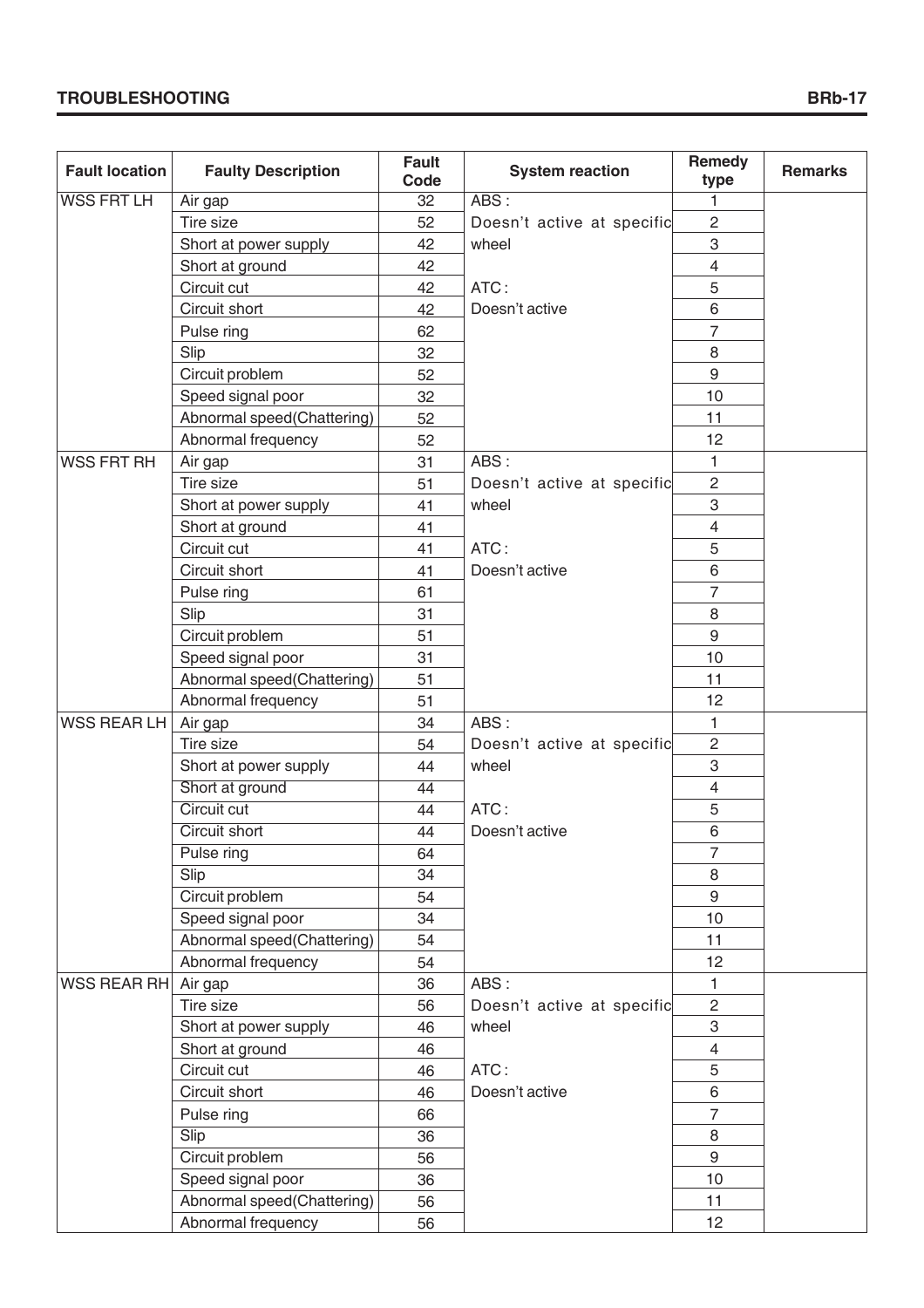| Fault location | Faulty Description | Fault Code | System reaction | Remedy type | Remarks |
|---|---|---|---|---|---|
| WSS FRT LH | Air gap | 32 | ABS : | 1 | |
| | Tire size | 52 | Doesn't active at specific | 2 | |
| | Short at power supply | 42 | wheel | 3 | |
| | Short at ground | 42 | | 4 | |
| | Circuit cut | 42 | ATC : | 5 | |
| | Circuit short | 42 | Doesn't active | 6 | |
| | Pulse ring | 62 | | 7 | |
| | Slip | 32 | | 8 | |
| | Circuit problem | 52 | | 9 | |
| | Speed signal poor | 32 | | 10 | |
| | Abnormal speed(Chattering) | 52 | | 11 | |
| | Abnormal frequency | 52 | | 12 | |
| WSS FRT RH | Air gap | 31 | ABS : | 1 | |
| | Tire size | 51 | Doesn't active at specific | 2 | |
| | Short at power supply | 41 | wheel | 3 | |
| | Short at ground | 41 | | 4 | |
| | Circuit cut | 41 | ATC : | 5 | |
| | Circuit short | 41 | Doesn't active | 6 | |
| | Pulse ring | 61 | | 7 | |
| | Slip | 31 | | 8 | |
| | Circuit problem | 51 | | 9 | |
| | Speed signal poor | 31 | | 10 | |
| | Abnormal speed(Chattering) | 51 | | 11 | |
| | Abnormal frequency | 51 | | 12 | |
| WSS REAR LH | Air gap | 34 | ABS : | 1 | |
| | Tire size | 54 | Doesn't active at specific | 2 | |
| | Short at power supply | 44 | wheel | 3 | |
| | Short at ground | 44 | | 4 | |
| | Circuit cut | 44 | ATC : | 5 | |
| | Circuit short | 44 | Doesn't active | 6 | |
| | Pulse ring | 64 | | 7 | |
| | Slip | 34 | | 8 | |
| | Circuit problem | 54 | | 9 | |
| | Speed signal poor | 34 | | 10 | |
| | Abnormal speed(Chattering) | 54 | | 11 | |
| | Abnormal frequency | 54 | | 12 | |
| WSS REAR RH | Air gap | 36 | ABS : | 1 | |
| | Tire size | 56 | Doesn't active at specific | 2 | |
| | Short at power supply | 46 | wheel | 3 | |
| | Short at ground | 46 | | 4 | |
| | Circuit cut | 46 | ATC : | 5 | |
| | Circuit short | 46 | Doesn't active | 6 | |
| | Pulse ring | 66 | | 7 | |
| | Slip | 36 | | 8 | |
| | Circuit problem | 56 | | 9 | |
| | Speed signal poor | 36 | | 10 | |
| | Abnormal speed(Chattering) | 56 | | 11 | |
| | Abnormal frequency | 56 | | 12 | |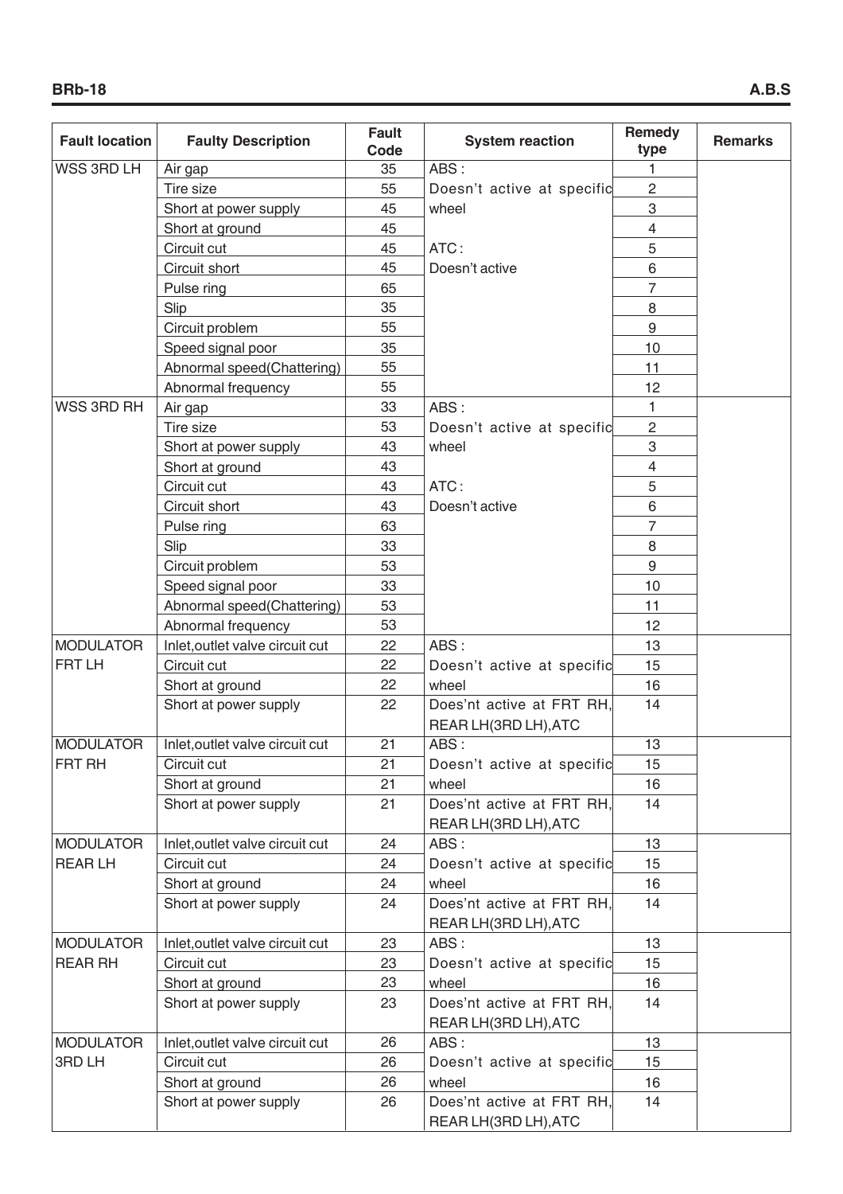| Fault location | Faulty Description | Fault Code | System reaction | Remedy type | Remarks |
|---|---|---|---|---|---|
| WSS 3RD LH | Air gap | 35 | ABS : | 1 | |
| | Tire size | 55 | Doesn't active at specific | 2 | |
| | Short at power supply | 45 | wheel | 3 | |
| | Short at ground | 45 | | 4 | |
| | Circuit cut | 45 | ATC : | 5 | |
| | Circuit short | 45 | Doesn't active | 6 | |
| | Pulse ring | 65 | | 7 | |
| | Slip | 35 | | 8 | |
| | Circuit problem | 55 | | 9 | |
| | Speed signal poor | 35 | | 10 | |
| | Abnormal speed(Chattering) | 55 | | 11 | |
| | Abnormal frequency | 55 | | 12 | |
| WSS 3RD RH | Air gap | 33 | ABS : | 1 | |
| | Tire size | 53 | Doesn't active at specific | 2 | |
| | Short at power supply | 43 | wheel | 3 | |
| | Short at ground | 43 | | 4 | |
| | Circuit cut | 43 | ATC : | 5 | |
| | Circuit short | 43 | Doesn't active | 6 | |
| | Pulse ring | 63 | | 7 | |
| | Slip | 33 | | 8 | |
| | Circuit problem | 53 | | 9 | |
| | Speed signal poor | 33 | | 10 | |
| | Abnormal speed(Chattering) | 53 | | 11 | |
| | Abnormal frequency | 53 | | 12 | |
| MODULATOR FRT LH | Inlet,outlet valve circuit cut | 22 | ABS : | 13 | |
| | Circuit cut | 22 | Doesn't active at specific | 15 | |
| | Short at ground | 22 | wheel | 16 | |
| | Short at power supply | 22 | Does'nt active at FRT RH, REAR LH(3RD LH),ATC | 14 | |
| MODULATOR FRT RH | Inlet,outlet valve circuit cut | 21 | ABS : | 13 | |
| | Circuit cut | 21 | Doesn't active at specific | 15 | |
| | Short at ground | 21 | wheel | 16 | |
| | Short at power supply | 21 | Does'nt active at FRT RH, REAR LH(3RD LH),ATC | 14 | |
| MODULATOR REAR LH | Inlet,outlet valve circuit cut | 24 | ABS : | 13 | |
| | Circuit cut | 24 | Doesn't active at specific | 15 | |
| | Short at ground | 24 | wheel | 16 | |
| | Short at power supply | 24 | Does'nt active at FRT RH, REAR LH(3RD LH),ATC | 14 | |
| MODULATOR REAR RH | Inlet,outlet valve circuit cut | 23 | ABS : | 13 | |
| | Circuit cut | 23 | Doesn't active at specific | 15 | |
| | Short at ground | 23 | wheel | 16 | |
| | Short at power supply | 23 | Does'nt active at FRT RH, REAR LH(3RD LH),ATC | 14 | |
| MODULATOR 3RD LH | Inlet,outlet valve circuit cut | 26 | ABS : | 13 | |
| | Circuit cut | 26 | Doesn't active at specific | 15 | |
| | Short at ground | 26 | wheel | 16 | |
| | Short at power supply | 26 | Does'nt active at FRT RH, REAR LH(3RD LH),ATC | 14 | |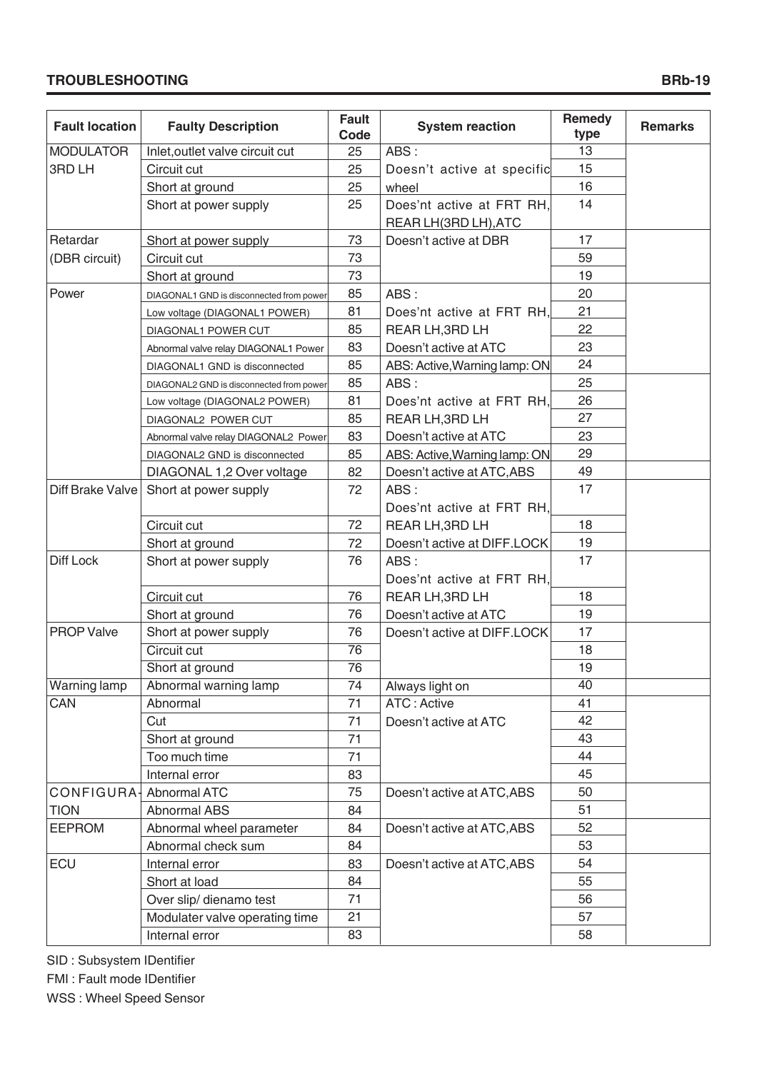| Fault location | Faulty Description | Fault Code | System reaction | Remedy type | Remarks |
|---|---|---|---|---|---|
| MODULATOR 3RD LH | Inlet,outlet valve circuit cut | 25 | ABS : Doesn't active at specific wheel | 13 | |
| | Circuit cut | 25 | | 15 | |
| | Short at ground | 25 | | 16 | |
| | Short at power supply | 25 | Does'nt active at FRT RH, REAR LH(3RD LH),ATC | 14 | |
| Retardar (DBR circuit) | Short at power supply | 73 | Doesn't active at DBR | 17 | |
| | Circuit cut | 73 | | 59 | |
| | Short at ground | 73 | | 19 | |
| Power | DIAGONAL1 GND is disconnected from power | 85 | ABS : Does'nt active at FRT RH, REAR LH,3RD LH Doesn't active at ATC | 20 | |
| | Low voltage (DIAGONAL1 POWER) | 81 | | 21 | |
| | DIAGONAL1 POWER CUT | 85 | | 22 | |
| | Abnormal valve relay DIAGONAL1 Power | 83 | | 23 | |
| | DIAGONAL1 GND is disconnected | 85 | ABS: Active,Warning lamp: ON | 24 | |
| | DIAGONAL2 GND is disconnected from power | 85 | ABS : Does'nt active at FRT RH, REAR LH,3RD LH Doesn't active at ATC | 25 | |
| | Low voltage (DIAGONAL2 POWER) | 81 | | 26 | |
| | DIAGONAL2 POWER CUT | 85 | | 27 | |
| | Abnormal valve relay DIAGONAL2 Power | 83 | | 23 | |
| | DIAGONAL2 GND is disconnected | 85 | ABS: Active,Warning lamp: ON | 29 | |
| | DIAGONAL 1,2 Over voltage | 82 | Doesn't active at ATC,ABS | 49 | |
| Diff Brake Valve | Short at power supply | 72 | ABS : Does'nt active at FRT RH, REAR LH,3RD LH Doesn't active at DIFF.LOCK | 17 | |
| | Circuit cut | 72 | | 18 | |
| | Short at ground | 72 | | 19 | |
| Diff Lock | Short at power supply | 76 | ABS : Does'nt active at FRT RH, REAR LH,3RD LH Doesn't active at ATC | 17 | |
| | Circuit cut | 76 | | 18 | |
| | Short at ground | 76 | | 19 | |
| PROP Valve | Short at power supply | 76 | Doesn't active at DIFF.LOCK | 17 | |
| | Circuit cut | 76 | | 18 | |
| | Short at ground | 76 | | 19 | |
| Warning lamp | Abnormal warning lamp | 74 | Always light on | 40 | |
| CAN | Abnormal | 71 | ATC : Active Doesn't active at ATC | 41 | |
| | Cut | 71 | | 42 | |
| | Short at ground | 71 | | 43 | |
| | Too much time | 71 | | 44 | |
| | Internal error | 83 | | 45 | |
| CONFIGURATION | Abnormal ATC | 75 | Doesn't active at ATC,ABS | 50 | |
| | Abnormal ABS | 84 | | 51 | |
| EEPROM | Abnormal wheel parameter | 84 | Doesn't active at ATC,ABS | 52 | |
| | Abnormal check sum | 84 | | 53 | |
| ECU | Internal error | 83 | Doesn't active at ATC,ABS | 54 | |
| | Short at load | 84 | | 55 | |
| | Over slip/ dienamo test | 71 | | 56 | |
| | Modulater valve operating time | 21 | | 57 | |
| | Internal error | 83 | | 58 | |

SID : Subsystem IDentifier

FMI : Fault mode IDentifier

WSS : Wheel Speed Sensor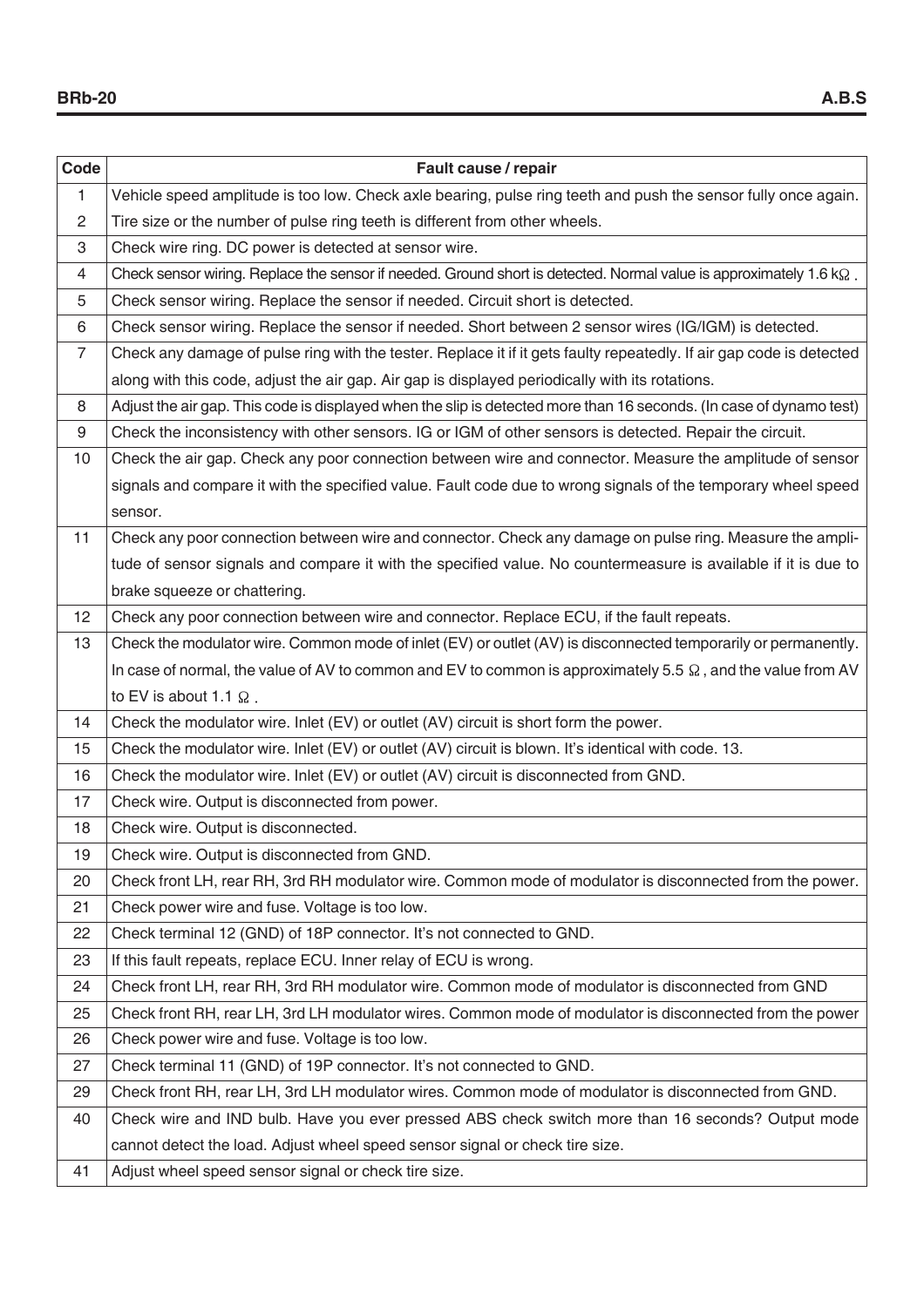| Code | Fault cause / repair |
|---|---|
| 1 | Vehicle speed amplitude is too low. Check axle bearing, pulse ring teeth and push the sensor fully once again. |
| 2 | Tire size or the number of pulse ring teeth is different from other wheels. |
| 3 | Check wire ring. DC power is detected at sensor wire. |
| 4 | Check sensor wiring. Replace the sensor if needed. Ground short is detected. Normal value is approximately 1.6 kΩ. |
| 5 | Check sensor wiring. Replace the sensor if needed. Circuit short is detected. |
| 6 | Check sensor wiring. Replace the sensor if needed. Short between 2 sensor wires (IG/IGM) is detected. |
| 7 | Check any damage of pulse ring with the tester. Replace it if it gets faulty repeatedly. If air gap code is detected along with this code, adjust the air gap. Air gap is displayed periodically with its rotations. |
| 8 | Adjust the air gap. This code is displayed when the slip is detected more than 16 seconds. (In case of dynamo test) |
| 9 | Check the inconsistency with other sensors. IG or IGM of other sensors is detected. Repair the circuit. |
| 10 | Check the air gap. Check any poor connection between wire and connector. Measure the amplitude of sensor signals and compare it with the specified value. Fault code due to wrong signals of the temporary wheel speed sensor. |
| 11 | Check any poor connection between wire and connector. Check any damage on pulse ring. Measure the amplitude of sensor signals and compare it with the specified value. No countermeasure is available if it is due to brake squeeze or chattering. |
| 12 | Check any poor connection between wire and connector. Replace ECU, if the fault repeats. |
| 13 | Check the modulator wire. Common mode of inlet (EV) or outlet (AV) is disconnected temporarily or permanently. In case of normal, the value of AV to common and EV to common is approximately 5.5 Ω, and the value from AV to EV is about 1.1 Ω. |
| 14 | Check the modulator wire. Inlet (EV) or outlet (AV) circuit is short form the power. |
| 15 | Check the modulator wire. Inlet (EV) or outlet (AV) circuit is blown. It's identical with code. 13. |
| 16 | Check the modulator wire. Inlet (EV) or outlet (AV) circuit is disconnected from GND. |
| 17 | Check wire. Output is disconnected from power. |
| 18 | Check wire. Output is disconnected. |
| 19 | Check wire. Output is disconnected from GND. |
| 20 | Check front LH, rear RH, 3rd RH modulator wire. Common mode of modulator is disconnected from the power. |
| 21 | Check power wire and fuse. Voltage is too low. |
| 22 | Check terminal 12 (GND) of 18P connector. It's not connected to GND. |
| 23 | If this fault repeats, replace ECU. Inner relay of ECU is wrong. |
| 24 | Check front LH, rear RH, 3rd RH modulator wire. Common mode of modulator is disconnected from GND |
| 25 | Check front RH, rear LH, 3rd LH modulator wires. Common mode of modulator is disconnected from the power |
| 26 | Check power wire and fuse. Voltage is too low. |
| 27 | Check terminal 11 (GND) of 19P connector. It's not connected to GND. |
| 29 | Check front RH, rear LH, 3rd LH modulator wires. Common mode of modulator is disconnected from GND. |
| 40 | Check wire and IND bulb. Have you ever pressed ABS check switch more than 16 seconds? Output mode cannot detect the load. Adjust wheel speed sensor signal or check tire size. |
| 41 | Adjust wheel speed sensor signal or check tire size. |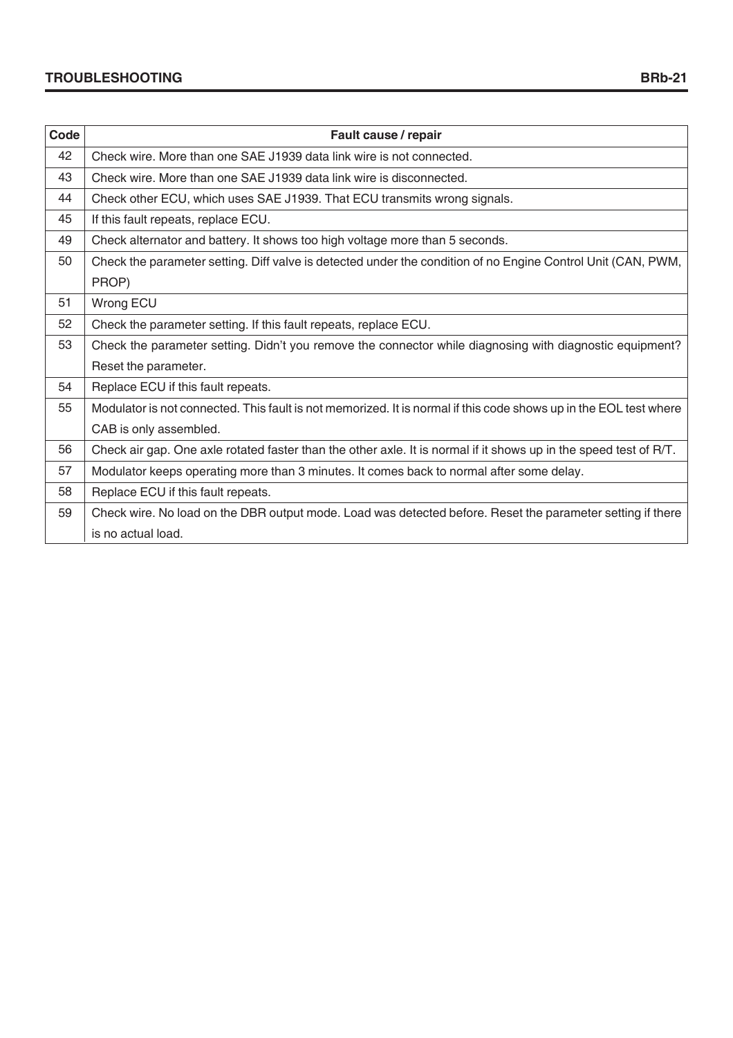| Code | Fault cause / repair |
|---|---|
| 42 | Check wire. More than one SAE J1939 data link wire is not connected. |
| 43 | Check wire. More than one SAE J1939 data link wire is disconnected. |
| 44 | Check other ECU, which uses SAE J1939. That ECU transmits wrong signals. |
| 45 | If this fault repeats, replace ECU. |
| 49 | Check alternator and battery. It shows too high voltage more than 5 seconds. |
| 50 | Check the parameter setting. Diff valve is detected under the condition of no Engine Control Unit (CAN, PWM, PROP) |
| 51 | Wrong ECU |
| 52 | Check the parameter setting. If this fault repeats, replace ECU. |
| 53 | Check the parameter setting. Didn't you remove the connector while diagnosing with diagnostic equipment? Reset the parameter. |
| 54 | Replace ECU if this fault repeats. |
| 55 | Modulator is not connected. This fault is not memorized. It is normal if this code shows up in the EOL test where CAB is only assembled. |
| 56 | Check air gap. One axle rotated faster than the other axle. It is normal if it shows up in the speed test of R/T. |
| 57 | Modulator keeps operating more than 3 minutes. It comes back to normal after some delay. |
| 58 | Replace ECU if this fault repeats. |
| 59 | Check wire. No load on the DBR output mode. Load was detected before. Reset the parameter setting if there is no actual load. |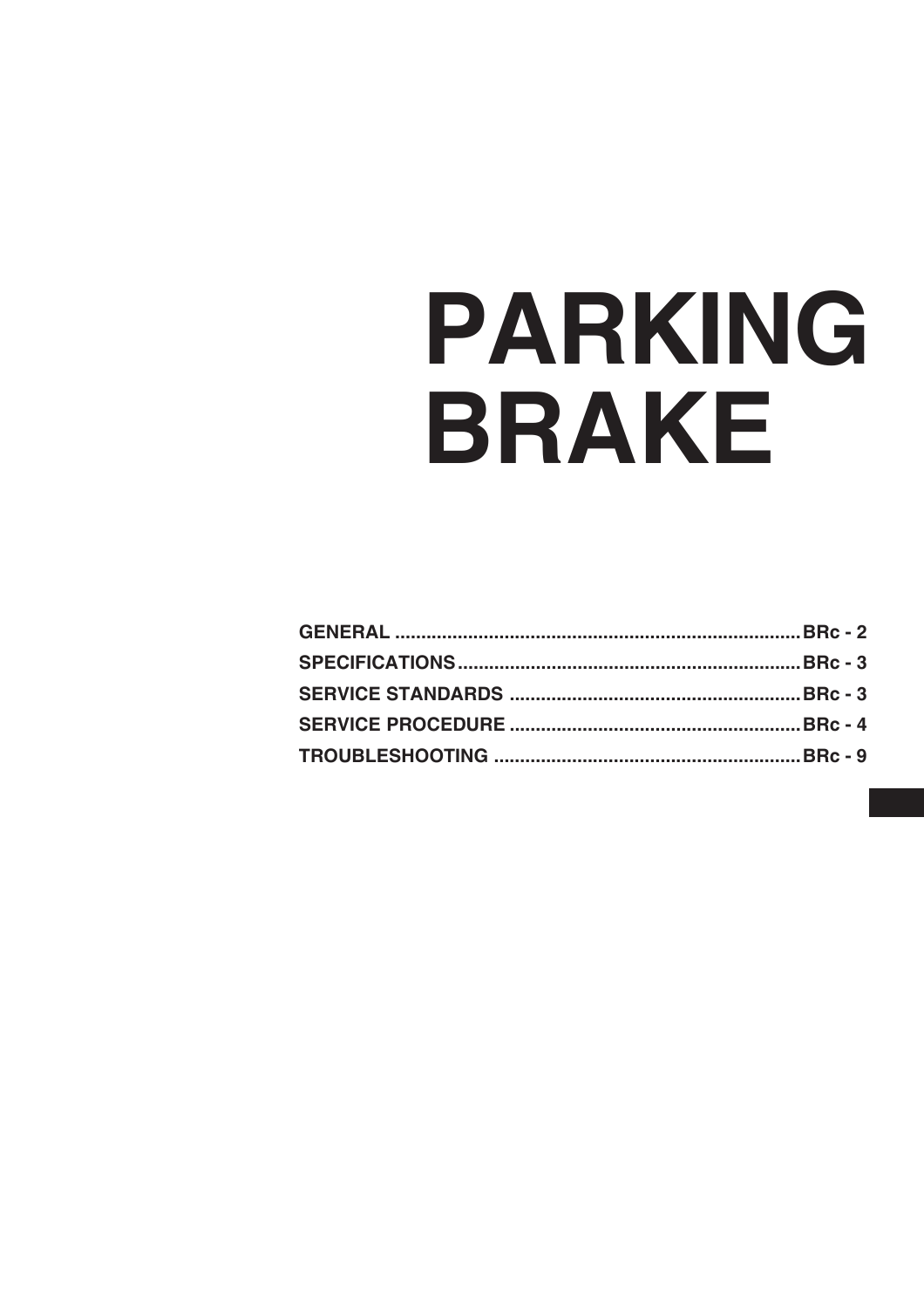# PARKING BRAKE

| | |
|---|---|
| GENERAL | BRc - 2 |
| SPECIFICATIONS | BRc - 3 |
| SERVICE STANDARDS | BRc - 3 |
| SERVICE PROCEDURE | BRc - 4 |
| TROUBLESHOOTING | BRc - 9 |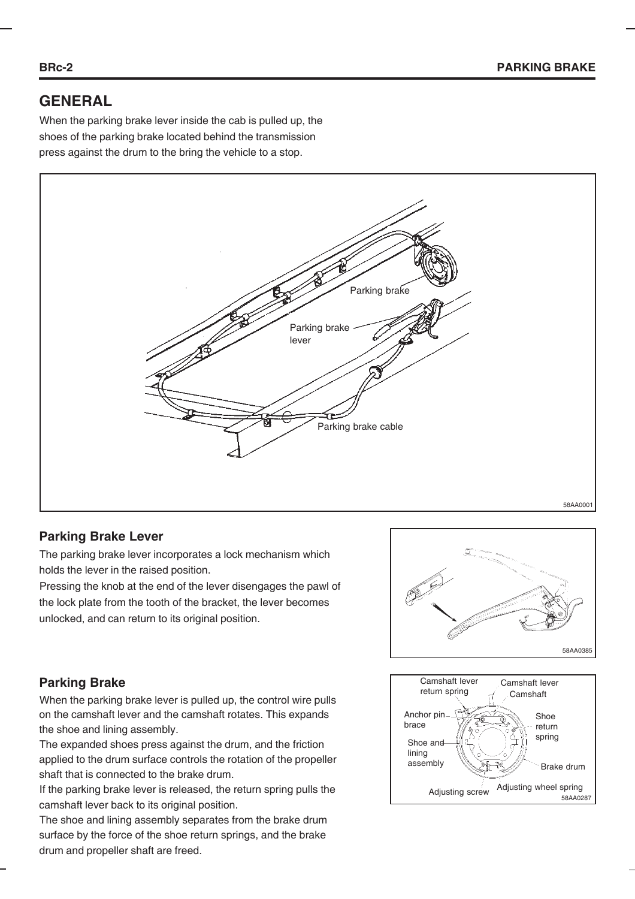## GENERAL

When the parking brake lever inside the cab is pulled up, the shoes of the parking brake located behind the transmission press against the drum to the bring the vehicle to a stop.

Parking brake

Parking brake lever

Parking brake cable

58AA0001

### Parking Brake Lever

The parking brake lever incorporates a lock mechanism which holds the lever in the raised position.

Pressing the knob at the end of the lever disengages the pawl of the lock plate from the tooth of the bracket, the lever becomes unlocked, and can return to its original position.

58AA0385

### Parking Brake

When the parking brake lever is pulled up, the control wire pulls on the camshaft lever and the camshaft rotates. This expands the shoe and lining assembly.

The expanded shoes press against the drum, and the friction applied to the drum surface controls the rotation of the propeller shaft that is connected to the brake drum.

If the parking brake lever is released, the return spring pulls the camshaft lever back to its original position.

The shoe and lining assembly separates from the brake drum surface by the force of the shoe return springs, and the brake drum and propeller shaft are freed.

Camshaft lever return spring

Camshaft lever

Camshaft

Anchor pin brace

Shoe return spring

Shoe and lining assembly

Brake drum

Adjusting screw

Adjusting wheel spring

58AA0287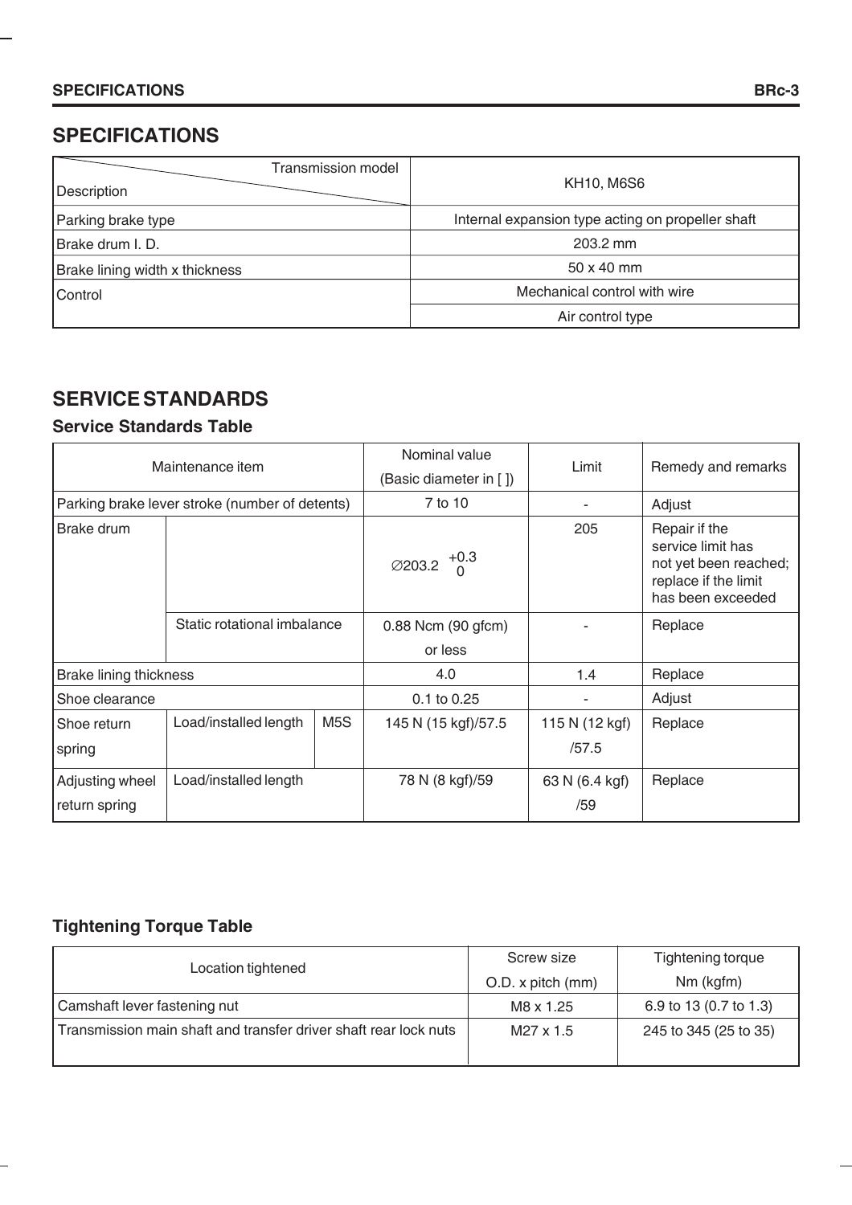# SPECIFICATIONS

| Transmission model / Description | KH10, M6S6 |
|---|---|
| Parking brake type | Internal expansion type acting on propeller shaft |
| Brake drum I. D. | 203.2 mm |
| Brake lining width x thickness | 50 x 40 mm |
| Control | Mechanical control with wire |
| | Air control type |

# SERVICE STANDARDS

## Service Standards Table

| Maintenance item | | | Nominal value (Basic diameter in [ ]) | Limit | Remedy and remarks |
|---|---|---|---|---|---|
| Parking brake lever stroke (number of detents) | | | 7 to 10 | - | Adjust |
| Brake drum | | | $\varnothing 203.2\ ^{+0.3}_{0}$ | 205 | Repair if the service limit has not yet been reached; replace if the limit has been exceeded |
| | Static rotational imbalance | | 0.88 Ncm (90 gfcm) or less | - | Replace |
| Brake lining thickness | | | 4.0 | 1.4 | Replace |
| Shoe clearance | | | 0.1 to 0.25 | - | Adjust |
| Shoe return spring | Load/installed length | M5S | 145 N (15 kgf)/57.5 | 115 N (12 kgf) /57.5 | Replace |
| Adjusting wheel return spring | Load/installed length | | 78 N (8 kgf)/59 | 63 N (6.4 kgf) /59 | Replace |

## Tightening Torque Table

| Location tightened | Screw size O.D. x pitch (mm) | Tightening torque Nm (kgfm) |
|---|---|---|
| Camshaft lever fastening nut | M8 x 1.25 | 6.9 to 13 (0.7 to 1.3) |
| Transmission main shaft and transfer driver shaft rear lock nuts | M27 x 1.5 | 245 to 345 (25 to 35) |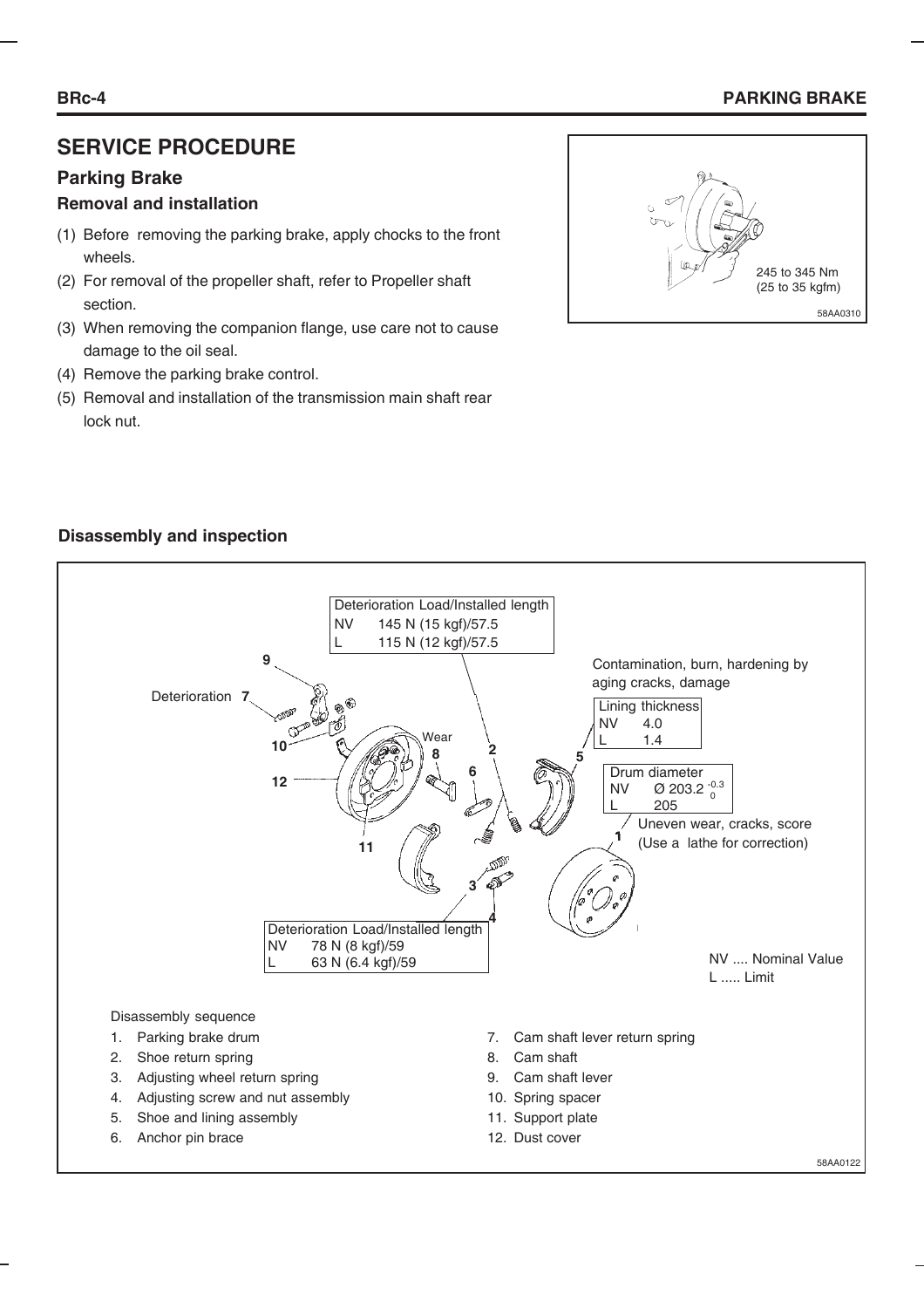# SERVICE PROCEDURE

## Parking Brake

### Removal and installation

(1) Before removing the parking brake, apply chocks to the front wheels.

(2) For removal of the propeller shaft, refer to Propeller shaft section.

(3) When removing the companion flange, use care not to cause damage to the oil seal.

(4) Remove the parking brake control.

(5) Removal and installation of the transmission main shaft rear lock nut.

245 to 345 Nm
(25 to 35 kgfm)

58AA0310

### Disassembly and inspection

| Deterioration Load/Installed length | |
|---|---|
| NV | 145 N (15 kgf)/57.5 |
| L | 115 N (12 kgf)/57.5 |

Contamination, burn, hardening by aging cracks, damage

| Lining thickness | |
|---|---|
| NV | 4.0 |
| L | 1.4 |

| Drum diameter | |
|---|---|
| NV | Ø $203.2^{-0.3}_{0}$ |
| L | 205 |

Uneven wear, cracks, score (Use a lathe for correction)

Deterioration 7

Wear 8

| Deterioration Load/Installed length | |
|---|---|
| NV | 78 N (8 kgf)/59 |
| L | 63 N (6.4 kgf)/59 |

NV .... Nominal Value
L ..... Limit

Disassembly sequence

1. Parking brake drum
2. Shoe return spring
3. Adjusting wheel return spring
4. Adjusting screw and nut assembly
5. Shoe and lining assembly
6. Anchor pin brace
7. Cam shaft lever return spring
8. Cam shaft
9. Cam shaft lever
10. Spring spacer
11. Support plate
12. Dust cover

58AA0122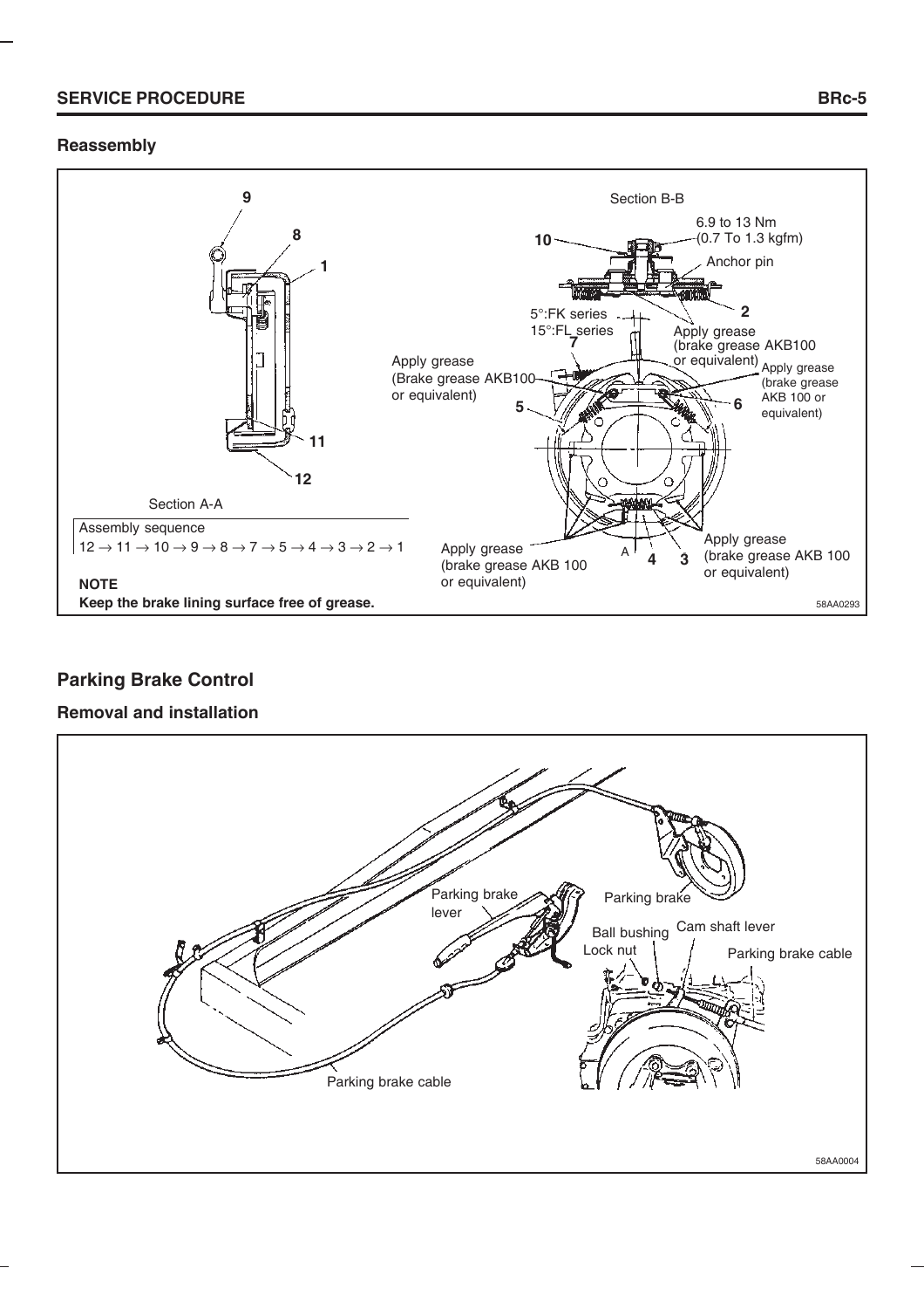## Reassembly

Section B-B

6.9 to 13 Nm
(0.7 To 1.3 kgfm)

Anchor pin

5°:FK series
15°:FL series

Apply grease
(brake grease AKB100
or equivalent)

Apply grease
(Brake grease AKB100
or equivalent)

Apply grease
(brake grease
AKB 100 or
equivalent)

Apply grease
(brake grease AKB 100
or equivalent)

Apply grease
(brake grease AKB 100
or equivalent)

Section A-A

Assembly sequence
12 → 11 → 10 → 9 → 8 → 7 → 5 → 4 → 3 → 2 → 1

**NOTE**
**Keep the brake lining surface free of grease.**

58AA0293

## Parking Brake Control

### Removal and installation

Parking brake lever

Parking brake

Ball bushing

Cam shaft lever

Lock nut

Parking brake cable

Parking brake cable

58AA0004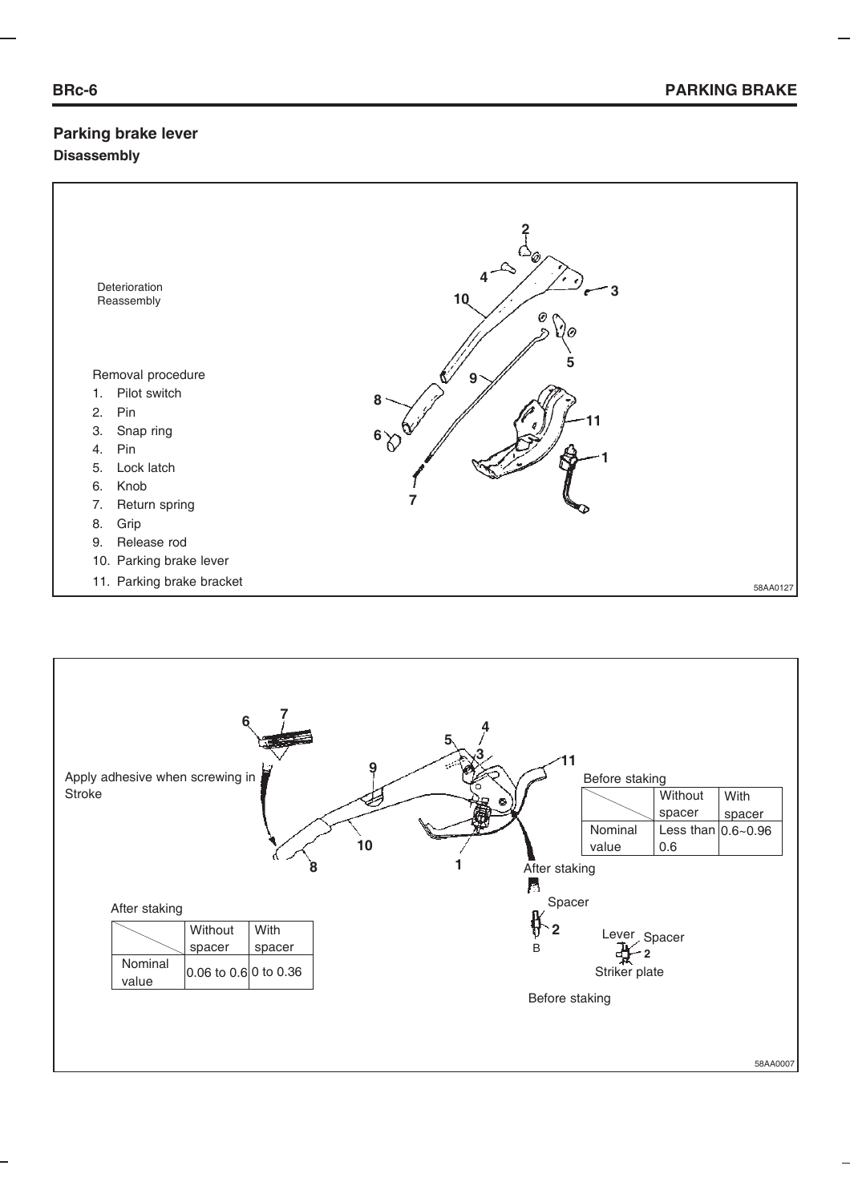## Parking brake lever

### Disassembly

Deterioration
Reassembly

Removal procedure

1. Pilot switch
2. Pin
3. Snap ring
4. Pin
5. Lock latch
6. Knob
7. Return spring
8. Grip
9. Release rod
10. Parking brake lever
11. Parking brake bracket

58AA0127

Apply adhesive when screwing in

Stroke

Before staking

| | Without spacer | With spacer |
|---|---|---|
| Nominal value | Less than 0.6 | 0.6~0.96 |

After staking

| | Without spacer | With spacer |
|---|---|---|
| Nominal value | 0.06 to 0.6 | 0 to 0.36 |

After staking

Spacer

2

B

Lever Spacer

2

Striker plate

Before staking

58AA0007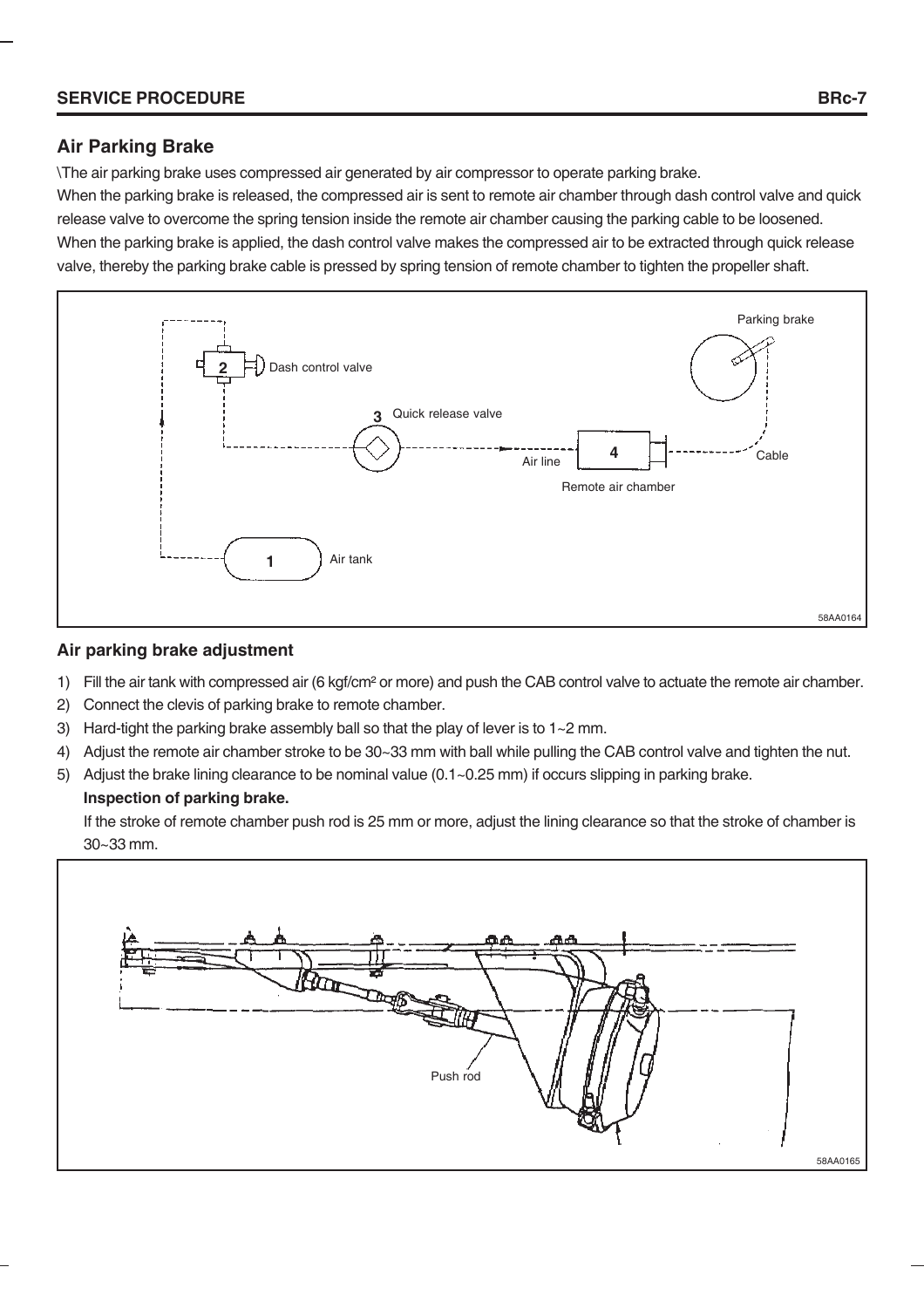## Air Parking Brake

\The air parking brake uses compressed air generated by air compressor to operate parking brake.
When the parking brake is released, the compressed air is sent to remote air chamber through dash control valve and quick release valve to overcome the spring tension inside the remote air chamber causing the parking cable to be loosened.
When the parking brake is applied, the dash control valve makes the compressed air to be extracted through quick release valve, thereby the parking brake cable is pressed by spring tension of remote chamber to tighten the propeller shaft.

### Air parking brake adjustment

1) Fill the air tank with compressed air (6 kgf/cm² or more) and push the CAB control valve to actuate the remote air chamber.
2) Connect the clevis of parking brake to remote chamber.
3) Hard-tight the parking brake assembly ball so that the play of lever is to 1~2 mm.
4) Adjust the remote air chamber stroke to be 30~33 mm with ball while pulling the CAB control valve and tighten the nut.
5) Adjust the brake lining clearance to be nominal value (0.1~0.25 mm) if occurs slipping in parking brake.

**Inspection of parking brake.**

If the stroke of remote chamber push rod is 25 mm or more, adjust the lining clearance so that the stroke of chamber is 30~33 mm.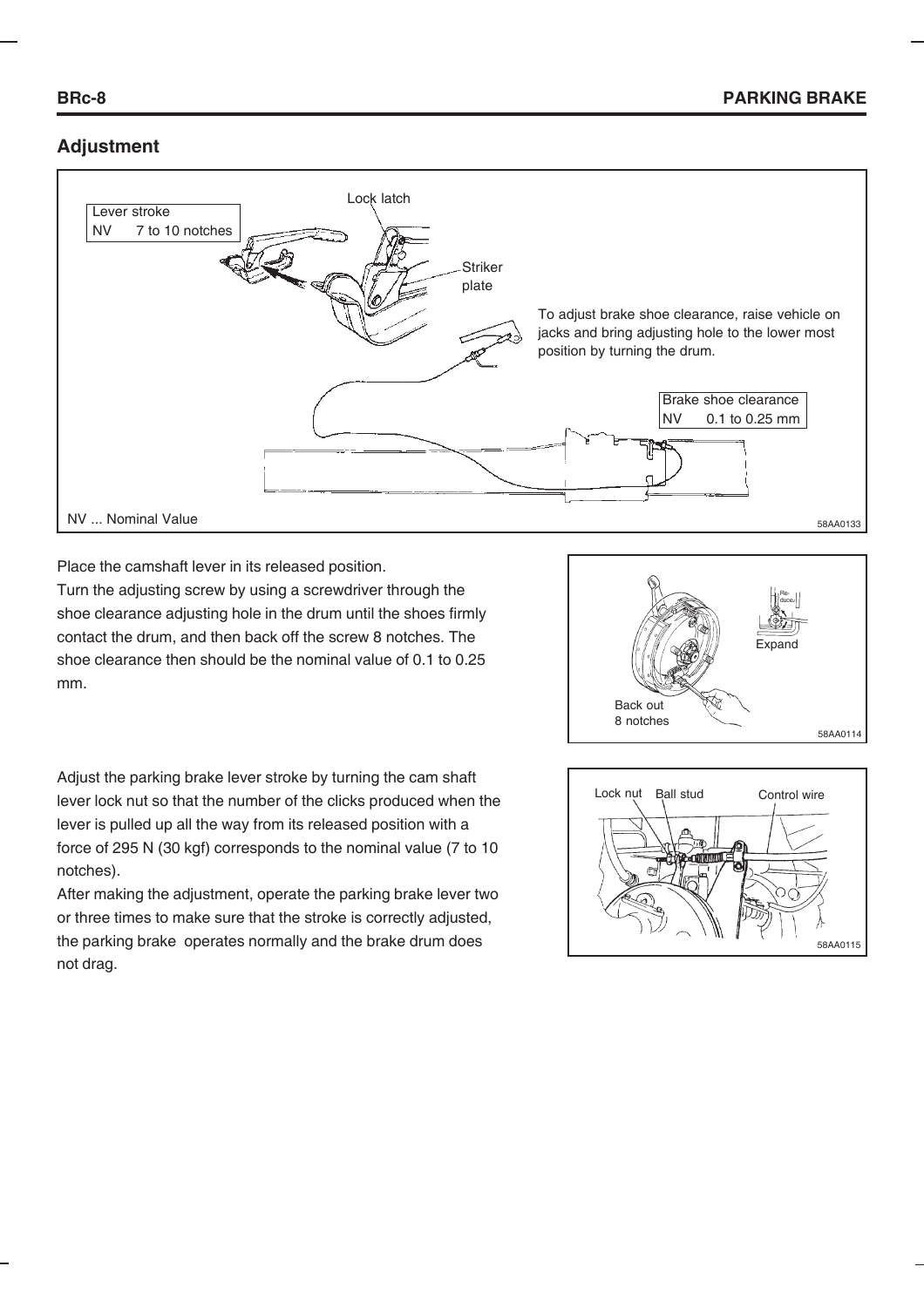## Adjustment

Lever stroke
NV 7 to 10 notches

Lock latch

Striker plate

To adjust brake shoe clearance, raise vehicle on jacks and bring adjusting hole to the lower most position by turning the drum.

Brake shoe clearance
NV 0.1 to 0.25 mm

NV ... Nominal Value

58AA0133

Place the camshaft lever in its released position.
Turn the adjusting screw by using a screwdriver through the shoe clearance adjusting hole in the drum until the shoes firmly contact the drum, and then back off the screw 8 notches. The shoe clearance then should be the nominal value of 0.1 to 0.25 mm.

Reduce

Expand

Back out 8 notches

58AA0114

Adjust the parking brake lever stroke by turning the cam shaft lever lock nut so that the number of the clicks produced when the lever is pulled up all the way from its released position with a force of 295 N (30 kgf) corresponds to the nominal value (7 to 10 notches).
After making the adjustment, operate the parking brake lever two or three times to make sure that the stroke is correctly adjusted, the parking brake operates normally and the brake drum does not drag.

Lock nut Ball stud Control wire

58AA0115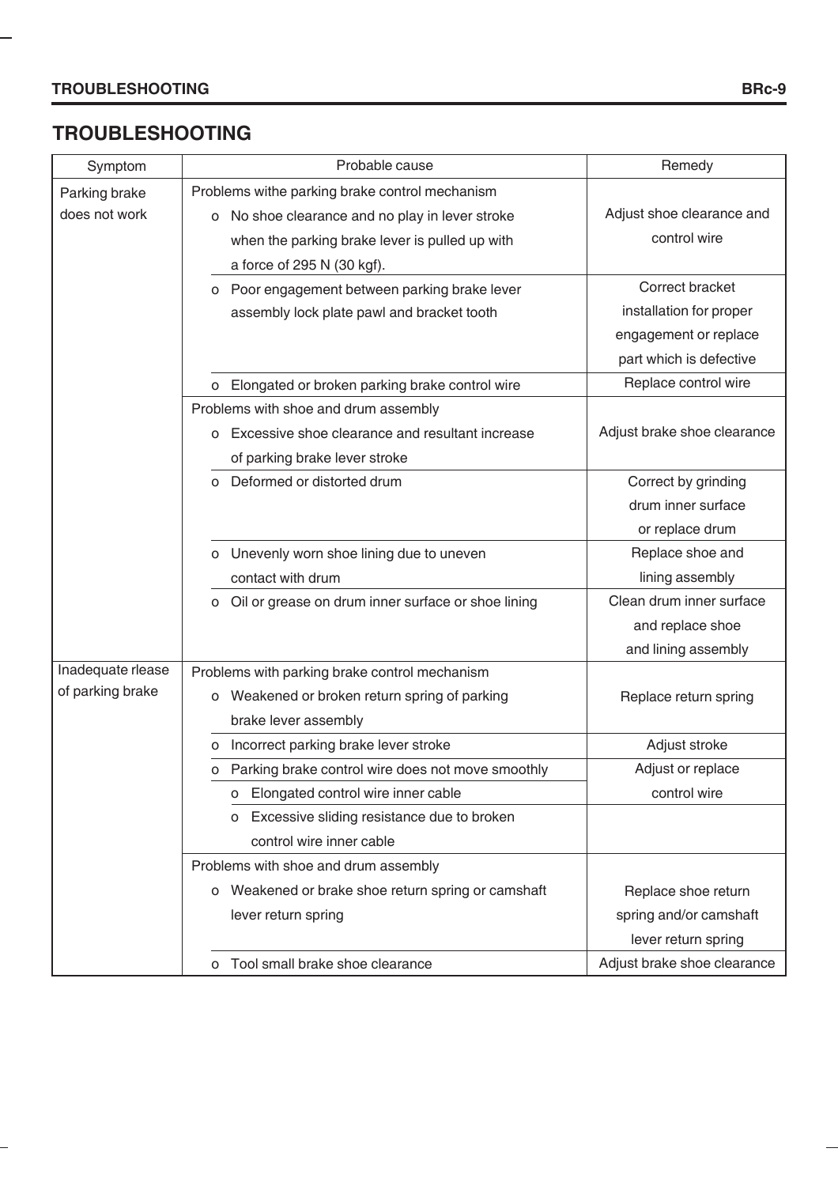# TROUBLESHOOTING

| Symptom | Probable cause | Remedy |
|---|---|---|
| Parking brake does not work | Problems withe parking brake control mechanism | |
| | o No shoe clearance and no play in lever stroke when the parking brake lever is pulled up with a force of 295 N (30 kgf). | Adjust shoe clearance and control wire |
| | o Poor engagement between parking brake lever assembly lock plate pawl and bracket tooth | Correct bracket installation for proper engagement or replace part which is defective |
| | o Elongated or broken parking brake control wire | Replace control wire |
| | Problems with shoe and drum assembly | |
| | o Excessive shoe clearance and resultant increase of parking brake lever stroke | Adjust brake shoe clearance |
| | o Deformed or distorted drum | Correct by grinding drum inner surface or replace drum |
| | o Unevenly worn shoe lining due to uneven contact with drum | Replace shoe and lining assembly |
| | o Oil or grease on drum inner surface or shoe lining | Clean drum inner surface and replace shoe and lining assembly |
| Inadequate rlease of parking brake | Problems with parking brake control mechanism | |
| | o Weakened or broken return spring of parking brake lever assembly | Replace return spring |
| | o Incorrect parking brake lever stroke | Adjust stroke |
| | o Parking brake control wire does not move smoothly | Adjust or replace control wire |
| | o Elongated control wire inner cable | |
| | o Excessive sliding resistance due to broken control wire inner cable | |
| | Problems with shoe and drum assembly | |
| | o Weakened or brake shoe return spring or camshaft lever return spring | Replace shoe return spring and/or camshaft lever return spring |
| | o Tool small brake shoe clearance | Adjust brake shoe clearance |